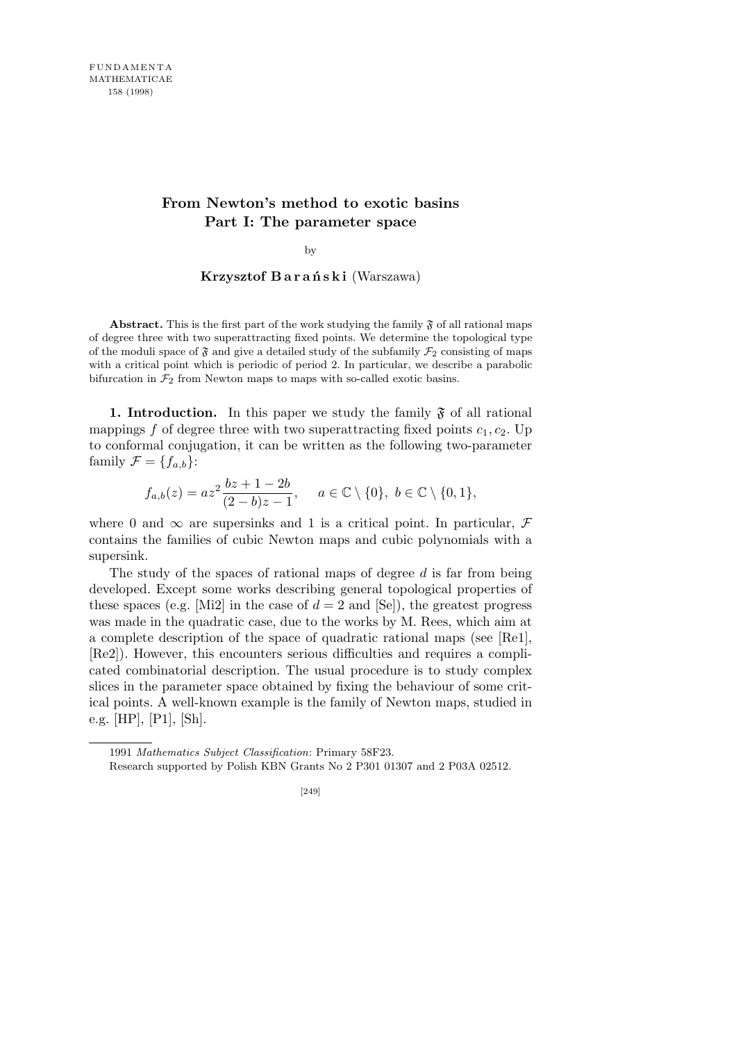# From Newton's method to exotic basins
## Part I: The parameter space

by

**Krzysztof Barański** (Warszawa)

**Abstract.** This is the first part of the work studying the family $\mathfrak{F}$ of all rational maps of degree three with two superattracting fixed points. We determine the topological type of the moduli space of $\mathfrak{F}$ and give a detailed study of the subfamily $\mathcal{F}_2$ consisting of maps with a critical point which is periodic of period 2. In particular, we describe a parabolic bifurcation in $\mathcal{F}_2$ from Newton maps to maps with so-called exotic basins.

**1. Introduction.** In this paper we study the family $\mathfrak{F}$ of all rational mappings $f$ of degree three with two superattracting fixed points $c_1, c_2$. Up to conformal conjugation, it can be written as the following two-parameter family $\mathcal{F} = \{f_{a,b}\}$:

$$f_{a,b}(z) = az^2 \frac{bz + 1 - 2b}{(2-b)z - 1}, \quad a \in \mathbb{C} \setminus \{0\},\ b \in \mathbb{C} \setminus \{0, 1\},$$

where 0 and $\infty$ are supersinks and 1 is a critical point. In particular, $\mathcal{F}$ contains the families of cubic Newton maps and cubic polynomials with a supersink.

The study of the spaces of rational maps of degree $d$ is far from being developed. Except some works describing general topological properties of these spaces (e.g. [Mi2] in the case of $d = 2$ and [Se]), the greatest progress was made in the quadratic case, due to the works by M. Rees, which aim at a complete description of the space of quadratic rational maps (see [Re1], [Re2]). However, this encounters serious difficulties and requires a complicated combinatorial description. The usual procedure is to study complex slices in the parameter space obtained by fixing the behaviour of some critical points. A well-known example is the family of Newton maps, studied in e.g. [HP], [P1], [Sh].

---

1991 *Mathematics Subject Classification*: Primary 58F23.

Research supported by Polish KBN Grants No 2 P301 01307 and 2 P03A 02512.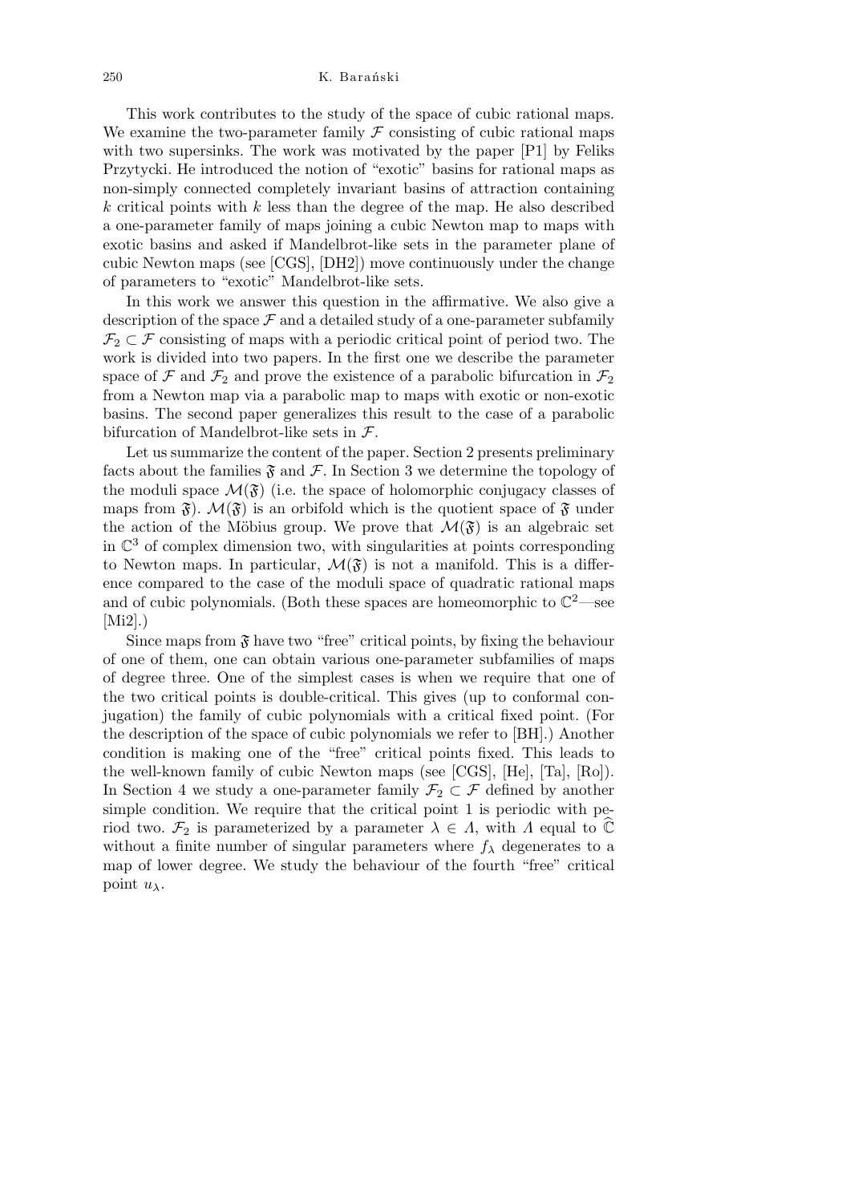This work contributes to the study of the space of cubic rational maps. We examine the two-parameter family $\mathcal{F}$ consisting of cubic rational maps with two supersinks. The work was motivated by the paper [P1] by Feliks Przytycki. He introduced the notion of "exotic" basins for rational maps as non-simply connected completely invariant basins of attraction containing $k$ critical points with $k$ less than the degree of the map. He also described a one-parameter family of maps joining a cubic Newton map to maps with exotic basins and asked if Mandelbrot-like sets in the parameter plane of cubic Newton maps (see [CGS], [DH2]) move continuously under the change of parameters to "exotic" Mandelbrot-like sets.

In this work we answer this question in the affirmative. We also give a description of the space $\mathcal{F}$ and a detailed study of a one-parameter subfamily $\mathcal{F}_2 \subset \mathcal{F}$ consisting of maps with a periodic critical point of period two. The work is divided into two papers. In the first one we describe the parameter space of $\mathcal{F}$ and $\mathcal{F}_2$ and prove the existence of a parabolic bifurcation in $\mathcal{F}_2$ from a Newton map via a parabolic map to maps with exotic or non-exotic basins. The second paper generalizes this result to the case of a parabolic bifurcation of Mandelbrot-like sets in $\mathcal{F}$.

Let us summarize the content of the paper. Section 2 presents preliminary facts about the families $\mathfrak{F}$ and $\mathcal{F}$. In Section 3 we determine the topology of the moduli space $\mathcal{M}(\mathfrak{F})$ (i.e. the space of holomorphic conjugacy classes of maps from $\mathfrak{F}$). $\mathcal{M}(\mathfrak{F})$ is an orbifold which is the quotient space of $\mathfrak{F}$ under the action of the Möbius group. We prove that $\mathcal{M}(\mathfrak{F})$ is an algebraic set in $\mathbb{C}^3$ of complex dimension two, with singularities at points corresponding to Newton maps. In particular, $\mathcal{M}(\mathfrak{F})$ is not a manifold. This is a difference compared to the case of the moduli space of quadratic rational maps and of cubic polynomials. (Both these spaces are homeomorphic to $\mathbb{C}^2$—see [Mi2].)

Since maps from $\mathfrak{F}$ have two "free" critical points, by fixing the behaviour of one of them, one can obtain various one-parameter subfamilies of maps of degree three. One of the simplest cases is when we require that one of the two critical points is double-critical. This gives (up to conformal conjugation) the family of cubic polynomials with a critical fixed point. (For the description of the space of cubic polynomials we refer to [BH].) Another condition is making one of the "free" critical points fixed. This leads to the well-known family of cubic Newton maps (see [CGS], [He], [Ta], [Ro]). In Section 4 we study a one-parameter family $\mathcal{F}_2 \subset \mathcal{F}$ defined by another simple condition. We require that the critical point 1 is periodic with period two. $\mathcal{F}_2$ is parameterized by a parameter $\lambda \in \Lambda$, with $\Lambda$ equal to $\widehat{\mathbb{C}}$ without a finite number of singular parameters where $f_\lambda$ degenerates to a map of lower degree. We study the behaviour of the fourth "free" critical point $u_\lambda$.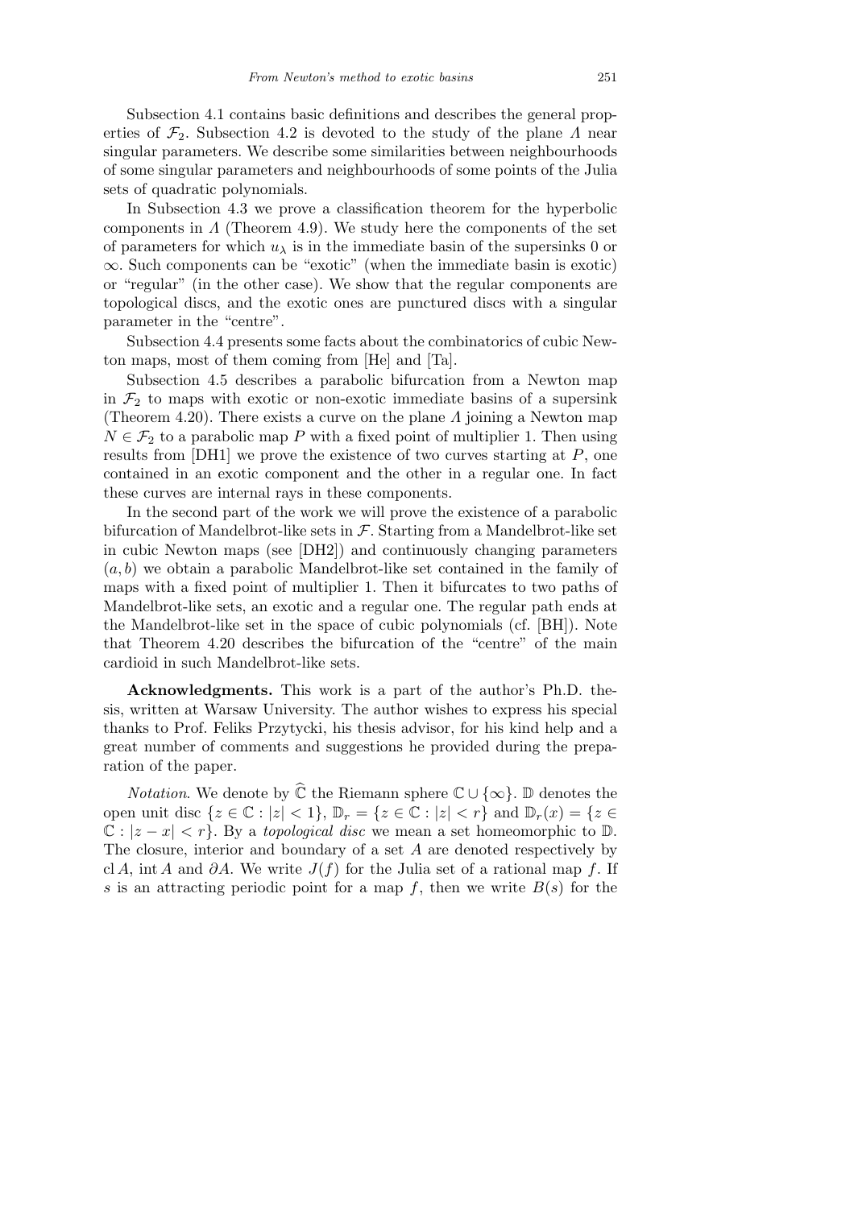Subsection 4.1 contains basic definitions and describes the general properties of $\mathcal{F}_2$. Subsection 4.2 is devoted to the study of the plane $\Lambda$ near singular parameters. We describe some similarities between neighbourhoods of some singular parameters and neighbourhoods of some points of the Julia sets of quadratic polynomials.

In Subsection 4.3 we prove a classification theorem for the hyperbolic components in $\Lambda$ (Theorem 4.9). We study here the components of the set of parameters for which $u_\lambda$ is in the immediate basin of the supersinks 0 or $\infty$. Such components can be "exotic" (when the immediate basin is exotic) or "regular" (in the other case). We show that the regular components are topological discs, and the exotic ones are punctured discs with a singular parameter in the "centre".

Subsection 4.4 presents some facts about the combinatorics of cubic Newton maps, most of them coming from [He] and [Ta].

Subsection 4.5 describes a parabolic bifurcation from a Newton map in $\mathcal{F}_2$ to maps with exotic or non-exotic immediate basins of a supersink (Theorem 4.20). There exists a curve on the plane $\Lambda$ joining a Newton map $N \in \mathcal{F}_2$ to a parabolic map $P$ with a fixed point of multiplier 1. Then using results from [DH1] we prove the existence of two curves starting at $P$, one contained in an exotic component and the other in a regular one. In fact these curves are internal rays in these components.

In the second part of the work we will prove the existence of a parabolic bifurcation of Mandelbrot-like sets in $\mathcal{F}$. Starting from a Mandelbrot-like set in cubic Newton maps (see [DH2]) and continuously changing parameters $(a, b)$ we obtain a parabolic Mandelbrot-like set contained in the family of maps with a fixed point of multiplier 1. Then it bifurcates to two paths of Mandelbrot-like sets, an exotic and a regular one. The regular path ends at the Mandelbrot-like set in the space of cubic polynomials (cf. [BH]). Note that Theorem 4.20 describes the bifurcation of the "centre" of the main cardioid in such Mandelbrot-like sets.

**Acknowledgments.** This work is a part of the author's Ph.D. thesis, written at Warsaw University. The author wishes to express his special thanks to Prof. Feliks Przytycki, his thesis advisor, for his kind help and a great number of comments and suggestions he provided during the preparation of the paper.

*Notation*. We denote by $\widehat{\mathbb{C}}$ the Riemann sphere $\mathbb{C} \cup \{\infty\}$. $\mathbb{D}$ denotes the open unit disc $\{z \in \mathbb{C} : |z| < 1\}$, $\mathbb{D}_r = \{z \in \mathbb{C} : |z| < r\}$ and $\mathbb{D}_r(x) = \{z \in \mathbb{C} : |z - x| < r\}$. By a *topological disc* we mean a set homeomorphic to $\mathbb{D}$. The closure, interior and boundary of a set $A$ are denoted respectively by $\operatorname{cl} A$, $\operatorname{int} A$ and $\partial A$. We write $J(f)$ for the Julia set of a rational map $f$. If $s$ is an attracting periodic point for a map $f$, then we write $B(s)$ for the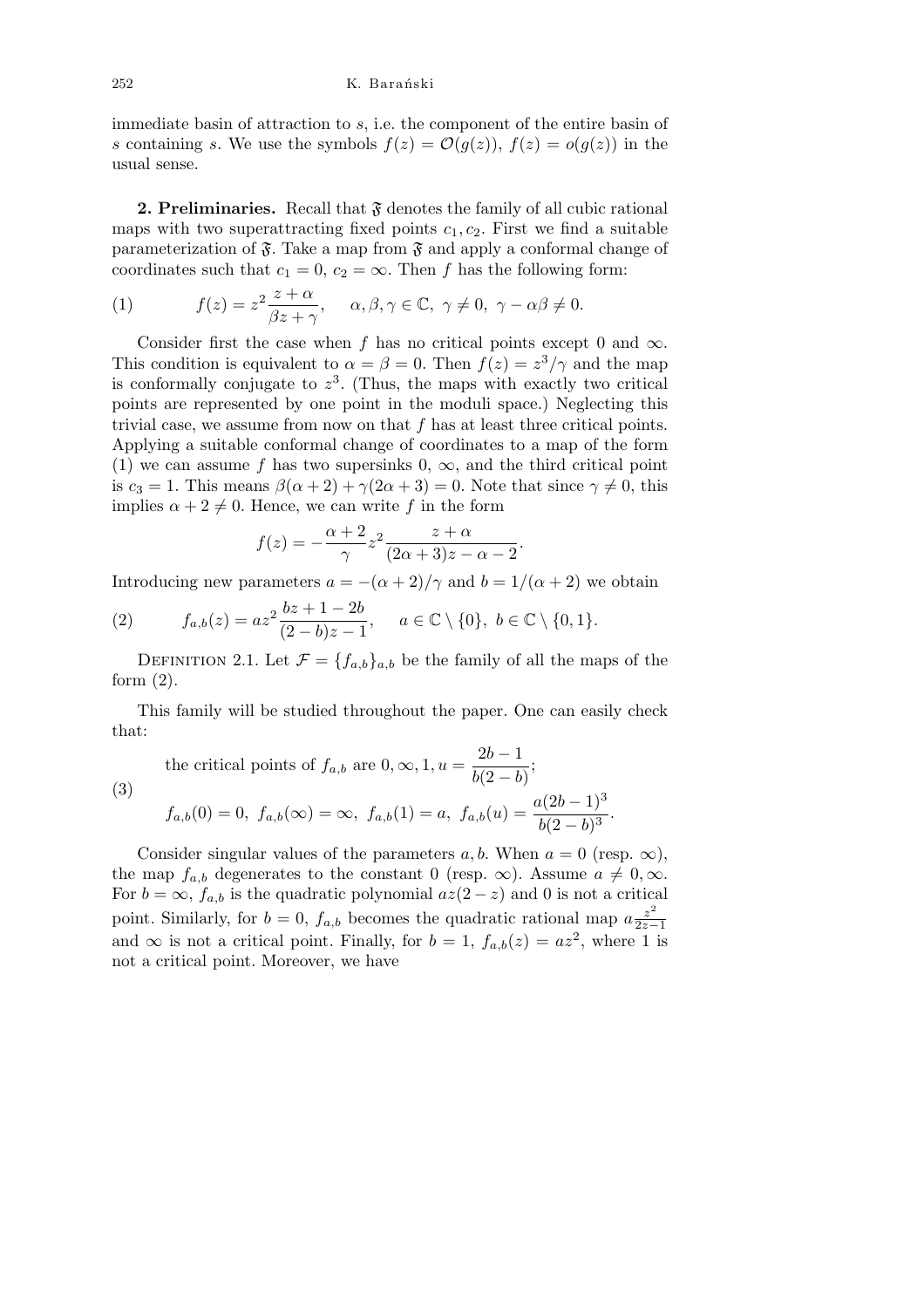immediate basin of attraction to $s$, i.e. the component of the entire basin of $s$ containing $s$. We use the symbols $f(z) = \mathcal{O}(g(z))$, $f(z) = o(g(z))$ in the usual sense.

**2. Preliminaries.** Recall that $\mathfrak{F}$ denotes the family of all cubic rational maps with two superattracting fixed points $c_1, c_2$. First we find a suitable parameterization of $\mathfrak{F}$. Take a map from $\mathfrak{F}$ and apply a conformal change of coordinates such that $c_1 = 0$, $c_2 = \infty$. Then $f$ has the following form:

$$f(z) = z^2 \frac{z+\alpha}{\beta z + \gamma}, \quad \alpha, \beta, \gamma \in \mathbb{C},\ \gamma \neq 0,\ \gamma - \alpha\beta \neq 0. \tag{1}$$

Consider first the case when $f$ has no critical points except $0$ and $\infty$. This condition is equivalent to $\alpha = \beta = 0$. Then $f(z) = z^3/\gamma$ and the map is conformally conjugate to $z^3$. (Thus, the maps with exactly two critical points are represented by one point in the moduli space.) Neglecting this trivial case, we assume from now on that $f$ has at least three critical points. Applying a suitable conformal change of coordinates to a map of the form (1) we can assume $f$ has two supersinks $0$, $\infty$, and the third critical point is $c_3 = 1$. This means $\beta(\alpha+2) + \gamma(2\alpha+3) = 0$. Note that since $\gamma \neq 0$, this implies $\alpha + 2 \neq 0$. Hence, we can write $f$ in the form

$$f(z) = -\frac{\alpha+2}{\gamma} z^2 \frac{z+\alpha}{(2\alpha+3)z - \alpha - 2}.$$

Introducing new parameters $a = -(\alpha+2)/\gamma$ and $b = 1/(\alpha+2)$ we obtain

$$f_{a,b}(z) = az^2 \frac{bz + 1 - 2b}{(2-b)z - 1}, \quad a \in \mathbb{C} \setminus \{0\},\ b \in \mathbb{C} \setminus \{0, 1\}. \tag{2}$$

Definition 2.1. Let $\mathcal{F} = \{f_{a,b}\}_{a,b}$ be the family of all the maps of the form (2).

This family will be studied throughout the paper. One can easily check that:

$$\begin{gathered} \text{the critical points of } f_{a,b} \text{ are } 0, \infty, 1, u = \frac{2b-1}{b(2-b)}; \\ f_{a,b}(0) = 0,\ f_{a,b}(\infty) = \infty,\ f_{a,b}(1) = a,\ f_{a,b}(u) = \frac{a(2b-1)^3}{b(2-b)^3}. \end{gathered} \tag{3}$$

Consider singular values of the parameters $a, b$. When $a = 0$ (resp. $\infty$), the map $f_{a,b}$ degenerates to the constant $0$ (resp. $\infty$). Assume $a \neq 0, \infty$. For $b = \infty$, $f_{a,b}$ is the quadratic polynomial $az(2-z)$ and $0$ is not a critical point. Similarly, for $b = 0$, $f_{a,b}$ becomes the quadratic rational map $a\frac{z^2}{2z-1}$ and $\infty$ is not a critical point. Finally, for $b = 1$, $f_{a,b}(z) = az^2$, where $1$ is not a critical point. Moreover, we have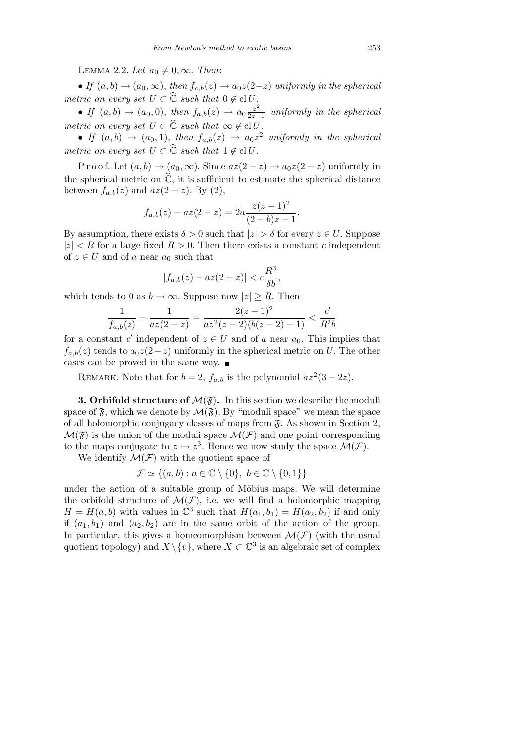LEMMA 2.2. *Let $a_0 \neq 0, \infty$. Then*:

- *If $(a,b) \to (a_0, \infty)$, then $f_{a,b}(z) \to a_0 z(2-z)$ uniformly in the spherical metric on every set $U \subset \widehat{\mathbb{C}}$ such that $0 \notin \operatorname{cl} U$.*
- *If $(a,b) \to (a_0, 0)$, then $f_{a,b}(z) \to a_0 \frac{z^2}{2z-1}$ uniformly in the spherical metric on every set $U \subset \widehat{\mathbb{C}}$ such that $\infty \notin \operatorname{cl} U$.*
- *If $(a,b) \to (a_0, 1)$, then $f_{a,b}(z) \to a_0 z^2$ uniformly in the spherical metric on every set $U \subset \widehat{\mathbb{C}}$ such that $1 \notin \operatorname{cl} U$.*

Proof. Let $(a,b) \to (a_0, \infty)$. Since $az(2-z) \to a_0 z(2-z)$ uniformly in the spherical metric on $\widehat{\mathbb{C}}$, it is sufficient to estimate the spherical distance between $f_{a,b}(z)$ and $az(2-z)$. By (2),

$$f_{a,b}(z) - az(2-z) = 2a \frac{z(z-1)^2}{(2-b)z - 1}.$$

By assumption, there exists $\delta > 0$ such that $|z| > \delta$ for every $z \in U$. Suppose $|z| < R$ for a large fixed $R > 0$. Then there exists a constant $c$ independent of $z \in U$ and of $a$ near $a_0$ such that

$$|f_{a,b}(z) - az(2-z)| < c \frac{R^3}{\delta b},$$

which tends to 0 as $b \to \infty$. Suppose now $|z| \geq R$. Then

$$\frac{1}{f_{a,b}(z)} - \frac{1}{az(2-z)} = \frac{2(z-1)^2}{az^2(z-2)(b(z-2)+1)} < \frac{c'}{R^2 b}$$

for a constant $c'$ independent of $z \in U$ and of $a$ near $a_0$. This implies that $f_{a,b}(z)$ tends to $a_0 z(2-z)$ uniformly in the spherical metric on $U$. The other cases can be proved in the same way. ∎

REMARK. Note that for $b = 2$, $f_{a,b}$ is the polynomial $az^2(3-2z)$.

**3. Orbifold structure of $\mathcal{M}(\mathfrak{F})$.** In this section we describe the moduli space of $\mathfrak{F}$, which we denote by $\mathcal{M}(\mathfrak{F})$. By "moduli space" we mean the space of all holomorphic conjugacy classes of maps from $\mathfrak{F}$. As shown in Section 2, $\mathcal{M}(\mathfrak{F})$ is the union of the moduli space $\mathcal{M}(\mathcal{F})$ and one point corresponding to the maps conjugate to $z \mapsto z^3$. Hence we now study the space $\mathcal{M}(\mathcal{F})$.

We identify $\mathcal{M}(\mathcal{F})$ with the quotient space of

$$\mathcal{F} \simeq \{(a,b) : a \in \mathbb{C} \setminus \{0\},\ b \in \mathbb{C} \setminus \{0,1\}\}$$

under the action of a suitable group of Möbius maps. We will determine the orbifold structure of $\mathcal{M}(\mathcal{F})$, i.e. we will find a holomorphic mapping $H = H(a,b)$ with values in $\mathbb{C}^3$ such that $H(a_1, b_1) = H(a_2, b_2)$ if and only if $(a_1, b_1)$ and $(a_2, b_2)$ are in the same orbit of the action of the group. In particular, this gives a homeomorphism between $\mathcal{M}(\mathcal{F})$ (with the usual quotient topology) and $X \setminus \{v\}$, where $X \subset \mathbb{C}^3$ is an algebraic set of complex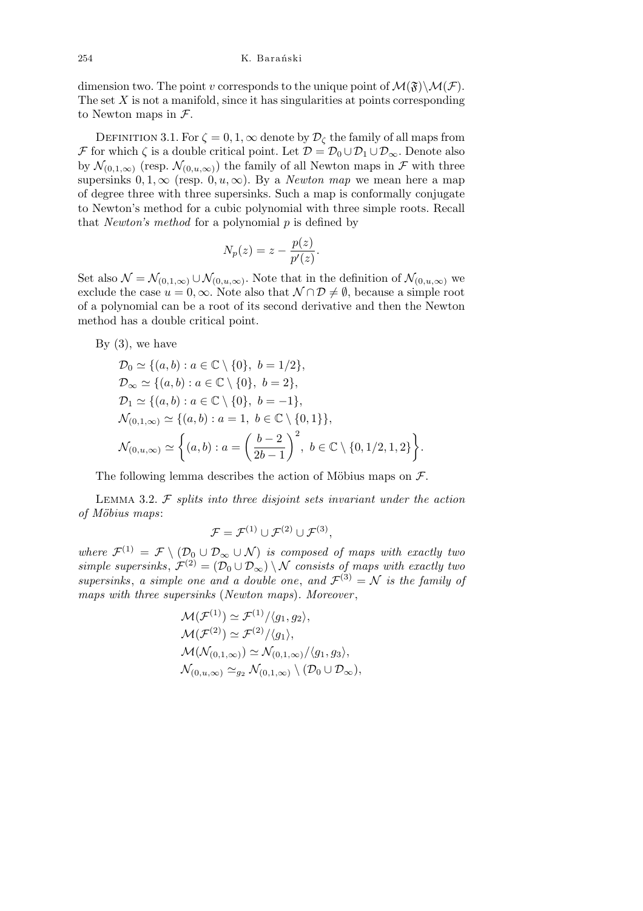dimension two. The point $v$ corresponds to the unique point of $\mathcal{M}(\mathfrak{F})\setminus\mathcal{M}(\mathcal{F})$. The set $X$ is not a manifold, since it has singularities at points corresponding to Newton maps in $\mathcal{F}$.

Definition 3.1. For $\zeta = 0, 1, \infty$ denote by $\mathcal{D}_\zeta$ the family of all maps from $\mathcal{F}$ for which $\zeta$ is a double critical point. Let $\mathcal{D} = \mathcal{D}_0 \cup \mathcal{D}_1 \cup \mathcal{D}_\infty$. Denote also by $\mathcal{N}_{(0,1,\infty)}$ (resp. $\mathcal{N}_{(0,u,\infty)}$) the family of all Newton maps in $\mathcal{F}$ with three supersinks $0, 1, \infty$ (resp. $0, u, \infty$). By a *Newton map* we mean here a map of degree three with three supersinks. Such a map is conformally conjugate to Newton's method for a cubic polynomial with three simple roots. Recall that *Newton's method* for a polynomial $p$ is defined by

$$N_p(z) = z - \frac{p(z)}{p'(z)}.$$

Set also $\mathcal{N} = \mathcal{N}_{(0,1,\infty)} \cup \mathcal{N}_{(0,u,\infty)}$. Note that in the definition of $\mathcal{N}_{(0,u,\infty)}$ we exclude the case $u = 0, \infty$. Note also that $\mathcal{N} \cap \mathcal{D} \neq \emptyset$, because a simple root of a polynomial can be a root of its second derivative and then the Newton method has a double critical point.

By (3), we have

$$\begin{aligned}
&\mathcal{D}_0 \simeq \{(a,b) : a \in \mathbb{C}\setminus\{0\},\ b = 1/2\},\\
&\mathcal{D}_\infty \simeq \{(a,b) : a \in \mathbb{C}\setminus\{0\},\ b = 2\},\\
&\mathcal{D}_1 \simeq \{(a,b) : a \in \mathbb{C}\setminus\{0\},\ b = -1\},\\
&\mathcal{N}_{(0,1,\infty)} \simeq \{(a,b) : a = 1,\ b \in \mathbb{C}\setminus\{0,1\}\},\\
&\mathcal{N}_{(0,u,\infty)} \simeq \left\{(a,b) : a = \left(\frac{b-2}{2b-1}\right)^2,\ b \in \mathbb{C}\setminus\{0,1/2,1,2\}\right\}.
\end{aligned}$$

The following lemma describes the action of Möbius maps on $\mathcal{F}$.

Lemma 3.2. *$\mathcal{F}$ splits into three disjoint sets invariant under the action of Möbius maps*:

$$\mathcal{F} = \mathcal{F}^{(1)} \cup \mathcal{F}^{(2)} \cup \mathcal{F}^{(3)},$$

*where $\mathcal{F}^{(1)} = \mathcal{F} \setminus (\mathcal{D}_0 \cup \mathcal{D}_\infty \cup \mathcal{N})$ is composed of maps with exactly two simple supersinks, $\mathcal{F}^{(2)} = (\mathcal{D}_0 \cup \mathcal{D}_\infty) \setminus \mathcal{N}$ consists of maps with exactly two supersinks, a simple one and a double one, and $\mathcal{F}^{(3)} = \mathcal{N}$ is the family of maps with three supersinks* (*Newton maps*). *Moreover*,

$$\begin{aligned}
&\mathcal{M}(\mathcal{F}^{(1)}) \simeq \mathcal{F}^{(1)}/\langle g_1, g_2\rangle,\\
&\mathcal{M}(\mathcal{F}^{(2)}) \simeq \mathcal{F}^{(2)}/\langle g_1\rangle,\\
&\mathcal{M}(\mathcal{N}_{(0,1,\infty)}) \simeq \mathcal{N}_{(0,1,\infty)}/\langle g_1, g_3\rangle,\\
&\mathcal{N}_{(0,u,\infty)} \simeq_{g_2} \mathcal{N}_{(0,1,\infty)} \setminus (\mathcal{D}_0 \cup \mathcal{D}_\infty),
\end{aligned}$$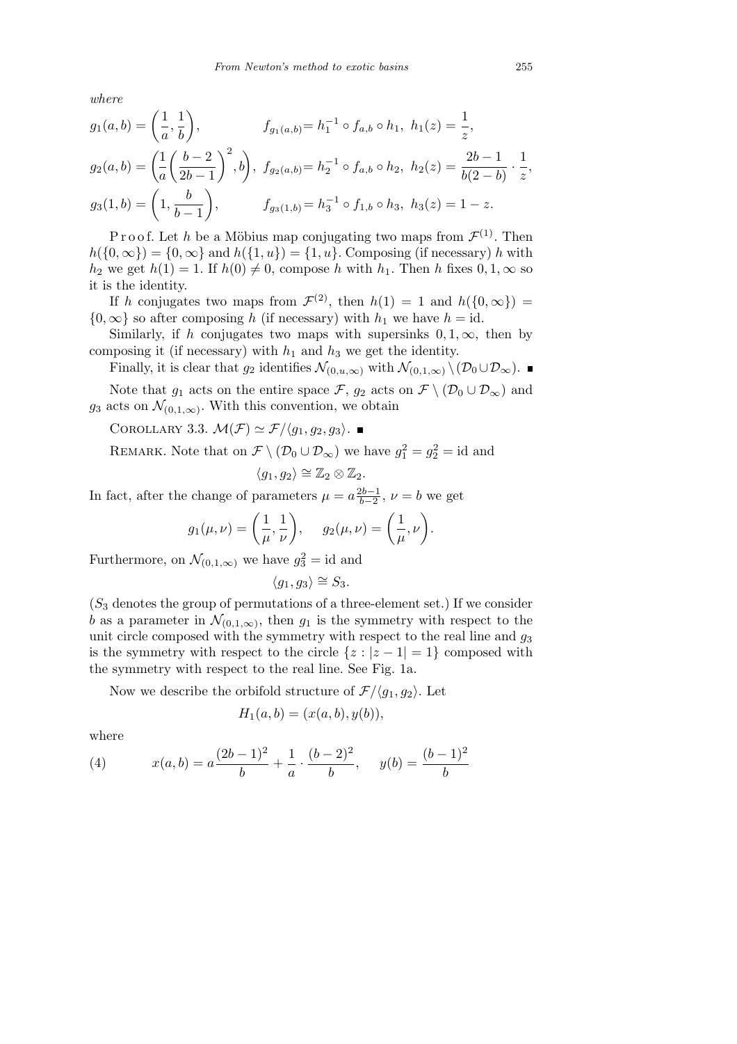*where*

$$g_1(a,b) = \left(\frac{1}{a}, \frac{1}{b}\right), \qquad f_{g_1(a,b)} = h_1^{-1} \circ f_{a,b} \circ h_1,\ h_1(z) = \frac{1}{z},$$

$$g_2(a,b) = \left(\frac{1}{a}\left(\frac{b-2}{2b-1}\right)^2, b\right),\ f_{g_2(a,b)} = h_2^{-1} \circ f_{a,b} \circ h_2,\ h_2(z) = \frac{2b-1}{b(2-b)} \cdot \frac{1}{z},$$

$$g_3(1,b) = \left(1, \frac{b}{b-1}\right), \qquad f_{g_3(1,b)} = h_3^{-1} \circ f_{1,b} \circ h_3,\ h_3(z) = 1 - z.$$

Proof. Let $h$ be a Möbius map conjugating two maps from $\mathcal{F}^{(1)}$. Then $h(\{0,\infty\}) = \{0,\infty\}$ and $h(\{1,u\}) = \{1,u\}$. Composing (if necessary) $h$ with $h_2$ we get $h(1) = 1$. If $h(0) \neq 0$, compose $h$ with $h_1$. Then $h$ fixes $0, 1, \infty$ so it is the identity.

If $h$ conjugates two maps from $\mathcal{F}^{(2)}$, then $h(1) = 1$ and $h(\{0,\infty\}) = \{0,\infty\}$ so after composing $h$ (if necessary) with $h_1$ we have $h = \mathrm{id}$.

Similarly, if $h$ conjugates two maps with supersinks $0, 1, \infty$, then by composing it (if necessary) with $h_1$ and $h_3$ we get the identity.

Finally, it is clear that $g_2$ identifies $\mathcal{N}_{(0,u,\infty)}$ with $\mathcal{N}_{(0,1,\infty)} \setminus (\mathcal{D}_0 \cup \mathcal{D}_\infty)$. ∎

Note that $g_1$ acts on the entire space $\mathcal{F}$, $g_2$ acts on $\mathcal{F} \setminus (\mathcal{D}_0 \cup \mathcal{D}_\infty)$ and $g_3$ acts on $\mathcal{N}_{(0,1,\infty)}$. With this convention, we obtain

Corollary 3.3. $\mathcal{M}(\mathcal{F}) \simeq \mathcal{F}/\langle g_1, g_2, g_3\rangle$. ∎

Remark. Note that on $\mathcal{F} \setminus (\mathcal{D}_0 \cup \mathcal{D}_\infty)$ we have $g_1^2 = g_2^2 = \mathrm{id}$ and

$$\langle g_1, g_2\rangle \cong \mathbb{Z}_2 \otimes \mathbb{Z}_2.$$

In fact, after the change of parameters $\mu = a\frac{2b-1}{b-2}$, $\nu = b$ we get

$$g_1(\mu,\nu) = \left(\frac{1}{\mu}, \frac{1}{\nu}\right), \qquad g_2(\mu,\nu) = \left(\frac{1}{\mu}, \nu\right).$$

Furthermore, on $\mathcal{N}_{(0,1,\infty)}$ we have $g_3^2 = \mathrm{id}$ and

$$\langle g_1, g_3\rangle \cong S_3.$$

($S_3$ denotes the group of permutations of a three-element set.) If we consider $b$ as a parameter in $\mathcal{N}_{(0,1,\infty)}$, then $g_1$ is the symmetry with respect to the unit circle composed with the symmetry with respect to the real line and $g_3$ is the symmetry with respect to the circle $\{z : |z-1| = 1\}$ composed with the symmetry with respect to the real line. See Fig. 1a.

Now we describe the orbifold structure of $\mathcal{F}/\langle g_1, g_2\rangle$. Let

$$H_1(a,b) = (x(a,b), y(b)),$$

where

$$(4) \qquad x(a,b) = a\frac{(2b-1)^2}{b} + \frac{1}{a} \cdot \frac{(b-2)^2}{b}, \qquad y(b) = \frac{(b-1)^2}{b}$$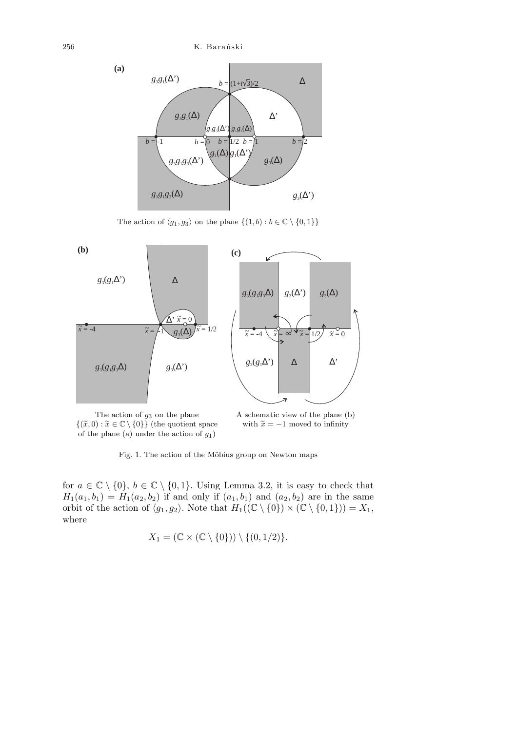(a)

The action of $\langle g_1, g_3\rangle$ on the plane $\{(1,b) : b \in \mathbb{C}\setminus\{0,1\}\}$

(b)

The action of $g_3$ on the plane $\{(\tilde{x},0) : \tilde{x} \in \mathbb{C}\setminus\{0\}\}$ (the quotient space of the plane (a) under the action of $g_1$)

(c)

A schematic view of the plane (b) with $\tilde{x} = -1$ moved to infinity

Fig. 1. The action of the Möbius group on Newton maps

for $a \in \mathbb{C}\setminus\{0\}$, $b \in \mathbb{C}\setminus\{0,1\}$. Using Lemma 3.2, it is easy to check that $H_1(a_1,b_1) = H_1(a_2,b_2)$ if and only if $(a_1,b_1)$ and $(a_2,b_2)$ are in the same orbit of the action of $\langle g_1, g_2\rangle$. Note that $H_1((\mathbb{C}\setminus\{0\})\times(\mathbb{C}\setminus\{0,1\})) = X_1$, where

$$X_1 = (\mathbb{C}\times(\mathbb{C}\setminus\{0\}))\setminus\{(0,1/2)\}.$$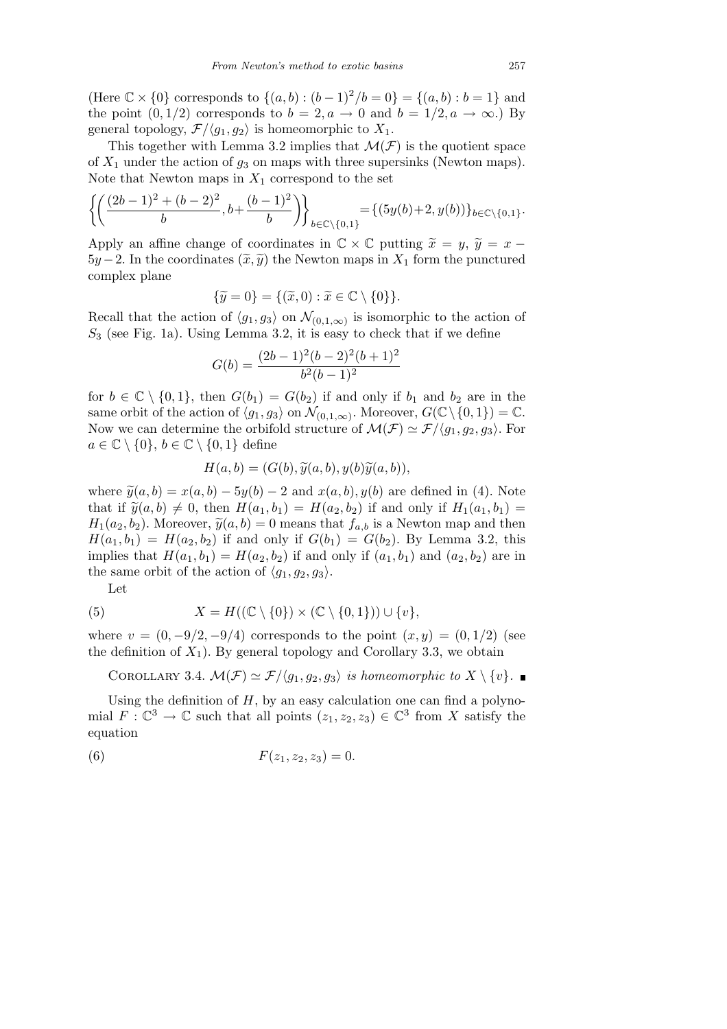(Here $\mathbb{C} \times \{0\}$ corresponds to $\{(a,b) : (b-1)^2/b = 0\} = \{(a,b) : b = 1\}$ and the point $(0, 1/2)$ corresponds to $b = 2, a \to 0$ and $b = 1/2, a \to \infty$.) By general topology, $\mathcal{F}/\langle g_1, g_2 \rangle$ is homeomorphic to $X_1$.

This together with Lemma 3.2 implies that $\mathcal{M}(\mathcal{F})$ is the quotient space of $X_1$ under the action of $g_3$ on maps with three supersinks (Newton maps). Note that Newton maps in $X_1$ correspond to the set

$$\left\{\left(\frac{(2b-1)^2 + (b-2)^2}{b}, b + \frac{(b-1)^2}{b}\right)\right\}_{b \in \mathbb{C}\setminus\{0,1\}} = \{(5y(b)+2, y(b))\}_{b \in \mathbb{C}\setminus\{0,1\}}.$$

Apply an affine change of coordinates in $\mathbb{C} \times \mathbb{C}$ putting $\widetilde{x} = y$, $\widetilde{y} = x - 5y - 2$. In the coordinates $(\widetilde{x}, \widetilde{y})$ the Newton maps in $X_1$ form the punctured complex plane

$$\{\widetilde{y} = 0\} = \{(\widetilde{x}, 0) : \widetilde{x} \in \mathbb{C} \setminus \{0\}\}.$$

Recall that the action of $\langle g_1, g_3 \rangle$ on $\mathcal{N}_{(0,1,\infty)}$ is isomorphic to the action of $S_3$ (see Fig. 1a). Using Lemma 3.2, it is easy to check that if we define

$$G(b) = \frac{(2b-1)^2(b-2)^2(b+1)^2}{b^2(b-1)^2}$$

for $b \in \mathbb{C} \setminus \{0,1\}$, then $G(b_1) = G(b_2)$ if and only if $b_1$ and $b_2$ are in the same orbit of the action of $\langle g_1, g_3 \rangle$ on $\mathcal{N}_{(0,1,\infty)}$. Moreover, $G(\mathbb{C} \setminus \{0,1\}) = \mathbb{C}$. Now we can determine the orbifold structure of $\mathcal{M}(\mathcal{F}) \simeq \mathcal{F}/\langle g_1, g_2, g_3 \rangle$. For $a \in \mathbb{C} \setminus \{0\}$, $b \in \mathbb{C} \setminus \{0,1\}$ define

$$H(a,b) = (G(b), \widetilde{y}(a,b), y(b)\widetilde{y}(a,b)),$$

where $\widetilde{y}(a,b) = x(a,b) - 5y(b) - 2$ and $x(a,b), y(b)$ are defined in (4). Note that if $\widetilde{y}(a,b) \neq 0$, then $H(a_1,b_1) = H(a_2,b_2)$ if and only if $H_1(a_1,b_1) = H_1(a_2,b_2)$. Moreover, $\widetilde{y}(a,b) = 0$ means that $f_{a,b}$ is a Newton map and then $H(a_1,b_1) = H(a_2,b_2)$ if and only if $G(b_1) = G(b_2)$. By Lemma 3.2, this implies that $H(a_1,b_1) = H(a_2,b_2)$ if and only if $(a_1,b_1)$ and $(a_2,b_2)$ are in the same orbit of the action of $\langle g_1, g_2, g_3 \rangle$.

Let

$$X = H((\mathbb{C} \setminus \{0\}) \times (\mathbb{C} \setminus \{0,1\})) \cup \{v\}, \tag{5}$$

where $v = (0, -9/2, -9/4)$ corresponds to the point $(x,y) = (0, 1/2)$ (see the definition of $X_1$). By general topology and Corollary 3.3, we obtain

Corollary 3.4. *$\mathcal{M}(\mathcal{F}) \simeq \mathcal{F}/\langle g_1, g_2, g_3 \rangle$ is homeomorphic to $X \setminus \{v\}$.* ∎

Using the definition of $H$, by an easy calculation one can find a polynomial $F : \mathbb{C}^3 \to \mathbb{C}$ such that all points $(z_1, z_2, z_3) \in \mathbb{C}^3$ from $X$ satisfy the equation

$$F(z_1, z_2, z_3) = 0. \tag{6}$$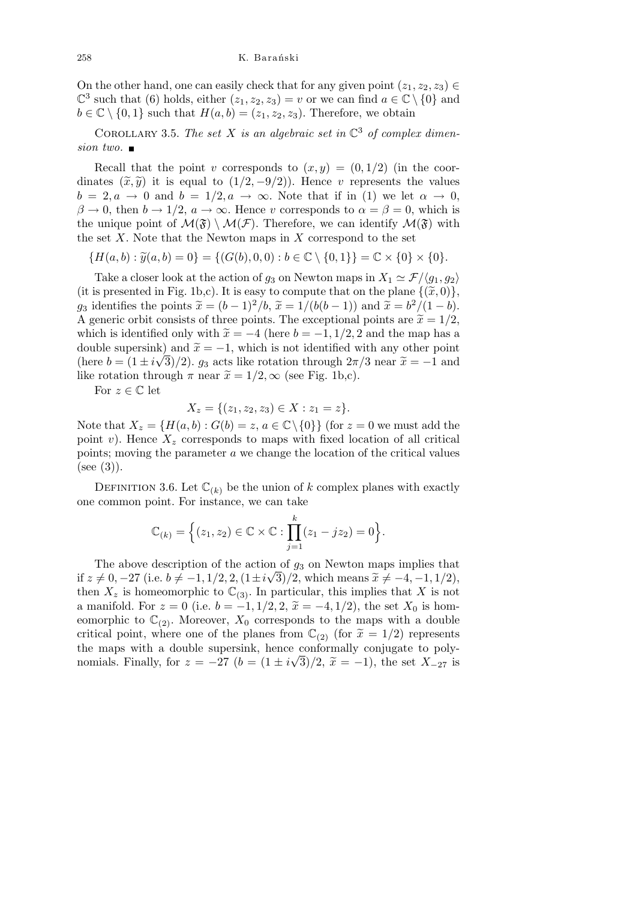On the other hand, one can easily check that for any given point $(z_1, z_2, z_3) \in \mathbb{C}^3$ such that (6) holds, either $(z_1, z_2, z_3) = v$ or we can find $a \in \mathbb{C} \setminus \{0\}$ and $b \in \mathbb{C} \setminus \{0, 1\}$ such that $H(a, b) = (z_1, z_2, z_3)$. Therefore, we obtain

Corollary 3.5. *The set $X$ is an algebraic set in $\mathbb{C}^3$ of complex dimension two.* ∎

Recall that the point $v$ corresponds to $(x, y) = (0, 1/2)$ (in the coordinates $(\widetilde{x}, \widetilde{y})$ it is equal to $(1/2, -9/2)$). Hence $v$ represents the values $b = 2, a \to 0$ and $b = 1/2, a \to \infty$. Note that if in (1) we let $\alpha \to 0$, $\beta \to 0$, then $b \to 1/2$, $a \to \infty$. Hence $v$ corresponds to $\alpha = \beta = 0$, which is the unique point of $\mathcal{M}(\mathfrak{F}) \setminus \mathcal{M}(\mathcal{F})$. Therefore, we can identify $\mathcal{M}(\mathfrak{F})$ with the set $X$. Note that the Newton maps in $X$ correspond to the set

$$\{H(a, b) : \widetilde{y}(a, b) = 0\} = \{(G(b), 0, 0) : b \in \mathbb{C} \setminus \{0, 1\}\} = \mathbb{C} \times \{0\} \times \{0\}.$$

Take a closer look at the action of $g_3$ on Newton maps in $X_1 \simeq \mathcal{F}/\langle g_1, g_2 \rangle$ (it is presented in Fig. 1b,c). It is easy to compute that on the plane $\{(\widetilde{x}, 0)\}$, $g_3$ identifies the points $\widetilde{x} = (b-1)^2/b$, $\widetilde{x} = 1/(b(b-1))$ and $\widetilde{x} = b^2/(1-b)$. A generic orbit consists of three points. The exceptional points are $\widetilde{x} = 1/2$, which is identified only with $\widetilde{x} = -4$ (here $b = -1, 1/2, 2$ and the map has a double supersink) and $\widetilde{x} = -1$, which is not identified with any other point (here $b = (1 \pm i\sqrt{3})/2$). $g_3$ acts like rotation through $2\pi/3$ near $\widetilde{x} = -1$ and like rotation through $\pi$ near $\widetilde{x} = 1/2, \infty$ (see Fig. 1b,c).

For $z \in \mathbb{C}$ let

$$X_z = \{(z_1, z_2, z_3) \in X : z_1 = z\}.$$

Note that $X_z = \{H(a, b) : G(b) = z,\, a \in \mathbb{C} \setminus \{0\}\}$ (for $z = 0$ we must add the point $v$). Hence $X_z$ corresponds to maps with fixed location of all critical points; moving the parameter $a$ we change the location of the critical values (see (3)).

Definition 3.6. Let $\mathbb{C}_{(k)}$ be the union of $k$ complex planes with exactly one common point. For instance, we can take

$$\mathbb{C}_{(k)} = \Big\{(z_1, z_2) \in \mathbb{C} \times \mathbb{C} : \prod_{j=1}^{k} (z_1 - jz_2) = 0\Big\}.$$

The above description of the action of $g_3$ on Newton maps implies that if $z \neq 0, -27$ (i.e. $b \neq -1, 1/2, 2, (1 \pm i\sqrt{3})/2$, which means $\widetilde{x} \neq -4, -1, 1/2$), then $X_z$ is homeomorphic to $\mathbb{C}_{(3)}$. In particular, this implies that $X$ is not a manifold. For $z = 0$ (i.e. $b = -1, 1/2, 2$, $\widetilde{x} = -4, 1/2$), the set $X_0$ is homeomorphic to $\mathbb{C}_{(2)}$. Moreover, $X_0$ corresponds to the maps with a double critical point, where one of the planes from $\mathbb{C}_{(2)}$ (for $\widetilde{x} = 1/2$) represents the maps with a double supersink, hence conformally conjugate to polynomials. Finally, for $z = -27$ ($b = (1 \pm i\sqrt{3})/2$, $\widetilde{x} = -1$), the set $X_{-27}$ is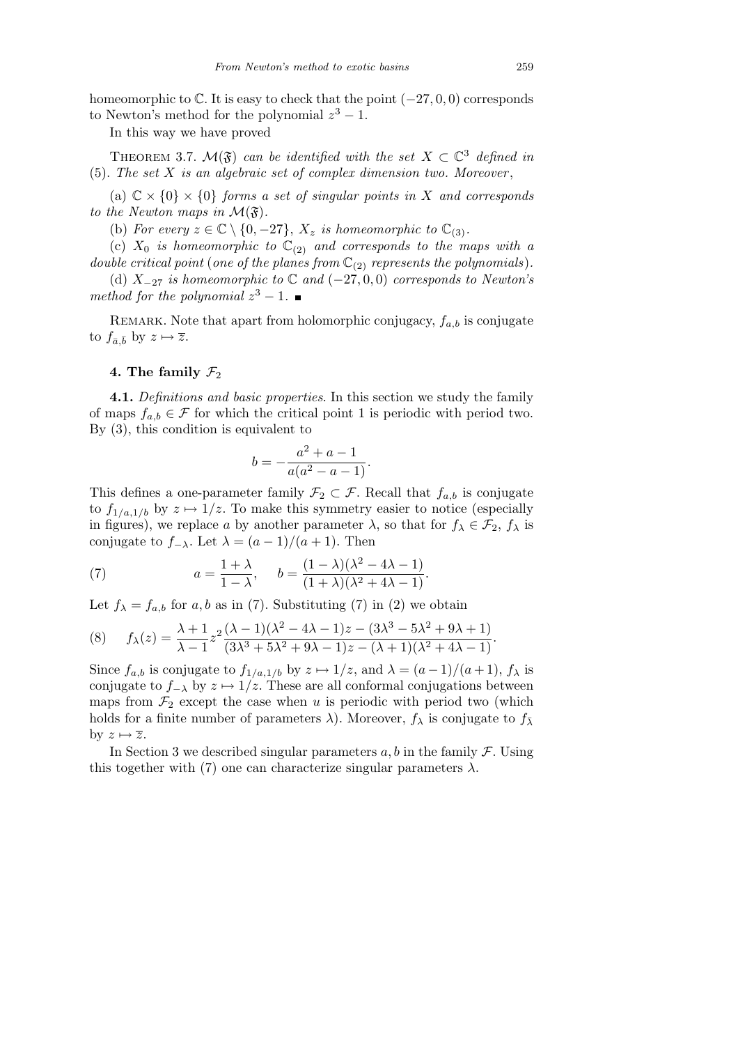homeomorphic to $\mathbb{C}$. It is easy to check that the point $(-27,0,0)$ corresponds to Newton's method for the polynomial $z^3-1$.

In this way we have proved

THEOREM 3.7. *$\mathcal{M}(\mathfrak{F})$ can be identified with the set $X \subset \mathbb{C}^3$ defined in* (5). *The set $X$ is an algebraic set of complex dimension two. Moreover*,

(a) *$\mathbb{C}\times\{0\}\times\{0\}$ forms a set of singular points in $X$ and corresponds to the Newton maps in $\mathcal{M}(\mathfrak{F})$.*

(b) *For every $z \in \mathbb{C}\setminus\{0,-27\}$, $X_z$ is homeomorphic to $\mathbb{C}_{(3)}$.*

(c) *$X_0$ is homeomorphic to $\mathbb{C}_{(2)}$ and corresponds to the maps with a double critical point* (*one of the planes from $\mathbb{C}_{(2)}$ represents the polynomials*).

(d) *$X_{-27}$ is homeomorphic to $\mathbb{C}$ and $(-27,0,0)$ corresponds to Newton's method for the polynomial $z^3-1$.* ∎

REMARK. Note that apart from holomorphic conjugacy, $f_{a,b}$ is conjugate to $f_{\bar{a},\bar{b}}$ by $z \mapsto \bar{z}$.

## 4. The family $\mathcal{F}_2$

**4.1.** *Definitions and basic properties*. In this section we study the family of maps $f_{a,b} \in \mathcal{F}$ for which the critical point 1 is periodic with period two. By (3), this condition is equivalent to

$$b = -\frac{a^2+a-1}{a(a^2-a-1)}.$$

This defines a one-parameter family $\mathcal{F}_2 \subset \mathcal{F}$. Recall that $f_{a,b}$ is conjugate to $f_{1/a,1/b}$ by $z \mapsto 1/z$. To make this symmetry easier to notice (especially in figures), we replace $a$ by another parameter $\lambda$, so that for $f_\lambda \in \mathcal{F}_2$, $f_\lambda$ is conjugate to $f_{-\lambda}$. Let $\lambda = (a-1)/(a+1)$. Then

$$a = \frac{1+\lambda}{1-\lambda}, \quad b = \frac{(1-\lambda)(\lambda^2-4\lambda-1)}{(1+\lambda)(\lambda^2+4\lambda-1)}. \tag{7}$$

Let $f_\lambda = f_{a,b}$ for $a,b$ as in (7). Substituting (7) in (2) we obtain

$$f_\lambda(z) = \frac{\lambda+1}{\lambda-1} z^2 \frac{(\lambda-1)(\lambda^2-4\lambda-1)z-(3\lambda^3-5\lambda^2+9\lambda+1)}{(3\lambda^3+5\lambda^2+9\lambda-1)z-(\lambda+1)(\lambda^2+4\lambda-1)}. \tag{8}$$

Since $f_{a,b}$ is conjugate to $f_{1/a,1/b}$ by $z \mapsto 1/z$, and $\lambda = (a-1)/(a+1)$, $f_\lambda$ is conjugate to $f_{-\lambda}$ by $z \mapsto 1/z$. These are all conformal conjugations between maps from $\mathcal{F}_2$ except the case when $u$ is periodic with period two (which holds for a finite number of parameters $\lambda$). Moreover, $f_\lambda$ is conjugate to $f_{\bar{\lambda}}$ by $z \mapsto \bar{z}$.

In Section 3 we described singular parameters $a,b$ in the family $\mathcal{F}$. Using this together with (7) one can characterize singular parameters $\lambda$.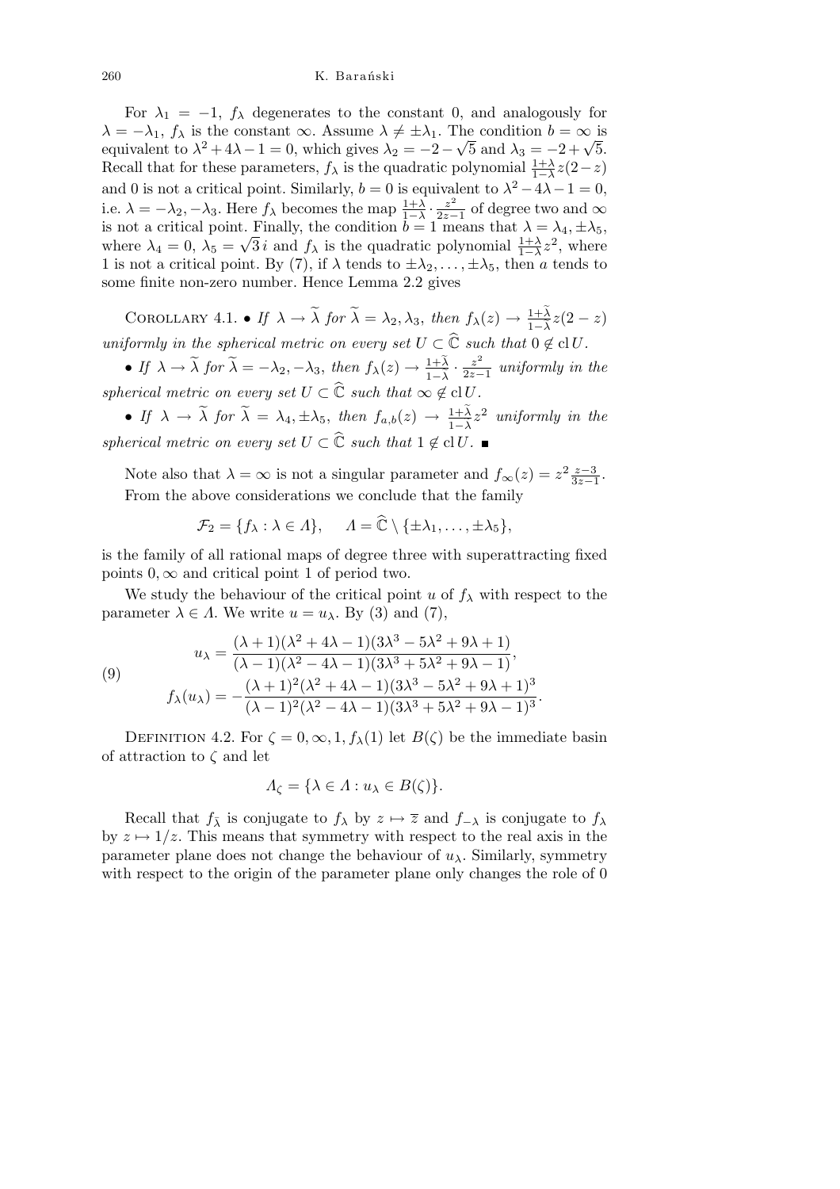For $\lambda_1 = -1$, $f_\lambda$ degenerates to the constant 0, and analogously for $\lambda = -\lambda_1$, $f_\lambda$ is the constant $\infty$. Assume $\lambda \neq \pm\lambda_1$. The condition $b = \infty$ is equivalent to $\lambda^2 + 4\lambda - 1 = 0$, which gives $\lambda_2 = -2 - \sqrt{5}$ and $\lambda_3 = -2 + \sqrt{5}$. Recall that for these parameters, $f_\lambda$ is the quadratic polynomial $\frac{1+\lambda}{1-\lambda} z(2-z)$ and 0 is not a critical point. Similarly, $b = 0$ is equivalent to $\lambda^2 - 4\lambda - 1 = 0$, i.e. $\lambda = -\lambda_2, -\lambda_3$. Here $f_\lambda$ becomes the map $\frac{1+\lambda}{1-\lambda} \cdot \frac{z^2}{2z-1}$ of degree two and $\infty$ is not a critical point. Finally, the condition $b = 1$ means that $\lambda = \lambda_4, \pm\lambda_5$, where $\lambda_4 = 0$, $\lambda_5 = \sqrt{3}\, i$ and $f_\lambda$ is the quadratic polynomial $\frac{1+\lambda}{1-\lambda} z^2$, where 1 is not a critical point. By (7), if $\lambda$ tends to $\pm\lambda_2, \ldots, \pm\lambda_5$, then $a$ tends to some finite non-zero number. Hence Lemma 2.2 gives

Corollary 4.1. • *If* $\lambda \to \widetilde{\lambda}$ *for* $\widetilde{\lambda} = \lambda_2, \lambda_3$, *then* $f_\lambda(z) \to \frac{1+\widetilde{\lambda}}{1-\widetilde{\lambda}} z(2-z)$ *uniformly in the spherical metric on every set* $U \subset \widehat{\mathbb{C}}$ *such that* $0 \notin \operatorname{cl} U$.

• *If* $\lambda \to \widetilde{\lambda}$ *for* $\widetilde{\lambda} = -\lambda_2, -\lambda_3$, *then* $f_\lambda(z) \to \frac{1+\widetilde{\lambda}}{1-\widetilde{\lambda}} \cdot \frac{z^2}{2z-1}$ *uniformly in the spherical metric on every set* $U \subset \widehat{\mathbb{C}}$ *such that* $\infty \notin \operatorname{cl} U$.

• *If* $\lambda \to \widetilde{\lambda}$ *for* $\widetilde{\lambda} = \lambda_4, \pm\lambda_5$, *then* $f_{a,b}(z) \to \frac{1+\widetilde{\lambda}}{1-\widetilde{\lambda}} z^2$ *uniformly in the spherical metric on every set* $U \subset \widehat{\mathbb{C}}$ *such that* $1 \notin \operatorname{cl} U$. ∎

Note also that $\lambda = \infty$ is not a singular parameter and $f_\infty(z) = z^2 \frac{z-3}{3z-1}$. From the above considerations we conclude that the family

$$\mathcal{F}_2 = \{f_\lambda : \lambda \in \Lambda\}, \qquad \Lambda = \widehat{\mathbb{C}} \setminus \{\pm\lambda_1, \ldots, \pm\lambda_5\},$$

is the family of all rational maps of degree three with superattracting fixed points $0, \infty$ and critical point 1 of period two.

We study the behaviour of the critical point $u$ of $f_\lambda$ with respect to the parameter $\lambda \in \Lambda$. We write $u = u_\lambda$. By (3) and (7),

$$
\begin{aligned}
u_\lambda &= \frac{(\lambda+1)(\lambda^2+4\lambda-1)(3\lambda^3-5\lambda^2+9\lambda+1)}{(\lambda-1)(\lambda^2-4\lambda-1)(3\lambda^3+5\lambda^2+9\lambda-1)}, \\
f_\lambda(u_\lambda) &= -\frac{(\lambda+1)^2(\lambda^2+4\lambda-1)(3\lambda^3-5\lambda^2+9\lambda+1)^3}{(\lambda-1)^2(\lambda^2-4\lambda-1)(3\lambda^3+5\lambda^2+9\lambda-1)^3}.
\end{aligned}
\tag{9}
$$

Definition 4.2. For $\zeta = 0, \infty, 1, f_\lambda(1)$ let $B(\zeta)$ be the immediate basin of attraction to $\zeta$ and let

$$\Lambda_\zeta = \{\lambda \in \Lambda : u_\lambda \in B(\zeta)\}.$$

Recall that $f_{\bar{\lambda}}$ is conjugate to $f_\lambda$ by $z \mapsto \overline{z}$ and $f_{-\lambda}$ is conjugate to $f_\lambda$ by $z \mapsto 1/z$. This means that symmetry with respect to the real axis in the parameter plane does not change the behaviour of $u_\lambda$. Similarly, symmetry with respect to the origin of the parameter plane only changes the role of 0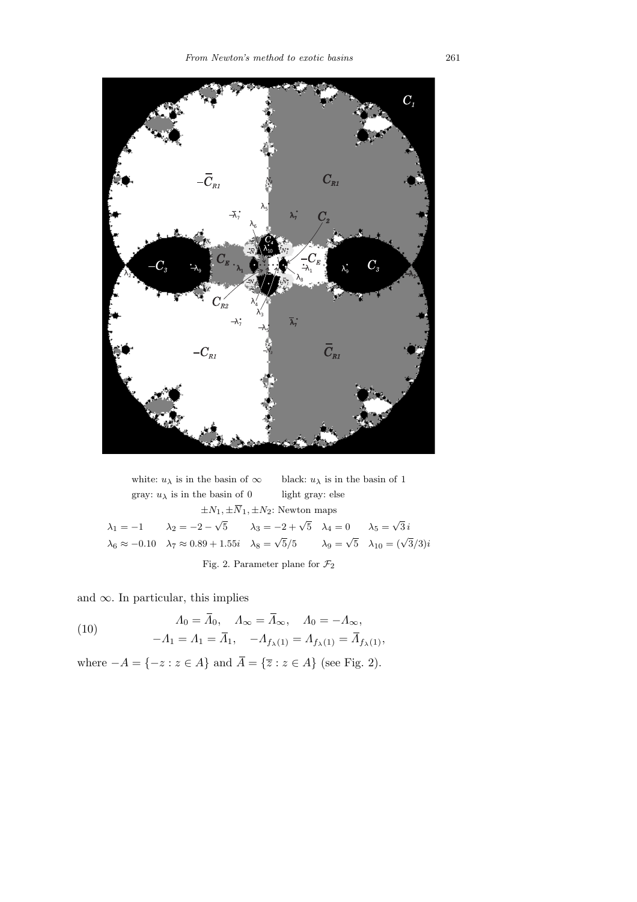white: $u_\lambda$ is in the basin of $\infty$ black: $u_\lambda$ is in the basin of 1
gray: $u_\lambda$ is in the basin of 0 light gray: else

$\pm N_1, \pm \overline{N}_1, \pm N_2$: Newton maps

$\lambda_1 = -1$ $\lambda_2 = -2 - \sqrt{5}$ $\lambda_3 = -2 + \sqrt{5}$ $\lambda_4 = 0$ $\lambda_5 = \sqrt{3}\, i$
$\lambda_6 \approx -0.10$ $\lambda_7 \approx 0.89 + 1.55i$ $\lambda_8 = \sqrt{5}/5$ $\lambda_9 = \sqrt{5}$ $\lambda_{10} = (\sqrt{3}/3)i$

Fig. 2. Parameter plane for $\mathcal{F}_2$

and $\infty$. In particular, this implies

$$
\begin{aligned}
(10) \qquad & \Lambda_0 = \overline{\Lambda}_0, \quad \Lambda_\infty = \overline{\Lambda}_\infty, \quad \Lambda_0 = -\Lambda_\infty, \\
& -\Lambda_1 = \Lambda_1 = \overline{\Lambda}_1, \quad -\Lambda_{f_\lambda(1)} = \Lambda_{f_\lambda(1)} = \overline{\Lambda}_{f_\lambda(1)},
\end{aligned}
$$

where $-A = \{-z : z \in A\}$ and $\overline{A} = \{\overline{z} : z \in A\}$ (see Fig. 2).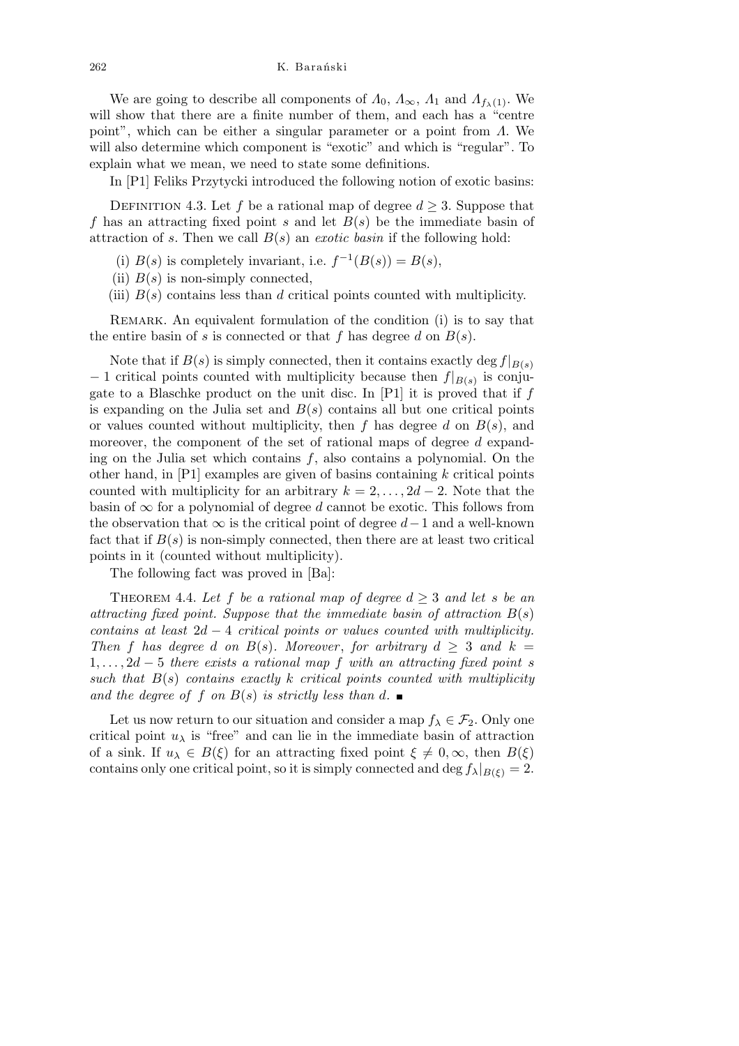We are going to describe all components of $\Lambda_0$, $\Lambda_\infty$, $\Lambda_1$ and $\Lambda_{f_\lambda(1)}$. We will show that there are a finite number of them, and each has a "centre point", which can be either a singular parameter or a point from $\Lambda$. We will also determine which component is "exotic" and which is "regular". To explain what we mean, we need to state some definitions.

In [P1] Feliks Przytycki introduced the following notion of exotic basins:

Definition 4.3. Let $f$ be a rational map of degree $d \geq 3$. Suppose that $f$ has an attracting fixed point $s$ and let $B(s)$ be the immediate basin of attraction of $s$. Then we call $B(s)$ an *exotic basin* if the following hold:

(i) $B(s)$ is completely invariant, i.e. $f^{-1}(B(s)) = B(s)$,

(ii) $B(s)$ is non-simply connected,

(iii) $B(s)$ contains less than $d$ critical points counted with multiplicity.

Remark. An equivalent formulation of the condition (i) is to say that the entire basin of $s$ is connected or that $f$ has degree $d$ on $B(s)$.

Note that if $B(s)$ is simply connected, then it contains exactly $\deg f|_{B(s)} - 1$ critical points counted with multiplicity because then $f|_{B(s)}$ is conjugate to a Blaschke product on the unit disc. In [P1] it is proved that if $f$ is expanding on the Julia set and $B(s)$ contains all but one critical points or values counted without multiplicity, then $f$ has degree $d$ on $B(s)$, and moreover, the component of the set of rational maps of degree $d$ expanding on the Julia set which contains $f$, also contains a polynomial. On the other hand, in [P1] examples are given of basins containing $k$ critical points counted with multiplicity for an arbitrary $k = 2, \ldots, 2d-2$. Note that the basin of $\infty$ for a polynomial of degree $d$ cannot be exotic. This follows from the observation that $\infty$ is the critical point of degree $d-1$ and a well-known fact that if $B(s)$ is non-simply connected, then there are at least two critical points in it (counted without multiplicity).

The following fact was proved in [Ba]:

Theorem 4.4. *Let $f$ be a rational map of degree $d \geq 3$ and let $s$ be an attracting fixed point. Suppose that the immediate basin of attraction $B(s)$ contains at least $2d-4$ critical points or values counted with multiplicity. Then $f$ has degree $d$ on $B(s)$. Moreover, for arbitrary $d \geq 3$ and $k = 1, \ldots, 2d-5$ there exists a rational map $f$ with an attracting fixed point $s$ such that $B(s)$ contains exactly $k$ critical points counted with multiplicity and the degree of $f$ on $B(s)$ is strictly less than $d$.* ∎

Let us now return to our situation and consider a map $f_\lambda \in \mathcal{F}_2$. Only one critical point $u_\lambda$ is "free" and can lie in the immediate basin of attraction of a sink. If $u_\lambda \in B(\xi)$ for an attracting fixed point $\xi \neq 0, \infty$, then $B(\xi)$ contains only one critical point, so it is simply connected and $\deg f_\lambda|_{B(\xi)} = 2$.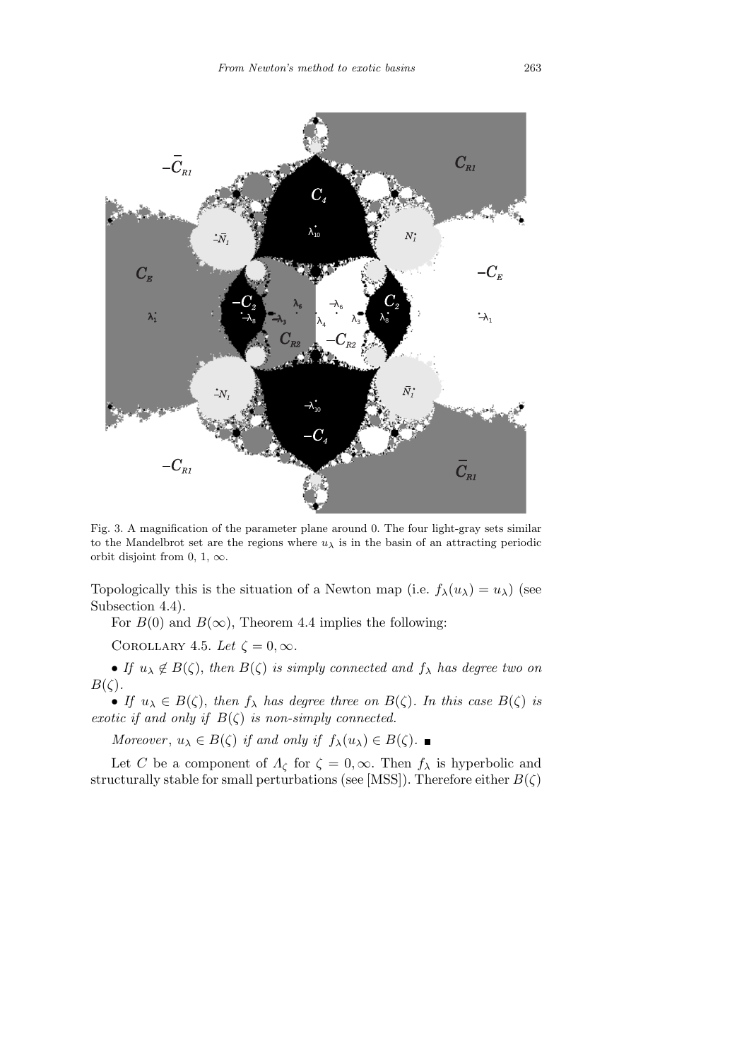Fig. 3. A magnification of the parameter plane around 0. The four light-gray sets similar to the Mandelbrot set are the regions where $u_\lambda$ is in the basin of an attracting periodic orbit disjoint from 0, 1, $\infty$.

Topologically this is the situation of a Newton map (i.e. $f_\lambda(u_\lambda) = u_\lambda$) (see Subsection 4.4).

For $B(0)$ and $B(\infty)$, Theorem 4.4 implies the following:

Corollary 4.5. *Let* $\zeta = 0, \infty$.

- *If* $u_\lambda \notin B(\zeta)$, *then* $B(\zeta)$ *is simply connected and* $f_\lambda$ *has degree two on* $B(\zeta)$.
- *If* $u_\lambda \in B(\zeta)$, *then* $f_\lambda$ *has degree three on* $B(\zeta)$. *In this case* $B(\zeta)$ *is exotic if and only if* $B(\zeta)$ *is non-simply connected.*

*Moreover*, $u_\lambda \in B(\zeta)$ *if and only if* $f_\lambda(u_\lambda) \in B(\zeta)$. ∎

Let $C$ be a component of $\Lambda_\zeta$ for $\zeta = 0, \infty$. Then $f_\lambda$ is hyperbolic and structurally stable for small perturbations (see [MSS]). Therefore either $B(\zeta)$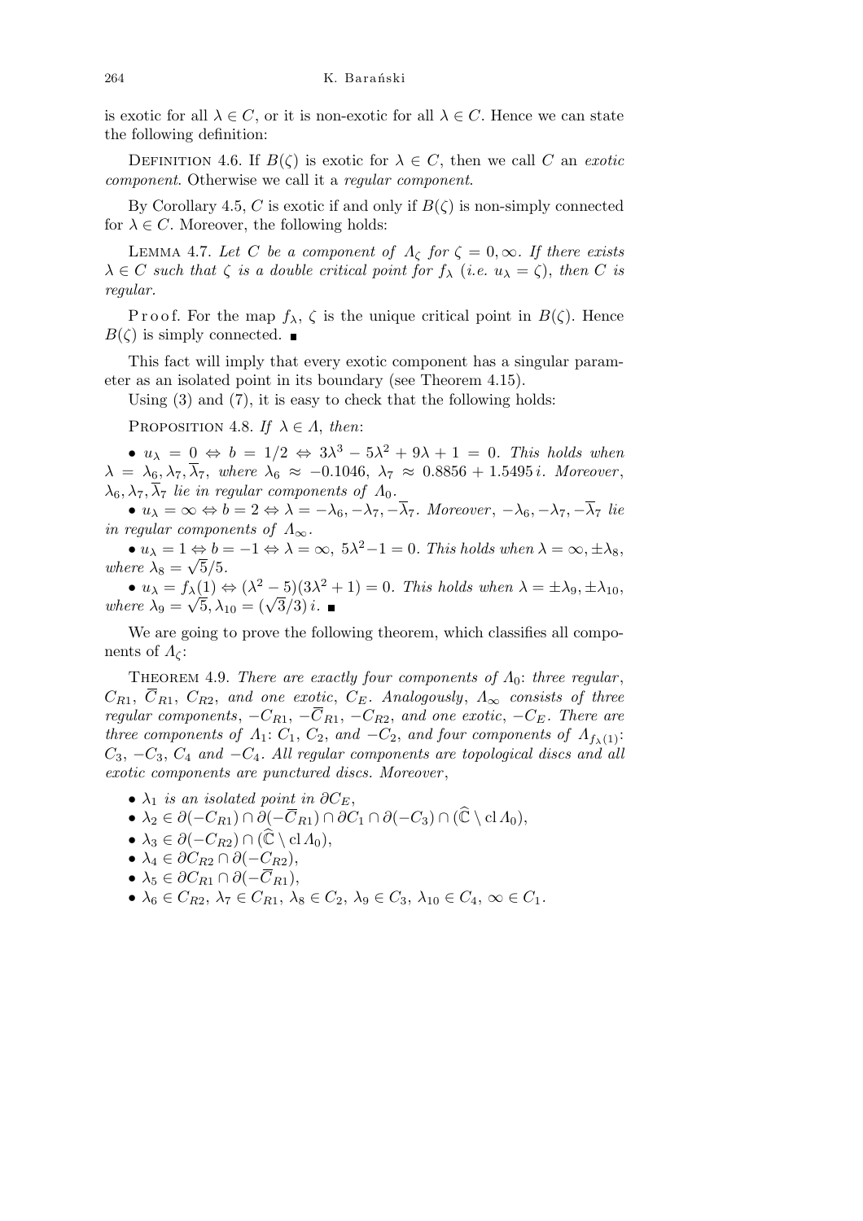is exotic for all $\lambda \in C$, or it is non-exotic for all $\lambda \in C$. Hence we can state the following definition:

DEFINITION 4.6. If $B(\zeta)$ is exotic for $\lambda \in C$, then we call $C$ an *exotic component*. Otherwise we call it a *regular component*.

By Corollary 4.5, $C$ is exotic if and only if $B(\zeta)$ is non-simply connected for $\lambda \in C$. Moreover, the following holds:

LEMMA 4.7. *Let $C$ be a component of $\Lambda_\zeta$ for $\zeta = 0, \infty$. If there exists $\lambda \in C$ such that $\zeta$ is a double critical point for $f_\lambda$ (i.e. $u_\lambda = \zeta$), then $C$ is regular.*

Proof. For the map $f_\lambda$, $\zeta$ is the unique critical point in $B(\zeta)$. Hence $B(\zeta)$ is simply connected. ∎

This fact will imply that every exotic component has a singular parameter as an isolated point in its boundary (see Theorem 4.15).

Using (3) and (7), it is easy to check that the following holds:

PROPOSITION 4.8. *If $\lambda \in \Lambda$, then*:

- $u_\lambda = 0 \Leftrightarrow b = 1/2 \Leftrightarrow 3\lambda^3 - 5\lambda^2 + 9\lambda + 1 = 0$. *This holds when $\lambda = \lambda_6, \lambda_7, \overline{\lambda}_7$, where $\lambda_6 \approx -0.1046$, $\lambda_7 \approx 0.8856 + 1.5495\, i$. Moreover, $\lambda_6, \lambda_7, \overline{\lambda}_7$ lie in regular components of $\Lambda_0$.*
- $u_\lambda = \infty \Leftrightarrow b = 2 \Leftrightarrow \lambda = -\lambda_6, -\lambda_7, -\overline{\lambda}_7$. *Moreover, $-\lambda_6, -\lambda_7, -\overline{\lambda}_7$ lie in regular components of $\Lambda_\infty$.*
- $u_\lambda = 1 \Leftrightarrow b = -1 \Leftrightarrow \lambda = \infty,\ 5\lambda^2 - 1 = 0$. *This holds when $\lambda = \infty, \pm\lambda_8$, where $\lambda_8 = \sqrt{5}/5$.*
- $u_\lambda = f_\lambda(1) \Leftrightarrow (\lambda^2 - 5)(3\lambda^2 + 1) = 0$. *This holds when $\lambda = \pm\lambda_9, \pm\lambda_{10}$, where $\lambda_9 = \sqrt{5}, \lambda_{10} = (\sqrt{3}/3)\, i$.* ∎

We are going to prove the following theorem, which classifies all components of $\Lambda_\zeta$:

THEOREM 4.9. *There are exactly four components of $\Lambda_0$: three regular, $C_{R1}$, $\overline{C}_{R1}$, $C_{R2}$, and one exotic, $C_E$. Analogously, $\Lambda_\infty$ consists of three regular components, $-C_{R1}$, $-\overline{C}_{R1}$, $-C_{R2}$, and one exotic, $-C_E$. There are three components of $\Lambda_1$: $C_1$, $C_2$, and $-C_2$, and four components of $\Lambda_{f_\lambda(1)}$: $C_3$, $-C_3$, $C_4$ and $-C_4$. All regular components are topological discs and all exotic components are punctured discs. Moreover*,

- $\lambda_1$ *is an isolated point in $\partial C_E$,*
- $\lambda_2 \in \partial(-C_{R1}) \cap \partial(-\overline{C}_{R1}) \cap \partial C_1 \cap \partial(-C_3) \cap (\widehat{\mathbb{C}} \setminus \operatorname{cl} \Lambda_0)$,
- $\lambda_3 \in \partial(-C_{R2}) \cap (\widehat{\mathbb{C}} \setminus \operatorname{cl} \Lambda_0)$,
- $\lambda_4 \in \partial C_{R2} \cap \partial(-C_{R2})$,
- $\lambda_5 \in \partial C_{R1} \cap \partial(-\overline{C}_{R1})$,
- $\lambda_6 \in C_{R2}$, $\lambda_7 \in C_{R1}$, $\lambda_8 \in C_2$, $\lambda_9 \in C_3$, $\lambda_{10} \in C_4$, $\infty \in C_1$.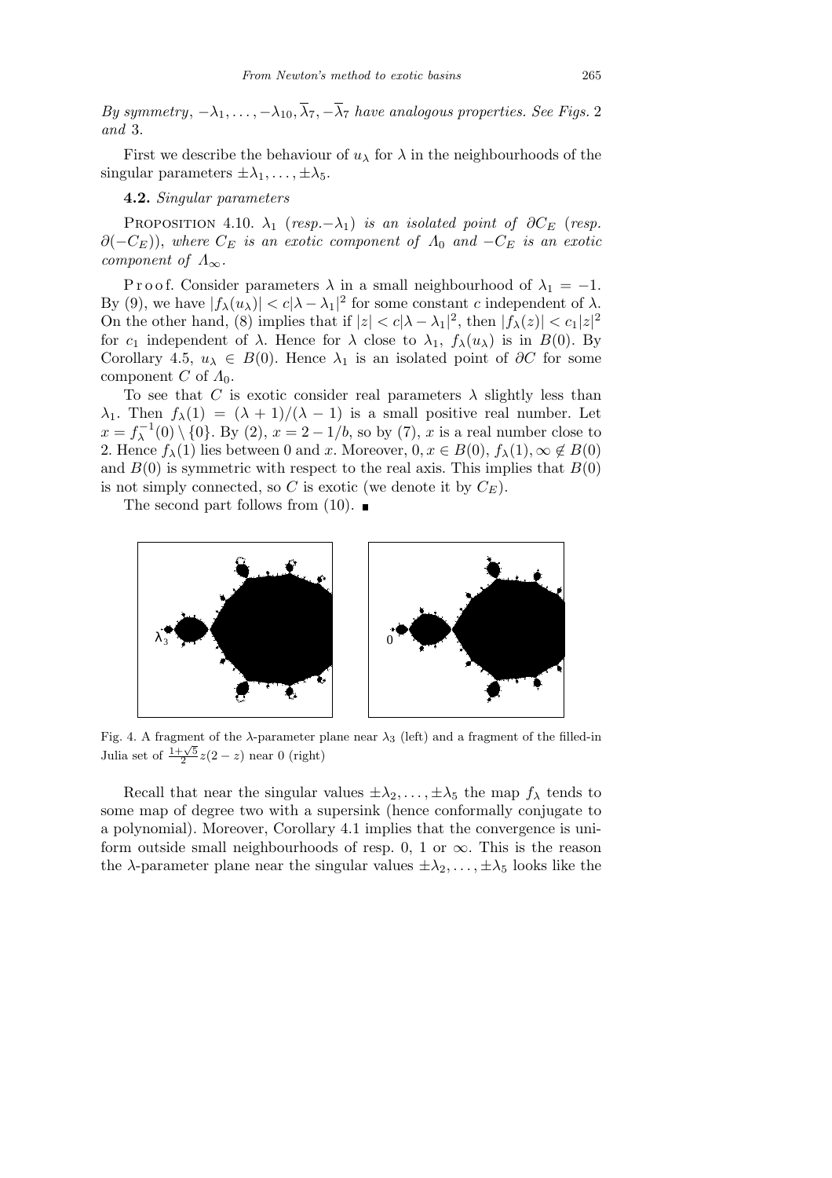*By symmetry*, $-\lambda_1, \ldots, -\lambda_{10}, \overline{\lambda}_7, -\overline{\lambda}_7$ *have analogous properties. See Figs.* 2 *and* 3.

First we describe the behaviour of $u_\lambda$ for $\lambda$ in the neighbourhoods of the singular parameters $\pm\lambda_1, \ldots, \pm\lambda_5$.

**4.2.** *Singular parameters*

PROPOSITION 4.10. $\lambda_1$ (*resp.* $-\lambda_1$) *is an isolated point of* $\partial C_E$ (*resp.* $\partial(-C_E)$), *where* $C_E$ *is an exotic component of* $\Lambda_0$ *and* $-C_E$ *is an exotic component of* $\Lambda_\infty$.

Proof. Consider parameters $\lambda$ in a small neighbourhood of $\lambda_1 = -1$. By (9), we have $|f_\lambda(u_\lambda)| < c|\lambda - \lambda_1|^2$ for some constant $c$ independent of $\lambda$. On the other hand, (8) implies that if $|z| < c|\lambda - \lambda_1|^2$, then $|f_\lambda(z)| < c_1|z|^2$ for $c_1$ independent of $\lambda$. Hence for $\lambda$ close to $\lambda_1$, $f_\lambda(u_\lambda)$ is in $B(0)$. By Corollary 4.5, $u_\lambda \in B(0)$. Hence $\lambda_1$ is an isolated point of $\partial C$ for some component $C$ of $\Lambda_0$.

To see that $C$ is exotic consider real parameters $\lambda$ slightly less than $\lambda_1$. Then $f_\lambda(1) = (\lambda + 1)/(\lambda - 1)$ is a small positive real number. Let $x = f_\lambda^{-1}(0) \setminus \{0\}$. By (2), $x = 2 - 1/b$, so by (7), $x$ is a real number close to 2. Hence $f_\lambda(1)$ lies between 0 and $x$. Moreover, $0, x \in B(0)$, $f_\lambda(1), \infty \notin B(0)$ and $B(0)$ is symmetric with respect to the real axis. This implies that $B(0)$ is not simply connected, so $C$ is exotic (we denote it by $C_E$).

The second part follows from (10). ∎

Fig. 4. A fragment of the $\lambda$-parameter plane near $\lambda_3$ (left) and a fragment of the filled-in Julia set of $\frac{1+\sqrt{5}}{2}z(2-z)$ near 0 (right)

Recall that near the singular values $\pm\lambda_2, \ldots, \pm\lambda_5$ the map $f_\lambda$ tends to some map of degree two with a supersink (hence conformally conjugate to a polynomial). Moreover, Corollary 4.1 implies that the convergence is uniform outside small neighbourhoods of resp. 0, 1 or $\infty$. This is the reason the $\lambda$-parameter plane near the singular values $\pm\lambda_2, \ldots, \pm\lambda_5$ looks like the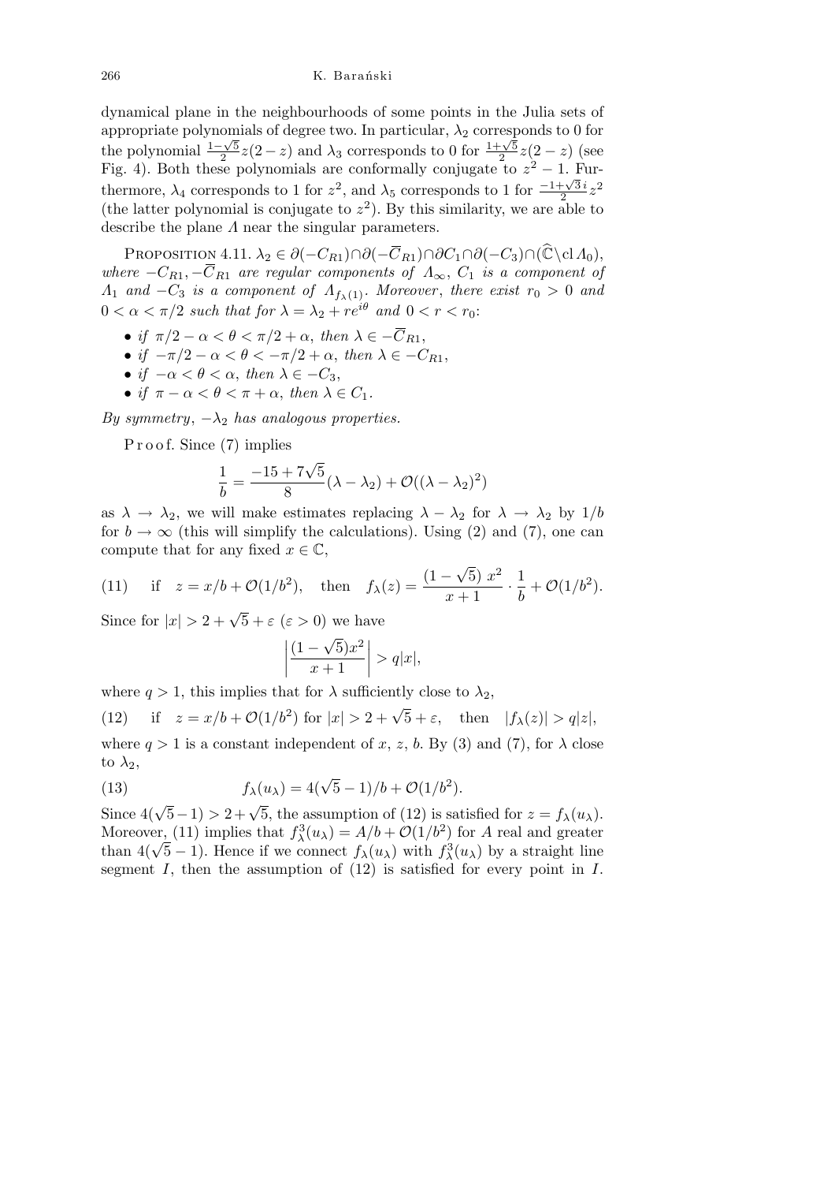dynamical plane in the neighbourhoods of some points in the Julia sets of appropriate polynomials of degree two. In particular, $\lambda_2$ corresponds to 0 for the polynomial $\frac{1-\sqrt{5}}{2}z(2-z)$ and $\lambda_3$ corresponds to 0 for $\frac{1+\sqrt{5}}{2}z(2-z)$ (see Fig. 4). Both these polynomials are conformally conjugate to $z^2-1$. Furthermore, $\lambda_4$ corresponds to 1 for $z^2$, and $\lambda_5$ corresponds to 1 for $\frac{-1+\sqrt{3}\,i}{2}z^2$ (the latter polynomial is conjugate to $z^2$). By this similarity, we are able to describe the plane $\Lambda$ near the singular parameters.

Proposition 4.11. *$\lambda_2 \in \partial(-C_{R1}) \cap \partial(-\overline{C}_{R1}) \cap \partial C_1 \cap \partial(-C_3) \cap (\widehat{\mathbb{C}} \setminus \mathrm{cl}\, \Lambda_0)$, where $-C_{R1}, -\overline{C}_{R1}$ are regular components of $\Lambda_\infty$, $C_1$ is a component of $\Lambda_1$ and $-C_3$ is a component of $\Lambda_{f_\lambda(1)}$. Moreover, there exist $r_0 > 0$ and $0 < \alpha < \pi/2$ such that for $\lambda = \lambda_2 + re^{i\theta}$ and $0 < r < r_0$:*

- *if $\pi/2 - \alpha < \theta < \pi/2 + \alpha$, then $\lambda \in -\overline{C}_{R1}$,*
- *if $-\pi/2 - \alpha < \theta < -\pi/2 + \alpha$, then $\lambda \in -C_{R1}$,*
- *if $-\alpha < \theta < \alpha$, then $\lambda \in -C_3$,*
- *if $\pi - \alpha < \theta < \pi + \alpha$, then $\lambda \in C_1$.*

*By symmetry, $-\lambda_2$ has analogous properties.*

Proof. Since (7) implies

$$\frac{1}{b} = \frac{-15+7\sqrt{5}}{8}(\lambda - \lambda_2) + \mathcal{O}((\lambda-\lambda_2)^2)$$

as $\lambda \to \lambda_2$, we will make estimates replacing $\lambda - \lambda_2$ for $\lambda \to \lambda_2$ by $1/b$ for $b \to \infty$ (this will simplify the calculations). Using (2) and (7), one can compute that for any fixed $x \in \mathbb{C}$,

$$\text{(11)} \qquad \text{if} \quad z = x/b + \mathcal{O}(1/b^2), \quad \text{then} \quad f_\lambda(z) = \frac{(1-\sqrt{5})\ x^2}{x+1} \cdot \frac{1}{b} + \mathcal{O}(1/b^2).$$

Since for $|x| > 2 + \sqrt{5} + \varepsilon$ ($\varepsilon > 0$) we have

$$\left| \frac{(1-\sqrt{5})x^2}{x+1} \right| > q|x|,$$

where $q > 1$, this implies that for $\lambda$ sufficiently close to $\lambda_2$,

$$\text{(12)} \qquad \text{if} \quad z = x/b + \mathcal{O}(1/b^2) \text{ for } |x| > 2 + \sqrt{5} + \varepsilon, \quad \text{then} \quad |f_\lambda(z)| > q|z|,$$

where $q > 1$ is a constant independent of $x$, $z$, $b$. By (3) and (7), for $\lambda$ close to $\lambda_2$,

$$\text{(13)} \qquad f_\lambda(u_\lambda) = 4(\sqrt{5}-1)/b + \mathcal{O}(1/b^2).$$

Since $4(\sqrt{5}-1) > 2 + \sqrt{5}$, the assumption of (12) is satisfied for $z = f_\lambda(u_\lambda)$. Moreover, (11) implies that $f^3_\lambda(u_\lambda) = A/b + \mathcal{O}(1/b^2)$ for $A$ real and greater than $4(\sqrt{5}-1)$. Hence if we connect $f_\lambda(u_\lambda)$ with $f^3_\lambda(u_\lambda)$ by a straight line segment $I$, then the assumption of (12) is satisfied for every point in $I$.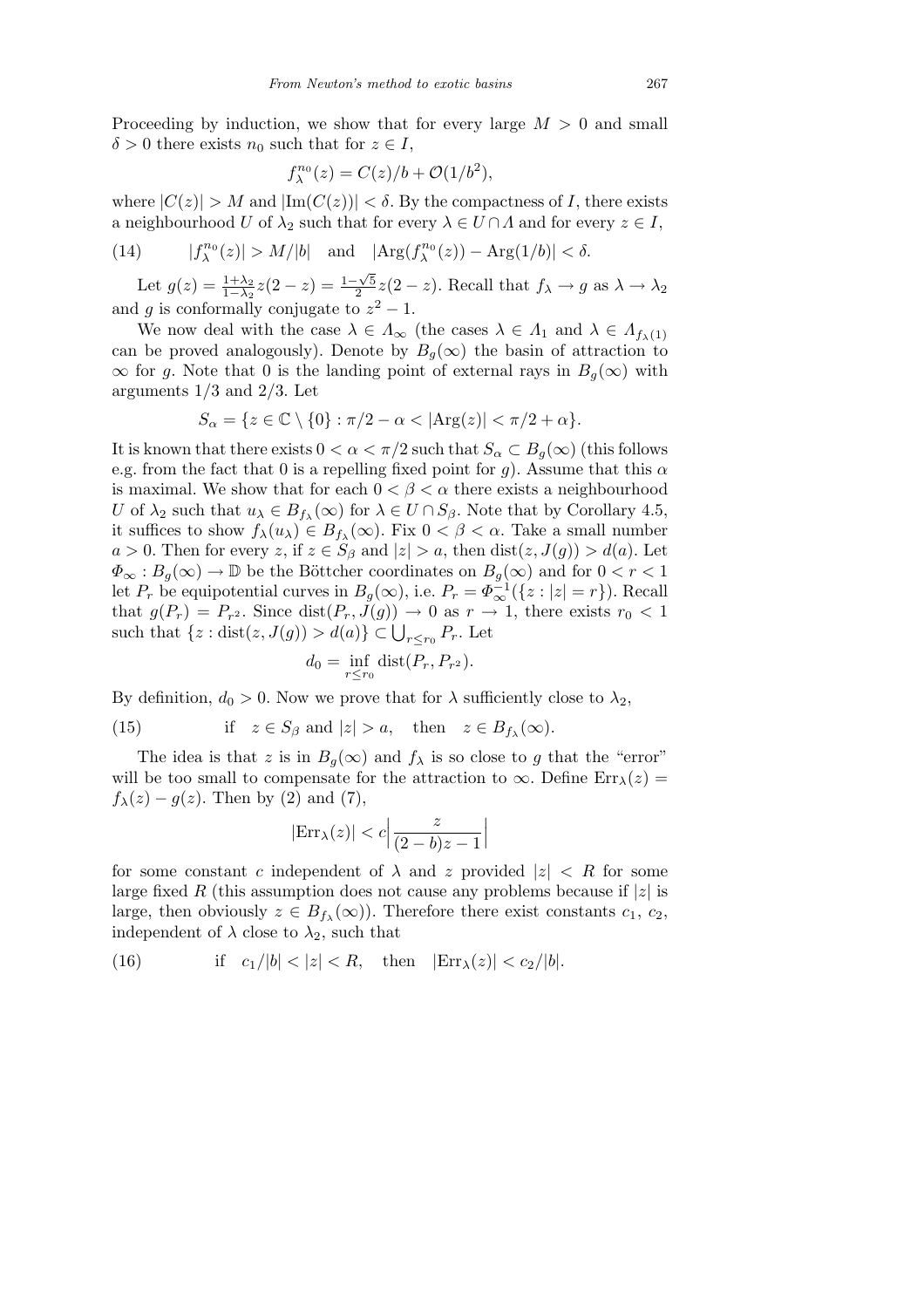Proceeding by induction, we show that for every large $M > 0$ and small $\delta > 0$ there exists $n_0$ such that for $z \in I$,

$$f_\lambda^{n_0}(z) = C(z)/b + \mathcal{O}(1/b^2),$$

where $|C(z)| > M$ and $|\mathrm{Im}(C(z))| < \delta$. By the compactness of $I$, there exists a neighbourhood $U$ of $\lambda_2$ such that for every $\lambda \in U \cap \Lambda$ and for every $z \in I$,

$$(14) \qquad |f_\lambda^{n_0}(z)| > M/|b| \quad \text{and} \quad |\mathrm{Arg}(f_\lambda^{n_0}(z)) - \mathrm{Arg}(1/b)| < \delta.$$

Let $g(z) = \frac{1+\lambda_2}{1-\lambda_2} z(2-z) = \frac{1-\sqrt{5}}{2} z(2-z)$. Recall that $f_\lambda \to g$ as $\lambda \to \lambda_2$ and $g$ is conformally conjugate to $z^2 - 1$.

We now deal with the case $\lambda \in \Lambda_\infty$ (the cases $\lambda \in \Lambda_1$ and $\lambda \in \Lambda_{f_\lambda(1)}$ can be proved analogously). Denote by $B_g(\infty)$ the basin of attraction to $\infty$ for $g$. Note that 0 is the landing point of external rays in $B_g(\infty)$ with arguments $1/3$ and $2/3$. Let

$$S_\alpha = \{z \in \mathbb{C} \setminus \{0\} : \pi/2 - \alpha < |\mathrm{Arg}(z)| < \pi/2 + \alpha\}.$$

It is known that there exists $0 < \alpha < \pi/2$ such that $S_\alpha \subset B_g(\infty)$ (this follows e.g. from the fact that 0 is a repelling fixed point for $g$). Assume that this $\alpha$ is maximal. We show that for each $0 < \beta < \alpha$ there exists a neighbourhood $U$ of $\lambda_2$ such that $u_\lambda \in B_{f_\lambda}(\infty)$ for $\lambda \in U \cap S_\beta$. Note that by Corollary 4.5, it suffices to show $f_\lambda(u_\lambda) \in B_{f_\lambda}(\infty)$. Fix $0 < \beta < \alpha$. Take a small number $a > 0$. Then for every $z$, if $z \in S_\beta$ and $|z| > a$, then $\mathrm{dist}(z, J(g)) > d(a)$. Let $\Phi_\infty : B_g(\infty) \to \mathbb{D}$ be the Böttcher coordinates on $B_g(\infty)$ and for $0 < r < 1$ let $P_r$ be equipotential curves in $B_g(\infty)$, i.e. $P_r = \Phi_\infty^{-1}(\{z : |z| = r\})$. Recall that $g(P_r) = P_{r^2}$. Since $\mathrm{dist}(P_r, J(g)) \to 0$ as $r \to 1$, there exists $r_0 < 1$ such that $\{z : \mathrm{dist}(z, J(g)) > d(a)\} \subset \bigcup_{r \le r_0} P_r$. Let

$$d_0 = \inf_{r \le r_0} \mathrm{dist}(P_r, P_{r^2}).$$

By definition, $d_0 > 0$. Now we prove that for $\lambda$ sufficiently close to $\lambda_2$,

$$(15) \qquad \text{if} \quad z \in S_\beta \text{ and } |z| > a, \quad \text{then} \quad z \in B_{f_\lambda}(\infty).$$

The idea is that $z$ is in $B_g(\infty)$ and $f_\lambda$ is so close to $g$ that the "error" will be too small to compensate for the attraction to $\infty$. Define $\mathrm{Err}_\lambda(z) = f_\lambda(z) - g(z)$. Then by (2) and (7),

$$|\mathrm{Err}_\lambda(z)| < c\left|\frac{z}{(2-b)z - 1}\right|$$

for some constant $c$ independent of $\lambda$ and $z$ provided $|z| < R$ for some large fixed $R$ (this assumption does not cause any problems because if $|z|$ is large, then obviously $z \in B_{f_\lambda}(\infty)$). Therefore there exist constants $c_1$, $c_2$, independent of $\lambda$ close to $\lambda_2$, such that

$$(16) \qquad \text{if} \quad c_1/|b| < |z| < R, \quad \text{then} \quad |\mathrm{Err}_\lambda(z)| < c_2/|b|.$$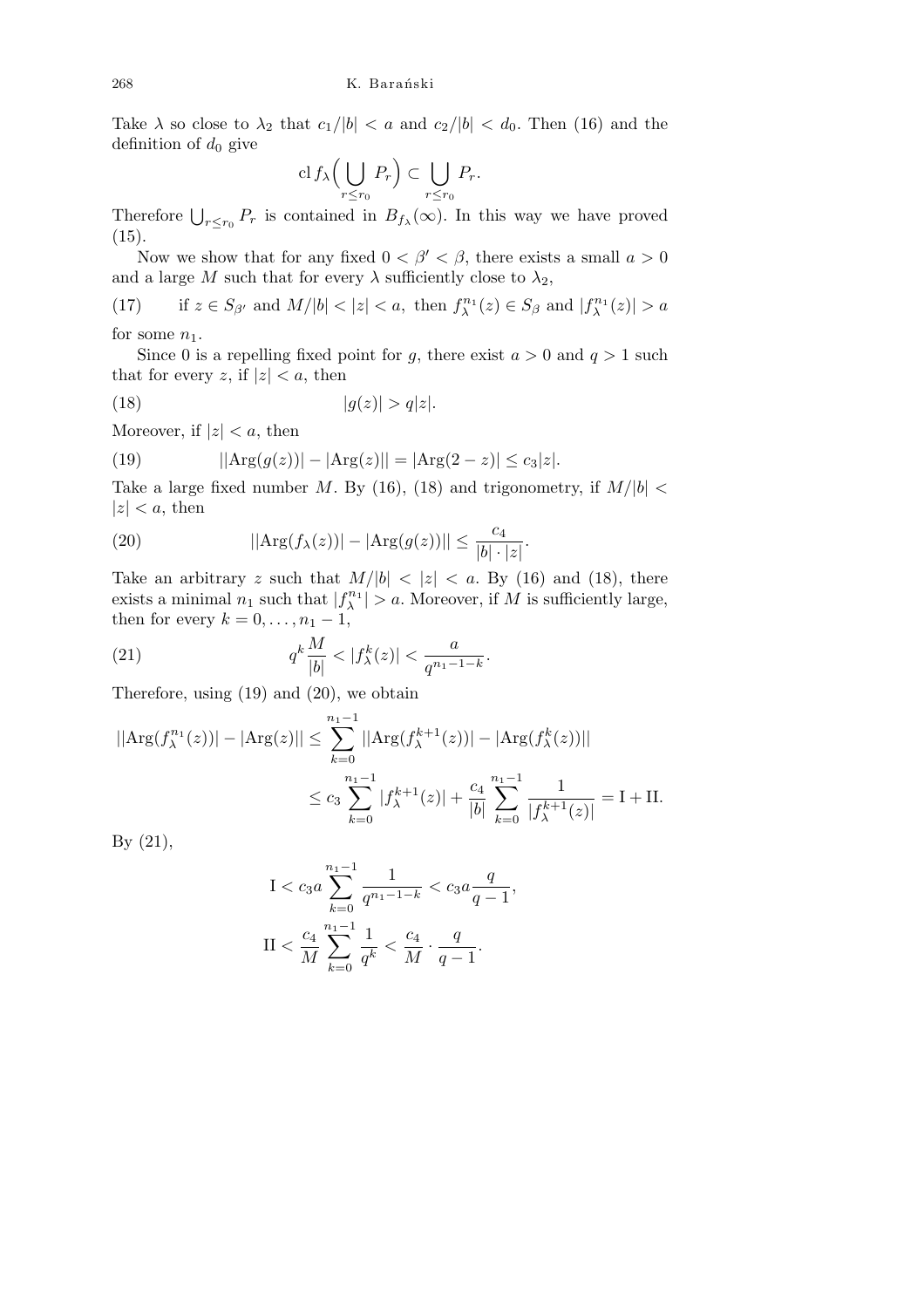Take $\lambda$ so close to $\lambda_2$ that $c_1/|b| < a$ and $c_2/|b| < d_0$. Then (16) and the definition of $d_0$ give

$$\operatorname{cl} f_\lambda\Big(\bigcup_{r\le r_0} P_r\Big) \subset \bigcup_{r\le r_0} P_r.$$

Therefore $\bigcup_{r\le r_0} P_r$ is contained in $B_{f_\lambda}(\infty)$. In this way we have proved (15).

Now we show that for any fixed $0 < \beta' < \beta$, there exists a small $a > 0$ and a large $M$ such that for every $\lambda$ sufficiently close to $\lambda_2$,

$$\text{(17)} \qquad \text{if } z \in S_{\beta'} \text{ and } M/|b| < |z| < a, \text{ then } f_\lambda^{n_1}(z) \in S_\beta \text{ and } |f_\lambda^{n_1}(z)| > a$$

for some $n_1$.

Since 0 is a repelling fixed point for $g$, there exist $a > 0$ and $q > 1$ such that for every $z$, if $|z| < a$, then

$$|g(z)| > q|z|. \tag{18}$$

Moreover, if $|z| < a$, then

$$\big||\operatorname{Arg}(g(z))| - |\operatorname{Arg}(z)|\big| = |\operatorname{Arg}(2-z)| \le c_3|z|. \tag{19}$$

Take a large fixed number $M$. By (16), (18) and trigonometry, if $M/|b| < |z| < a$, then

$$\big||\operatorname{Arg}(f_\lambda(z))| - |\operatorname{Arg}(g(z))|\big| \le \frac{c_4}{|b|\cdot|z|}. \tag{20}$$

Take an arbitrary $z$ such that $M/|b| < |z| < a$. By (16) and (18), there exists a minimal $n_1$ such that $|f_\lambda^{n_1}| > a$. Moreover, if $M$ is sufficiently large, then for every $k = 0, \dots, n_1 - 1$,

$$q^k \frac{M}{|b|} < |f_\lambda^k(z)| < \frac{a}{q^{n_1-1-k}}. \tag{21}$$

Therefore, using (19) and (20), we obtain

$$\begin{aligned}
\big||\operatorname{Arg}(f_\lambda^{n_1}(z))| - |\operatorname{Arg}(z)|\big| &\le \sum_{k=0}^{n_1-1} \big||\operatorname{Arg}(f_\lambda^{k+1}(z))| - |\operatorname{Arg}(f_\lambda^k(z))|\big| \\
&\le c_3 \sum_{k=0}^{n_1-1} |f_\lambda^{k+1}(z)| + \frac{c_4}{|b|} \sum_{k=0}^{n_1-1} \frac{1}{|f_\lambda^{k+1}(z)|} = \mathrm{I} + \mathrm{II}.
\end{aligned}$$

By (21),

$$\begin{aligned}
\mathrm{I} &< c_3 a \sum_{k=0}^{n_1-1} \frac{1}{q^{n_1-1-k}} < c_3 a \frac{q}{q-1}, \\
\mathrm{II} &< \frac{c_4}{M} \sum_{k=0}^{n_1-1} \frac{1}{q^k} < \frac{c_4}{M} \cdot \frac{q}{q-1}.
\end{aligned}$$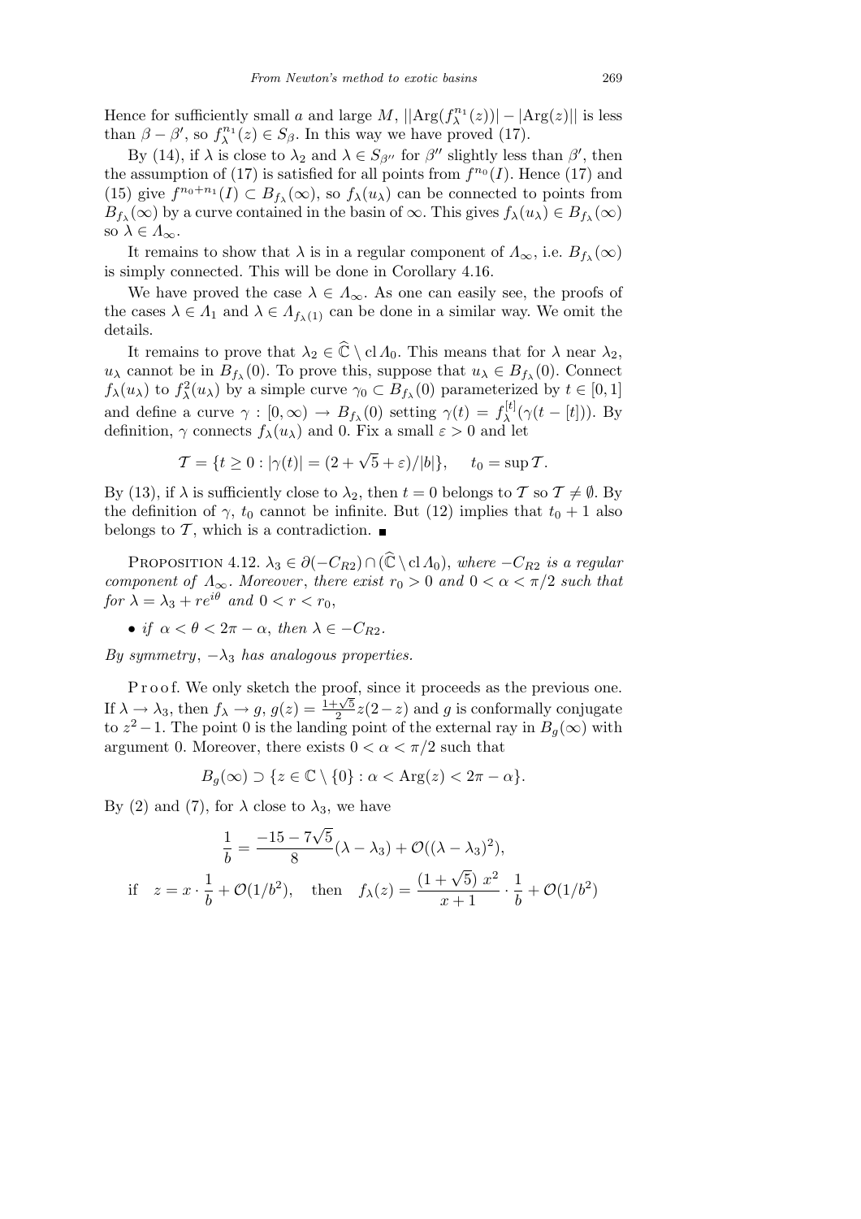Hence for sufficiently small $a$ and large $M$, $||\mathrm{Arg}(f_\lambda^{n_1}(z))| - |\mathrm{Arg}(z)||$ is less than $\beta - \beta'$, so $f_\lambda^{n_1}(z) \in S_\beta$. In this way we have proved (17).

By (14), if $\lambda$ is close to $\lambda_2$ and $\lambda \in S_{\beta''}$ for $\beta''$ slightly less than $\beta'$, then the assumption of (17) is satisfied for all points from $f^{n_0}(I)$. Hence (17) and (15) give $f^{n_0+n_1}(I) \subset B_{f_\lambda}(\infty)$, so $f_\lambda(u_\lambda)$ can be connected to points from $B_{f_\lambda}(\infty)$ by a curve contained in the basin of $\infty$. This gives $f_\lambda(u_\lambda) \in B_{f_\lambda}(\infty)$ so $\lambda \in \Lambda_\infty$.

It remains to show that $\lambda$ is in a regular component of $\Lambda_\infty$, i.e. $B_{f_\lambda}(\infty)$ is simply connected. This will be done in Corollary 4.16.

We have proved the case $\lambda \in \Lambda_\infty$. As one can easily see, the proofs of the cases $\lambda \in \Lambda_1$ and $\lambda \in \Lambda_{f_\lambda(1)}$ can be done in a similar way. We omit the details.

It remains to prove that $\lambda_2 \in \widehat{\mathbb{C}} \setminus \mathrm{cl}\,\Lambda_0$. This means that for $\lambda$ near $\lambda_2$, $u_\lambda$ cannot be in $B_{f_\lambda}(0)$. To prove this, suppose that $u_\lambda \in B_{f_\lambda}(0)$. Connect $f_\lambda(u_\lambda)$ to $f_\lambda^2(u_\lambda)$ by a simple curve $\gamma_0 \subset B_{f_\lambda}(0)$ parameterized by $t \in [0,1]$ and define a curve $\gamma : [0,\infty) \to B_{f_\lambda}(0)$ setting $\gamma(t) = f_\lambda^{[t]}(\gamma(t-[t]))$. By definition, $\gamma$ connects $f_\lambda(u_\lambda)$ and 0. Fix a small $\varepsilon > 0$ and let

$$\mathcal{T} = \{t \geq 0 : |\gamma(t)| = (2+\sqrt{5}+\varepsilon)/|b|\}, \qquad t_0 = \sup \mathcal{T}.$$

By (13), if $\lambda$ is sufficiently close to $\lambda_2$, then $t = 0$ belongs to $\mathcal{T}$ so $\mathcal{T} \neq \emptyset$. By the definition of $\gamma$, $t_0$ cannot be infinite. But (12) implies that $t_0 + 1$ also belongs to $\mathcal{T}$, which is a contradiction. ∎

Proposition 4.12. *$\lambda_3 \in \partial(-C_{R2}) \cap (\widehat{\mathbb{C}} \setminus \mathrm{cl}\,\Lambda_0)$, where $-C_{R2}$ is a regular component of $\Lambda_\infty$. Moreover, there exist $r_0 > 0$ and $0 < \alpha < \pi/2$ such that for $\lambda = \lambda_3 + re^{i\theta}$ and $0 < r < r_0$,*

- *if $\alpha < \theta < 2\pi - \alpha$, then $\lambda \in -C_{R2}$.*

*By symmetry, $-\lambda_3$ has analogous properties.*

Proof. We only sketch the proof, since it proceeds as the previous one. If $\lambda \to \lambda_3$, then $f_\lambda \to g$, $g(z) = \frac{1+\sqrt{5}}{2} z(2-z)$ and $g$ is conformally conjugate to $z^2 - 1$. The point 0 is the landing point of the external ray in $B_g(\infty)$ with argument 0. Moreover, there exists $0 < \alpha < \pi/2$ such that

$$B_g(\infty) \supset \{z \in \mathbb{C} \setminus \{0\} : \alpha < \mathrm{Arg}(z) < 2\pi - \alpha\}.$$

By (2) and (7), for $\lambda$ close to $\lambda_3$, we have

$$\frac{1}{b} = \frac{-15 - 7\sqrt{5}}{8}(\lambda - \lambda_3) + \mathcal{O}((\lambda - \lambda_3)^2),$$

$$\text{if} \quad z = x \cdot \frac{1}{b} + \mathcal{O}(1/b^2), \quad \text{then} \quad f_\lambda(z) = \frac{(1+\sqrt{5})\ x^2}{x+1} \cdot \frac{1}{b} + \mathcal{O}(1/b^2)$$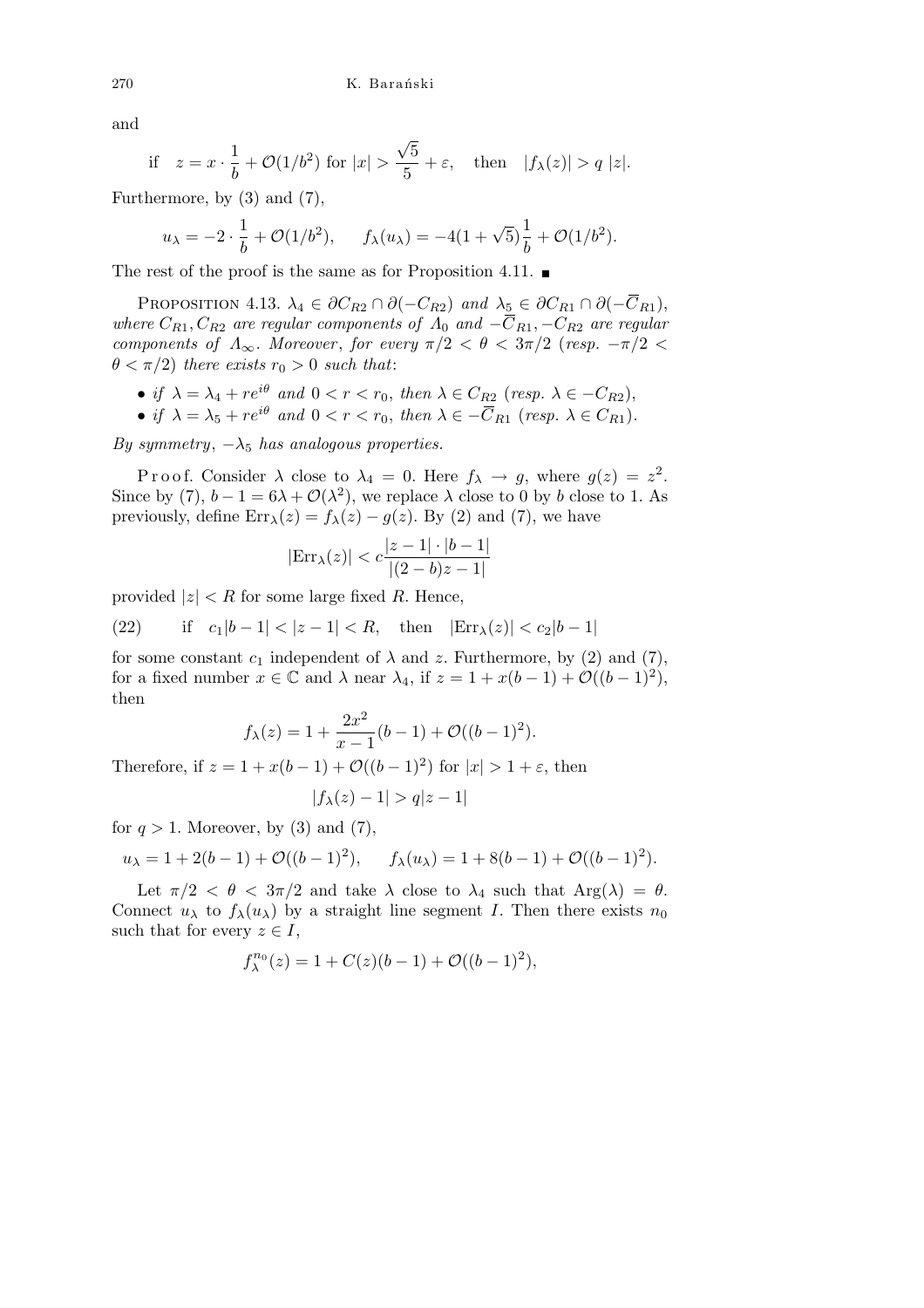and

$$\text{if}\quad z = x \cdot \frac{1}{b} + \mathcal{O}(1/b^2) \text{ for } |x| > \frac{\sqrt{5}}{5} + \varepsilon, \quad \text{then} \quad |f_\lambda(z)| > q\ |z|.$$

Furthermore, by (3) and (7),

$$u_\lambda = -2 \cdot \frac{1}{b} + \mathcal{O}(1/b^2), \qquad f_\lambda(u_\lambda) = -4(1+\sqrt{5})\frac{1}{b} + \mathcal{O}(1/b^2).$$

The rest of the proof is the same as for Proposition 4.11. ∎

Proposition 4.13. *$\lambda_4 \in \partial C_{R2} \cap \partial(-C_{R2})$ and $\lambda_5 \in \partial C_{R1} \cap \partial(-\overline{C}_{R1})$, where $C_{R1}, C_{R2}$ are regular components of $\Lambda_0$ and $-\overline{C}_{R1}, -C_{R2}$ are regular components of $\Lambda_\infty$. Moreover, for every $\pi/2 < \theta < 3\pi/2$ (resp. $-\pi/2 < \theta < \pi/2$) there exists $r_0 > 0$ such that*:

- *if $\lambda = \lambda_4 + re^{i\theta}$ and $0 < r < r_0$, then $\lambda \in C_{R2}$ (resp. $\lambda \in -C_{R2}$),*
- *if $\lambda = \lambda_5 + re^{i\theta}$ and $0 < r < r_0$, then $\lambda \in -\overline{C}_{R1}$ (resp. $\lambda \in C_{R1}$).*

*By symmetry, $-\lambda_5$ has analogous properties.*

Proof. Consider $\lambda$ close to $\lambda_4 = 0$. Here $f_\lambda \to g$, where $g(z) = z^2$. Since by (7), $b - 1 = 6\lambda + \mathcal{O}(\lambda^2)$, we replace $\lambda$ close to 0 by $b$ close to 1. As previously, define $\mathrm{Err}_\lambda(z) = f_\lambda(z) - g(z)$. By (2) and (7), we have

$$|\mathrm{Err}_\lambda(z)| < c\frac{|z-1| \cdot |b-1|}{|(2-b)z-1|}$$

provided $|z| < R$ for some large fixed $R$. Hence,

$$\text{(22)} \qquad \text{if} \quad c_1|b-1| < |z-1| < R, \quad \text{then} \quad |\mathrm{Err}_\lambda(z)| < c_2|b-1|$$

for some constant $c_1$ independent of $\lambda$ and $z$. Furthermore, by (2) and (7), for a fixed number $x \in \mathbb{C}$ and $\lambda$ near $\lambda_4$, if $z = 1 + x(b-1) + \mathcal{O}((b-1)^2)$, then

$$f_\lambda(z) = 1 + \frac{2x^2}{x-1}(b-1) + \mathcal{O}((b-1)^2).$$

Therefore, if $z = 1 + x(b-1) + \mathcal{O}((b-1)^2)$ for $|x| > 1 + \varepsilon$, then

$$|f_\lambda(z) - 1| > q|z-1|$$

for $q > 1$. Moreover, by (3) and (7),

$$u_\lambda = 1 + 2(b-1) + \mathcal{O}((b-1)^2), \qquad f_\lambda(u_\lambda) = 1 + 8(b-1) + \mathcal{O}((b-1)^2).$$

Let $\pi/2 < \theta < 3\pi/2$ and take $\lambda$ close to $\lambda_4$ such that $\mathrm{Arg}(\lambda) = \theta$. Connect $u_\lambda$ to $f_\lambda(u_\lambda)$ by a straight line segment $I$. Then there exists $n_0$ such that for every $z \in I$,

$$f_\lambda^{n_0}(z) = 1 + C(z)(b-1) + \mathcal{O}((b-1)^2),$$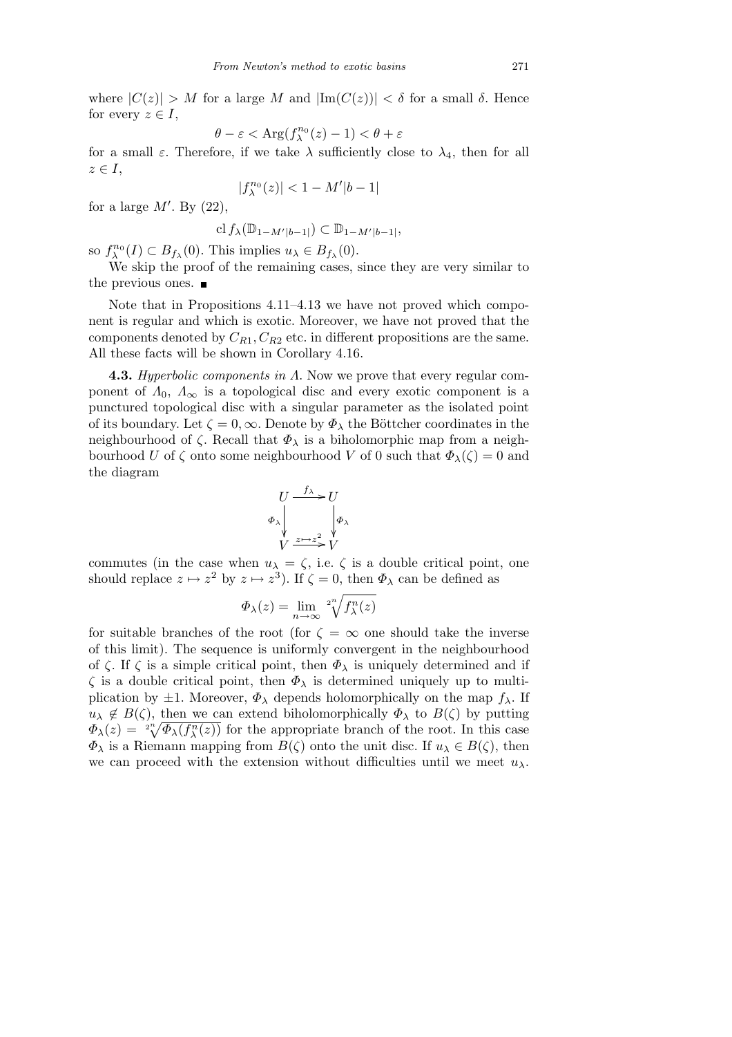where $|C(z)| > M$ for a large $M$ and $|\mathrm{Im}(C(z))| < \delta$ for a small $\delta$. Hence for every $z \in I$,

$$\theta - \varepsilon < \mathrm{Arg}(f_\lambda^{n_0}(z) - 1) < \theta + \varepsilon$$

for a small $\varepsilon$. Therefore, if we take $\lambda$ sufficiently close to $\lambda_4$, then for all $z \in I$,

$$|f_\lambda^{n_0}(z)| < 1 - M'|b-1|$$

for a large $M'$. By (22),

$$\mathrm{cl}\, f_\lambda(\mathbb{D}_{1-M'|b-1|}) \subset \mathbb{D}_{1-M'|b-1|},$$

so $f_\lambda^{n_0}(I) \subset B_{f_\lambda}(0)$. This implies $u_\lambda \in B_{f_\lambda}(0)$.

We skip the proof of the remaining cases, since they are very similar to the previous ones. ∎

Note that in Propositions 4.11–4.13 we have not proved which component is regular and which is exotic. Moreover, we have not proved that the components denoted by $C_{R1}, C_{R2}$ etc. in different propositions are the same. All these facts will be shown in Corollary 4.16.

**4.3.** *Hyperbolic components in $\Lambda$.* Now we prove that every regular component of $\Lambda_0$, $\Lambda_\infty$ is a topological disc and every exotic component is a punctured topological disc with a singular parameter as the isolated point of its boundary. Let $\zeta = 0, \infty$. Denote by $\Phi_\lambda$ the Böttcher coordinates in the neighbourhood of $\zeta$. Recall that $\Phi_\lambda$ is a biholomorphic map from a neighbourhood $U$ of $\zeta$ onto some neighbourhood $V$ of 0 such that $\Phi_\lambda(\zeta) = 0$ and the diagram

$$\begin{array}{ccc} U & \xrightarrow{f_\lambda} & U \\ \Phi_\lambda \downarrow & & \downarrow \Phi_\lambda \\ V & \xrightarrow{z \mapsto z^2} & V \end{array}$$

commutes (in the case when $u_\lambda = \zeta$, i.e. $\zeta$ is a double critical point, one should replace $z \mapsto z^2$ by $z \mapsto z^3$). If $\zeta = 0$, then $\Phi_\lambda$ can be defined as

$$\Phi_\lambda(z) = \lim_{n\to\infty} \sqrt[2^n]{f_\lambda^n(z)}$$

for suitable branches of the root (for $\zeta = \infty$ one should take the inverse of this limit). The sequence is uniformly convergent in the neighbourhood of $\zeta$. If $\zeta$ is a simple critical point, then $\Phi_\lambda$ is uniquely determined and if $\zeta$ is a double critical point, then $\Phi_\lambda$ is determined uniquely up to multiplication by $\pm 1$. Moreover, $\Phi_\lambda$ depends holomorphically on the map $f_\lambda$. If $u_\lambda \notin B(\zeta)$, then we can extend biholomorphically $\Phi_\lambda$ to $B(\zeta)$ by putting $\Phi_\lambda(z) = \sqrt[2^n]{\Phi_\lambda(f_\lambda^n(z))}$ for the appropriate branch of the root. In this case $\Phi_\lambda$ is a Riemann mapping from $B(\zeta)$ onto the unit disc. If $u_\lambda \in B(\zeta)$, then we can proceed with the extension without difficulties until we meet $u_\lambda$.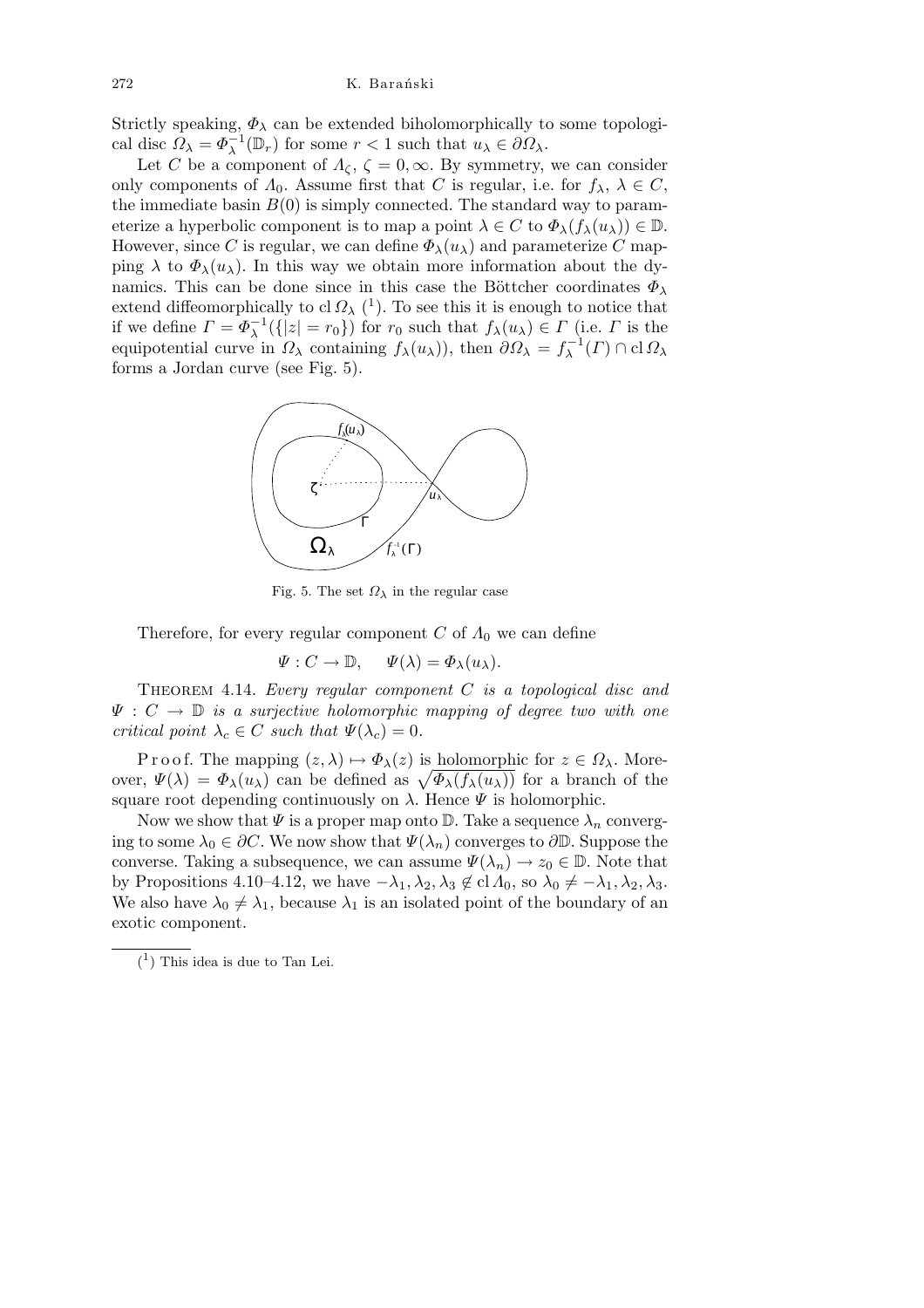Strictly speaking, $\Phi_\lambda$ can be extended biholomorphically to some topological disc $\Omega_\lambda = \Phi_\lambda^{-1}(\mathbb{D}_r)$ for some $r < 1$ such that $u_\lambda \in \partial\Omega_\lambda$.

Let $C$ be a component of $\Lambda_\zeta$, $\zeta = 0, \infty$. By symmetry, we can consider only components of $\Lambda_0$. Assume first that $C$ is regular, i.e. for $f_\lambda$, $\lambda \in C$, the immediate basin $B(0)$ is simply connected. The standard way to parameterize a hyperbolic component is to map a point $\lambda \in C$ to $\Phi_\lambda(f_\lambda(u_\lambda)) \in \mathbb{D}$. However, since $C$ is regular, we can define $\Phi_\lambda(u_\lambda)$ and parameterize $C$ mapping $\lambda$ to $\Phi_\lambda(u_\lambda)$. In this way we obtain more information about the dynamics. This can be done since in this case the Böttcher coordinates $\Phi_\lambda$ extend diffeomorphically to $\operatorname{cl}\Omega_\lambda$ (1). To see this it is enough to notice that if we define $\Gamma = \Phi_\lambda^{-1}(\{|z| = r_0\})$ for $r_0$ such that $f_\lambda(u_\lambda) \in \Gamma$ (i.e. $\Gamma$ is the equipotential curve in $\Omega_\lambda$ containing $f_\lambda(u_\lambda)$), then $\partial\Omega_\lambda = f_\lambda^{-1}(\Gamma) \cap \operatorname{cl}\Omega_\lambda$ forms a Jordan curve (see Fig. 5).

Fig. 5. The set $\Omega_\lambda$ in the regular case

Therefore, for every regular component $C$ of $\Lambda_0$ we can define

$$\Psi : C \to \mathbb{D}, \quad \Psi(\lambda) = \Phi_\lambda(u_\lambda).$$

Theorem 4.14. *Every regular component $C$ is a topological disc and $\Psi : C \to \mathbb{D}$ is a surjective holomorphic mapping of degree two with one critical point $\lambda_c \in C$ such that $\Psi(\lambda_c) = 0$.*

Proof. The mapping $(z, \lambda) \mapsto \Phi_\lambda(z)$ is holomorphic for $z \in \Omega_\lambda$. Moreover, $\Psi(\lambda) = \Phi_\lambda(u_\lambda)$ can be defined as $\sqrt{\Phi_\lambda(f_\lambda(u_\lambda))}$ for a branch of the square root depending continuously on $\lambda$. Hence $\Psi$ is holomorphic.

Now we show that $\Psi$ is a proper map onto $\mathbb{D}$. Take a sequence $\lambda_n$ converging to some $\lambda_0 \in \partial C$. We now show that $\Psi(\lambda_n)$ converges to $\partial\mathbb{D}$. Suppose the converse. Taking a subsequence, we can assume $\Psi(\lambda_n) \to z_0 \in \mathbb{D}$. Note that by Propositions 4.10–4.12, we have $-\lambda_1, \lambda_2, \lambda_3 \notin \operatorname{cl}\Lambda_0$, so $\lambda_0 \neq -\lambda_1, \lambda_2, \lambda_3$. We also have $\lambda_0 \neq \lambda_1$, because $\lambda_1$ is an isolated point of the boundary of an exotic component.

(1) This idea is due to Tan Lei.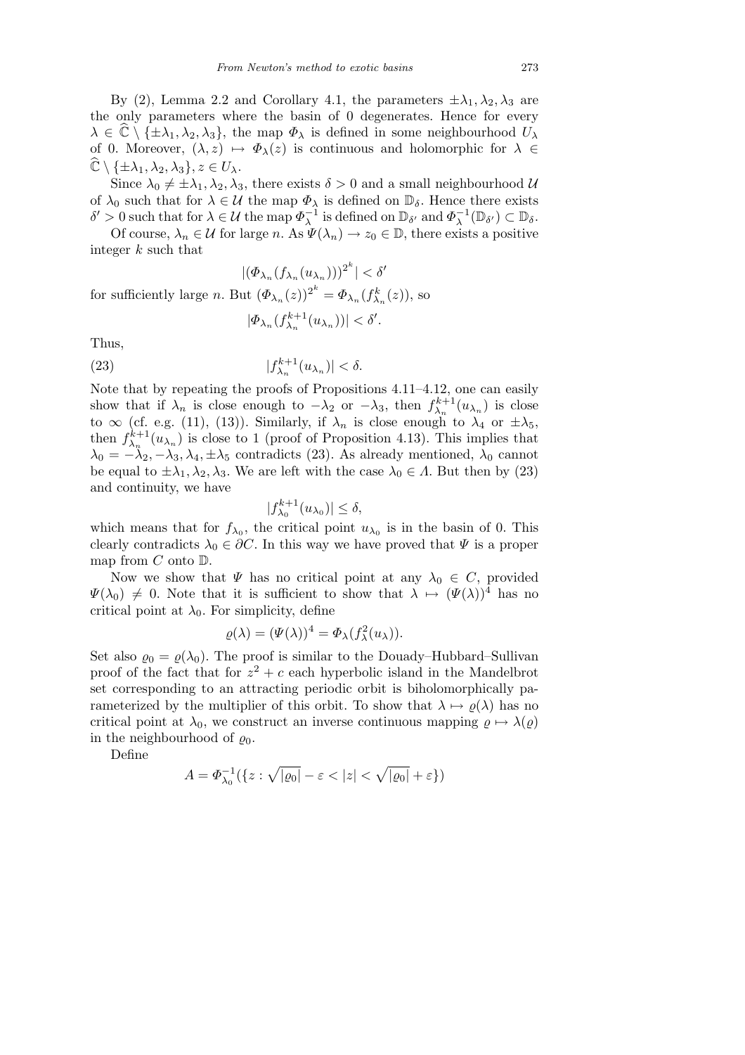By (2), Lemma 2.2 and Corollary 4.1, the parameters $\pm\lambda_1, \lambda_2, \lambda_3$ are the only parameters where the basin of 0 degenerates. Hence for every $\lambda \in \widehat{\mathbb{C}} \setminus \{\pm\lambda_1, \lambda_2, \lambda_3\}$, the map $\Phi_\lambda$ is defined in some neighbourhood $U_\lambda$ of 0. Moreover, $(\lambda, z) \mapsto \Phi_\lambda(z)$ is continuous and holomorphic for $\lambda \in \widehat{\mathbb{C}} \setminus \{\pm\lambda_1, \lambda_2, \lambda_3\}, z \in U_\lambda$.

Since $\lambda_0 \neq \pm\lambda_1, \lambda_2, \lambda_3$, there exists $\delta > 0$ and a small neighbourhood $\mathcal{U}$ of $\lambda_0$ such that for $\lambda \in \mathcal{U}$ the map $\Phi_\lambda$ is defined on $\mathbb{D}_\delta$. Hence there exists $\delta' > 0$ such that for $\lambda \in \mathcal{U}$ the map $\Phi_\lambda^{-1}$ is defined on $\mathbb{D}_{\delta'}$ and $\Phi_\lambda^{-1}(\mathbb{D}_{\delta'}) \subset \mathbb{D}_\delta$.

Of course, $\lambda_n \in \mathcal{U}$ for large $n$. As $\Psi(\lambda_n) \to z_0 \in \mathbb{D}$, there exists a positive integer $k$ such that

$$|(\Phi_{\lambda_n}(f_{\lambda_n}(u_{\lambda_n})))^{2^k}| < \delta'$$

for sufficiently large $n$. But $(\Phi_{\lambda_n}(z))^{2^k} = \Phi_{\lambda_n}(f_{\lambda_n}^k(z))$, so

$$|\Phi_{\lambda_n}(f_{\lambda_n}^{k+1}(u_{\lambda_n}))| < \delta'.$$

Thus,

$$|f_{\lambda_n}^{k+1}(u_{\lambda_n})| < \delta. \tag{23}$$

Note that by repeating the proofs of Propositions 4.11–4.12, one can easily show that if $\lambda_n$ is close enough to $-\lambda_2$ or $-\lambda_3$, then $f_{\lambda_n}^{k+1}(u_{\lambda_n})$ is close to $\infty$ (cf. e.g. (11), (13)). Similarly, if $\lambda_n$ is close enough to $\lambda_4$ or $\pm\lambda_5$, then $f_{\lambda_n}^{k+1}(u_{\lambda_n})$ is close to 1 (proof of Proposition 4.13). This implies that $\lambda_0 = -\lambda_2, -\lambda_3, \lambda_4, \pm\lambda_5$ contradicts (23). As already mentioned, $\lambda_0$ cannot be equal to $\pm\lambda_1, \lambda_2, \lambda_3$. We are left with the case $\lambda_0 \in \Lambda$. But then by (23) and continuity, we have

$$|f_{\lambda_0}^{k+1}(u_{\lambda_0})| \leq \delta,$$

which means that for $f_{\lambda_0}$, the critical point $u_{\lambda_0}$ is in the basin of 0. This clearly contradicts $\lambda_0 \in \partial C$. In this way we have proved that $\Psi$ is a proper map from $C$ onto $\mathbb{D}$.

Now we show that $\Psi$ has no critical point at any $\lambda_0 \in C$, provided $\Psi(\lambda_0) \neq 0$. Note that it is sufficient to show that $\lambda \mapsto (\Psi(\lambda))^4$ has no critical point at $\lambda_0$. For simplicity, define

$$\varrho(\lambda) = (\Psi(\lambda))^4 = \Phi_\lambda(f_\lambda^2(u_\lambda)).$$

Set also $\varrho_0 = \varrho(\lambda_0)$. The proof is similar to the Douady–Hubbard–Sullivan proof of the fact that for $z^2 + c$ each hyperbolic island in the Mandelbrot set corresponding to an attracting periodic orbit is biholomorphically parameterized by the multiplier of this orbit. To show that $\lambda \mapsto \varrho(\lambda)$ has no critical point at $\lambda_0$, we construct an inverse continuous mapping $\varrho \mapsto \lambda(\varrho)$ in the neighbourhood of $\varrho_0$.

Define

$$A = \Phi_{\lambda_0}^{-1}(\{z : \sqrt{|\varrho_0|} - \varepsilon < |z| < \sqrt{|\varrho_0|} + \varepsilon\})$$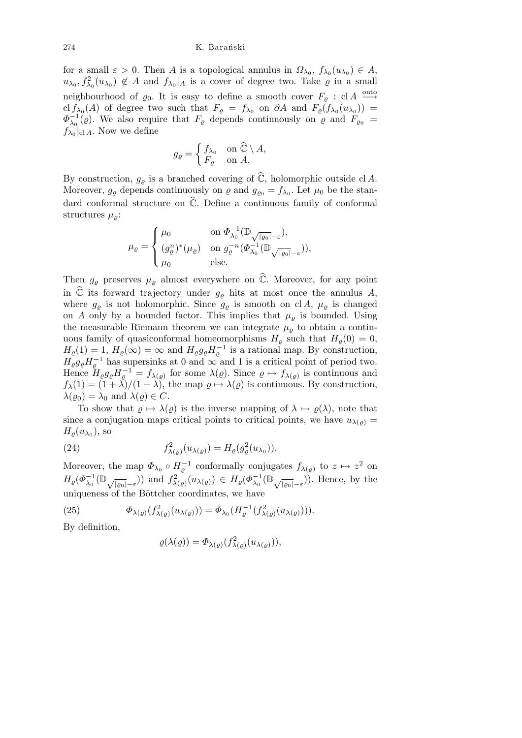for a small $\varepsilon > 0$. Then $A$ is a topological annulus in $\Omega_{\lambda_0}$, $f_{\lambda_0}(u_{\lambda_0}) \in A$, $u_{\lambda_0}, f^2_{\lambda_0}(u_{\lambda_0}) \notin A$ and $f_{\lambda_0}|_A$ is a cover of degree two. Take $\varrho$ in a small neighbourhood of $\varrho_0$. It is easy to define a smooth cover $F_\varrho : \operatorname{cl} A \xrightarrow{\text{onto}} \operatorname{cl} f_{\lambda_0}(A)$ of degree two such that $F_\varrho = f_{\lambda_0}$ on $\partial A$ and $F_\varrho(f_{\lambda_0}(u_{\lambda_0})) = \Phi^{-1}_{\lambda_0}(\varrho)$. We also require that $F_\varrho$ depends continuously on $\varrho$ and $F_{\varrho_0} = f_{\lambda_0}|_{\operatorname{cl} A}$. Now we define

$$g_\varrho = \begin{cases} f_{\lambda_0} & \text{on } \widehat{\mathbb{C}} \setminus A, \\ F_\varrho & \text{on } A. \end{cases}$$

By construction, $g_\varrho$ is a branched covering of $\widehat{\mathbb{C}}$, holomorphic outside $\operatorname{cl} A$. Moreover, $g_\varrho$ depends continuously on $\varrho$ and $g_{\varrho_0} = f_{\lambda_0}$. Let $\mu_0$ be the standard conformal structure on $\widehat{\mathbb{C}}$. Define a continuous family of conformal structures $\mu_\varrho$:

$$\mu_\varrho = \begin{cases} \mu_0 & \text{on } \Phi^{-1}_{\lambda_0}(\mathbb{D}_{\sqrt{|\varrho_0|}-\varepsilon}), \\ (g^n_\varrho)^*(\mu_\varrho) & \text{on } g^{-n}_\varrho(\Phi^{-1}_{\lambda_0}(\mathbb{D}_{\sqrt{|\varrho_0|}-\varepsilon})), \\ \mu_0 & \text{else.} \end{cases}$$

Then $g_\varrho$ preserves $\mu_\varrho$ almost everywhere on $\widehat{\mathbb{C}}$. Moreover, for any point in $\widehat{\mathbb{C}}$ its forward trajectory under $g_\varrho$ hits at most once the annulus $A$, where $g_\varrho$ is not holomorphic. Since $g_\varrho$ is smooth on $\operatorname{cl} A$, $\mu_\varrho$ is changed on $A$ only by a bounded factor. This implies that $\mu_\varrho$ is bounded. Using the measurable Riemann theorem we can integrate $\mu_\varrho$ to obtain a continuous family of quasiconformal homeomorphisms $H_\varrho$ such that $H_\varrho(0) = 0$, $H_\varrho(1) = 1$, $H_\varrho(\infty) = \infty$ and $H_\varrho g_\varrho H^{-1}_\varrho$ is a rational map. By construction, $H_\varrho g_\varrho H^{-1}_\varrho$ has supersinks at 0 and $\infty$ and 1 is a critical point of period two. Hence $H_\varrho g_\varrho H^{-1}_\varrho = f_{\lambda(\varrho)}$ for some $\lambda(\varrho)$. Since $\varrho \mapsto f_{\lambda(\varrho)}$ is continuous and $f_\lambda(1) = (1+\lambda)/(1-\lambda)$, the map $\varrho \mapsto \lambda(\varrho)$ is continuous. By construction, $\lambda(\varrho_0) = \lambda_0$ and $\lambda(\varrho) \in C$.

To show that $\varrho \mapsto \lambda(\varrho)$ is the inverse mapping of $\lambda \mapsto \varrho(\lambda)$, note that since a conjugation maps critical points to critical points, we have $u_{\lambda(\varrho)} = H_\varrho(u_{\lambda_0})$, so

$$f^2_{\lambda(\varrho)}(u_{\lambda(\varrho)}) = H_\varrho(g^2_\varrho(u_{\lambda_0})). \tag{24}$$

Moreover, the map $\Phi_{\lambda_0} \circ H^{-1}_\varrho$ conformally conjugates $f_{\lambda(\varrho)}$ to $z \mapsto z^2$ on $H_\varrho(\Phi^{-1}_{\lambda_0}(\mathbb{D}_{\sqrt{|\varrho_0|}-\varepsilon}))$ and $f^2_{\lambda(\varrho)}(u_{\lambda(\varrho)}) \in H_\varrho(\Phi^{-1}_{\lambda_0}(\mathbb{D}_{\sqrt{|\varrho_0|}-\varepsilon}))$. Hence, by the uniqueness of the Böttcher coordinates, we have

$$\Phi_{\lambda(\varrho)}(f^2_{\lambda(\varrho)}(u_{\lambda(\varrho)})) = \Phi_{\lambda_0}(H^{-1}_\varrho(f^2_{\lambda(\varrho)}(u_{\lambda(\varrho)}))). \tag{25}$$

By definition,

$$\varrho(\lambda(\varrho)) = \Phi_{\lambda(\varrho)}(f^2_{\lambda(\varrho)}(u_{\lambda(\varrho)})),$$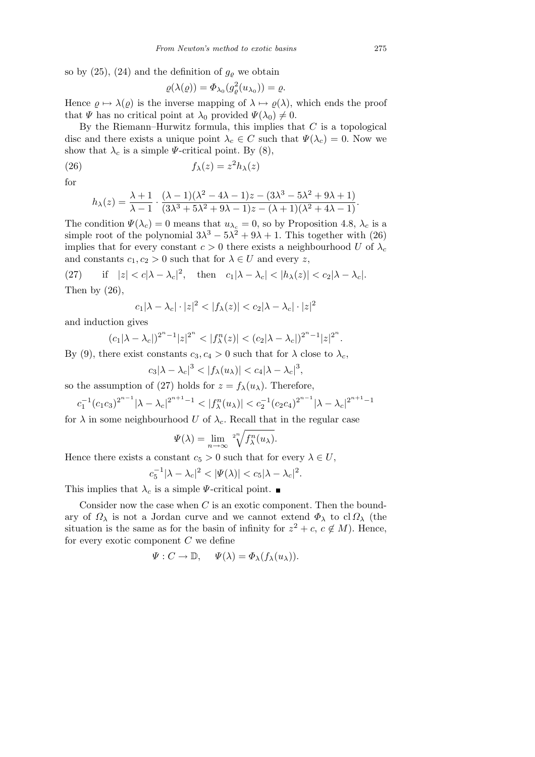so by (25), (24) and the definition of $g_\varrho$ we obtain

$$\varrho(\lambda(\varrho)) = \Phi_{\lambda_0}(g_\varrho^2(u_{\lambda_0})) = \varrho.$$

Hence $\varrho \mapsto \lambda(\varrho)$ is the inverse mapping of $\lambda \mapsto \varrho(\lambda)$, which ends the proof that $\Psi$ has no critical point at $\lambda_0$ provided $\Psi(\lambda_0) \neq 0$.

By the Riemann–Hurwitz formula, this implies that $C$ is a topological disc and there exists a unique point $\lambda_c \in C$ such that $\Psi(\lambda_c) = 0$. Now we show that $\lambda_c$ is a simple $\Psi$-critical point. By (8),

$$f_\lambda(z) = z^2 h_\lambda(z) \tag{26}$$

for

$$h_\lambda(z) = \frac{\lambda+1}{\lambda-1} \cdot \frac{(\lambda-1)(\lambda^2-4\lambda-1)z - (3\lambda^3-5\lambda^2+9\lambda+1)}{(3\lambda^3+5\lambda^2+9\lambda-1)z - (\lambda+1)(\lambda^2+4\lambda-1)}.$$

The condition $\Psi(\lambda_c) = 0$ means that $u_{\lambda_c} = 0$, so by Proposition 4.8, $\lambda_c$ is a simple root of the polynomial $3\lambda^3 - 5\lambda^2 + 9\lambda + 1$. This together with (26) implies that for every constant $c > 0$ there exists a neighbourhood $U$ of $\lambda_c$ and constants $c_1, c_2 > 0$ such that for $\lambda \in U$ and every $z$,

$$\text{if} \quad |z| < c|\lambda - \lambda_c|^2, \quad \text{then} \quad c_1|\lambda - \lambda_c| < |h_\lambda(z)| < c_2|\lambda - \lambda_c|. \tag{27}$$

Then by (26),

$$c_1|\lambda - \lambda_c| \cdot |z|^2 < |f_\lambda(z)| < c_2|\lambda - \lambda_c| \cdot |z|^2$$

and induction gives

$$(c_1|\lambda - \lambda_c|)^{2^n-1}|z|^{2^n} < |f_\lambda^n(z)| < (c_2|\lambda - \lambda_c|)^{2^n-1}|z|^{2^n}.$$

By (9), there exist constants $c_3, c_4 > 0$ such that for $\lambda$ close to $\lambda_c$,

$$c_3|\lambda - \lambda_c|^3 < |f_\lambda(u_\lambda)| < c_4|\lambda - \lambda_c|^3,$$

so the assumption of (27) holds for $z = f_\lambda(u_\lambda)$. Therefore,

$$c_1^{-1}(c_1c_3)^{2^{n-1}}|\lambda - \lambda_c|^{2^{n+1}-1} < |f_\lambda^n(u_\lambda)| < c_2^{-1}(c_2c_4)^{2^{n-1}}|\lambda - \lambda_c|^{2^{n+1}-1}$$

for $\lambda$ in some neighbourhood $U$ of $\lambda_c$. Recall that in the regular case

$$\Psi(\lambda) = \lim_{n\to\infty} \sqrt[2^n]{f_\lambda^n(u_\lambda)}.$$

Hence there exists a constant $c_5 > 0$ such that for every $\lambda \in U$,

$$c_5^{-1}|\lambda - \lambda_c|^2 < |\Psi(\lambda)| < c_5|\lambda - \lambda_c|^2.$$

This implies that $\lambda_c$ is a simple $\Psi$-critical point. ■

Consider now the case when $C$ is an exotic component. Then the boundary of $\Omega_\lambda$ is not a Jordan curve and we cannot extend $\Phi_\lambda$ to $\operatorname{cl}\Omega_\lambda$ (the situation is the same as for the basin of infinity for $z^2 + c$, $c \notin M$). Hence, for every exotic component $C$ we define

$$\Psi : C \to \mathbb{D}, \quad \Psi(\lambda) = \Phi_\lambda(f_\lambda(u_\lambda)).$$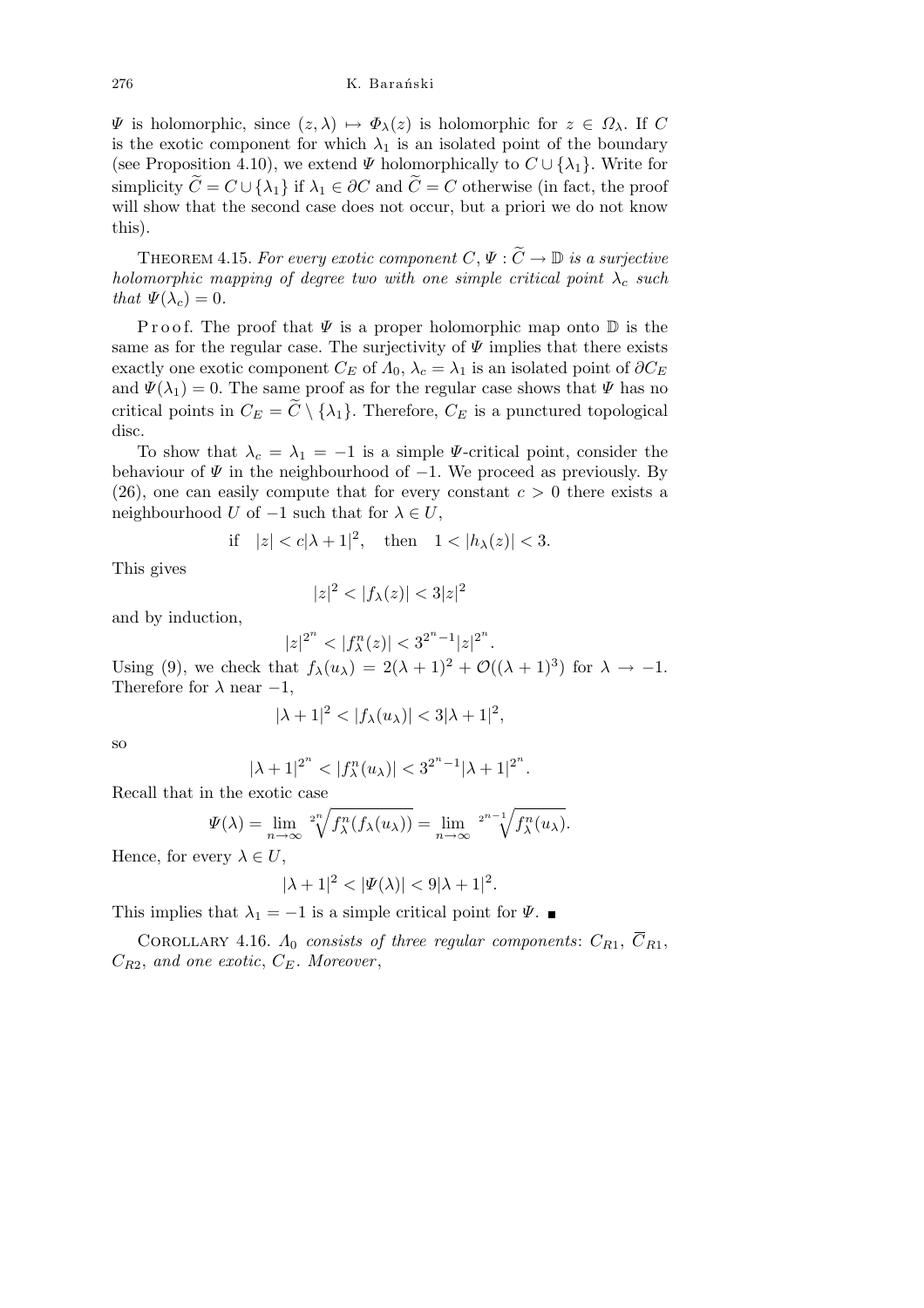$\Psi$ is holomorphic, since $(z, \lambda) \mapsto \Phi_\lambda(z)$ is holomorphic for $z \in \Omega_\lambda$. If $C$ is the exotic component for which $\lambda_1$ is an isolated point of the boundary (see Proposition 4.10), we extend $\Psi$ holomorphically to $C \cup \{\lambda_1\}$. Write for simplicity $\widetilde{C} = C \cup \{\lambda_1\}$ if $\lambda_1 \in \partial C$ and $\widetilde{C} = C$ otherwise (in fact, the proof will show that the second case does not occur, but a priori we do not know this).

THEOREM 4.15. *For every exotic component $C$, $\Psi : \widetilde{C} \to \mathbb{D}$ is a surjective holomorphic mapping of degree two with one simple critical point $\lambda_c$ such that $\Psi(\lambda_c) = 0$.*

Proof. The proof that $\Psi$ is a proper holomorphic map onto $\mathbb{D}$ is the same as for the regular case. The surjectivity of $\Psi$ implies that there exists exactly one exotic component $C_E$ of $\Lambda_0$, $\lambda_c = \lambda_1$ is an isolated point of $\partial C_E$ and $\Psi(\lambda_1) = 0$. The same proof as for the regular case shows that $\Psi$ has no critical points in $C_E = \widetilde{C} \setminus \{\lambda_1\}$. Therefore, $C_E$ is a punctured topological disc.

To show that $\lambda_c = \lambda_1 = -1$ is a simple $\Psi$-critical point, consider the behaviour of $\Psi$ in the neighbourhood of $-1$. We proceed as previously. By (26), one can easily compute that for every constant $c > 0$ there exists a neighbourhood $U$ of $-1$ such that for $\lambda \in U$,

$$\text{if} \quad |z| < c|\lambda + 1|^2, \quad \text{then} \quad 1 < |h_\lambda(z)| < 3.$$

This gives

$$|z|^2 < |f_\lambda(z)| < 3|z|^2$$

and by induction,

$$|z|^{2^n} < |f_\lambda^n(z)| < 3^{2^n - 1}|z|^{2^n}.$$

Using (9), we check that $f_\lambda(u_\lambda) = 2(\lambda + 1)^2 + \mathcal{O}((\lambda + 1)^3)$ for $\lambda \to -1$. Therefore for $\lambda$ near $-1$,

$$|\lambda + 1|^2 < |f_\lambda(u_\lambda)| < 3|\lambda + 1|^2,$$

so

$$|\lambda + 1|^{2^n} < |f_\lambda^n(u_\lambda)| < 3^{2^n - 1}|\lambda + 1|^{2^n}.$$

Recall that in the exotic case

$$\Psi(\lambda) = \lim_{n \to \infty} \sqrt[2^n]{f_\lambda^n(f_\lambda(u_\lambda))} = \lim_{n \to \infty} \sqrt[2^{n-1}]{f_\lambda^n(u_\lambda)}.$$

Hence, for every $\lambda \in U$,

$$|\lambda + 1|^2 < |\Psi(\lambda)| < 9|\lambda + 1|^2.$$

This implies that $\lambda_1 = -1$ is a simple critical point for $\Psi$. ∎

COROLLARY 4.16. *$\Lambda_0$ consists of three regular components: $C_{R1}$, $\overline{C}_{R1}$, $C_{R2}$, and one exotic, $C_E$. Moreover,*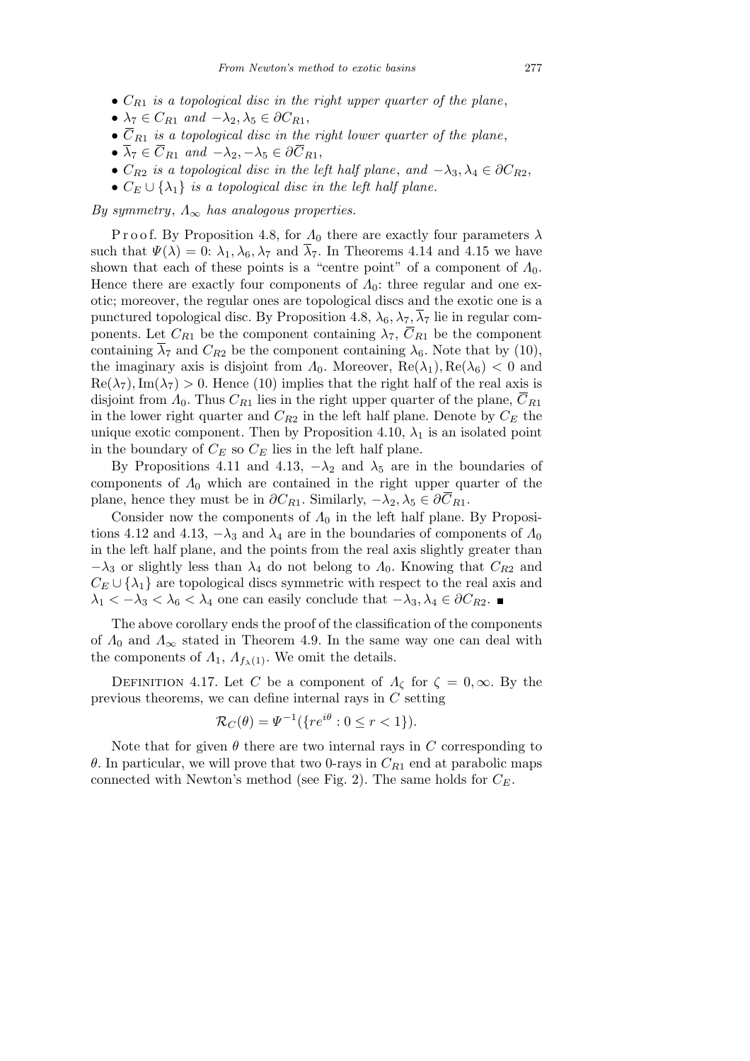- $C_{R1}$ *is a topological disc in the right upper quarter of the plane*,
- $\lambda_7 \in C_{R1}$ *and* $-\lambda_2, \lambda_5 \in \partial C_{R1}$,
- $\overline{C}_{R1}$ *is a topological disc in the right lower quarter of the plane*,
- $\overline{\lambda}_7 \in \overline{C}_{R1}$ *and* $-\lambda_2, -\lambda_5 \in \partial \overline{C}_{R1}$,
- $C_{R2}$ *is a topological disc in the left half plane*, *and* $-\lambda_3, \lambda_4 \in \partial C_{R2}$,
- $C_E \cup \{\lambda_1\}$ *is a topological disc in the left half plane.*

*By symmetry*, $\Lambda_\infty$ *has analogous properties.*

Proof. By Proposition 4.8, for $\Lambda_0$ there are exactly four parameters $\lambda$ such that $\Psi(\lambda) = 0$: $\lambda_1, \lambda_6, \lambda_7$ and $\overline{\lambda}_7$. In Theorems 4.14 and 4.15 we have shown that each of these points is a "centre point" of a component of $\Lambda_0$. Hence there are exactly four components of $\Lambda_0$: three regular and one exotic; moreover, the regular ones are topological discs and the exotic one is a punctured topological disc. By Proposition 4.8, $\lambda_6, \lambda_7, \overline{\lambda}_7$ lie in regular components. Let $C_{R1}$ be the component containing $\lambda_7$, $\overline{C}_{R1}$ be the component containing $\overline{\lambda}_7$ and $C_{R2}$ be the component containing $\lambda_6$. Note that by (10), the imaginary axis is disjoint from $\Lambda_0$. Moreover, $\mathrm{Re}(\lambda_1), \mathrm{Re}(\lambda_6) < 0$ and $\mathrm{Re}(\lambda_7), \mathrm{Im}(\lambda_7) > 0$. Hence (10) implies that the right half of the real axis is disjoint from $\Lambda_0$. Thus $C_{R1}$ lies in the right upper quarter of the plane, $\overline{C}_{R1}$ in the lower right quarter and $C_{R2}$ in the left half plane. Denote by $C_E$ the unique exotic component. Then by Proposition 4.10, $\lambda_1$ is an isolated point in the boundary of $C_E$ so $C_E$ lies in the left half plane.

By Propositions 4.11 and 4.13, $-\lambda_2$ and $\lambda_5$ are in the boundaries of components of $\Lambda_0$ which are contained in the right upper quarter of the plane, hence they must be in $\partial C_{R1}$. Similarly, $-\lambda_2, \lambda_5 \in \partial \overline{C}_{R1}$.

Consider now the components of $\Lambda_0$ in the left half plane. By Propositions 4.12 and 4.13, $-\lambda_3$ and $\lambda_4$ are in the boundaries of components of $\Lambda_0$ in the left half plane, and the points from the real axis slightly greater than $-\lambda_3$ or slightly less than $\lambda_4$ do not belong to $\Lambda_0$. Knowing that $C_{R2}$ and $C_E \cup \{\lambda_1\}$ are topological discs symmetric with respect to the real axis and $\lambda_1 < -\lambda_3 < \lambda_6 < \lambda_4$ one can easily conclude that $-\lambda_3, \lambda_4 \in \partial C_{R2}$. ■

The above corollary ends the proof of the classification of the components of $\Lambda_0$ and $\Lambda_\infty$ stated in Theorem 4.9. In the same way one can deal with the components of $\Lambda_1$, $\Lambda_{f_\lambda(1)}$. We omit the details.

Definition 4.17. Let $C$ be a component of $\Lambda_\zeta$ for $\zeta = 0, \infty$. By the previous theorems, we can define internal rays in $C$ setting

$$\mathcal{R}_C(\theta) = \Psi^{-1}(\{re^{i\theta} : 0 \le r < 1\}).$$

Note that for given $\theta$ there are two internal rays in $C$ corresponding to $\theta$. In particular, we will prove that two 0-rays in $C_{R1}$ end at parabolic maps connected with Newton's method (see Fig. 2). The same holds for $C_E$.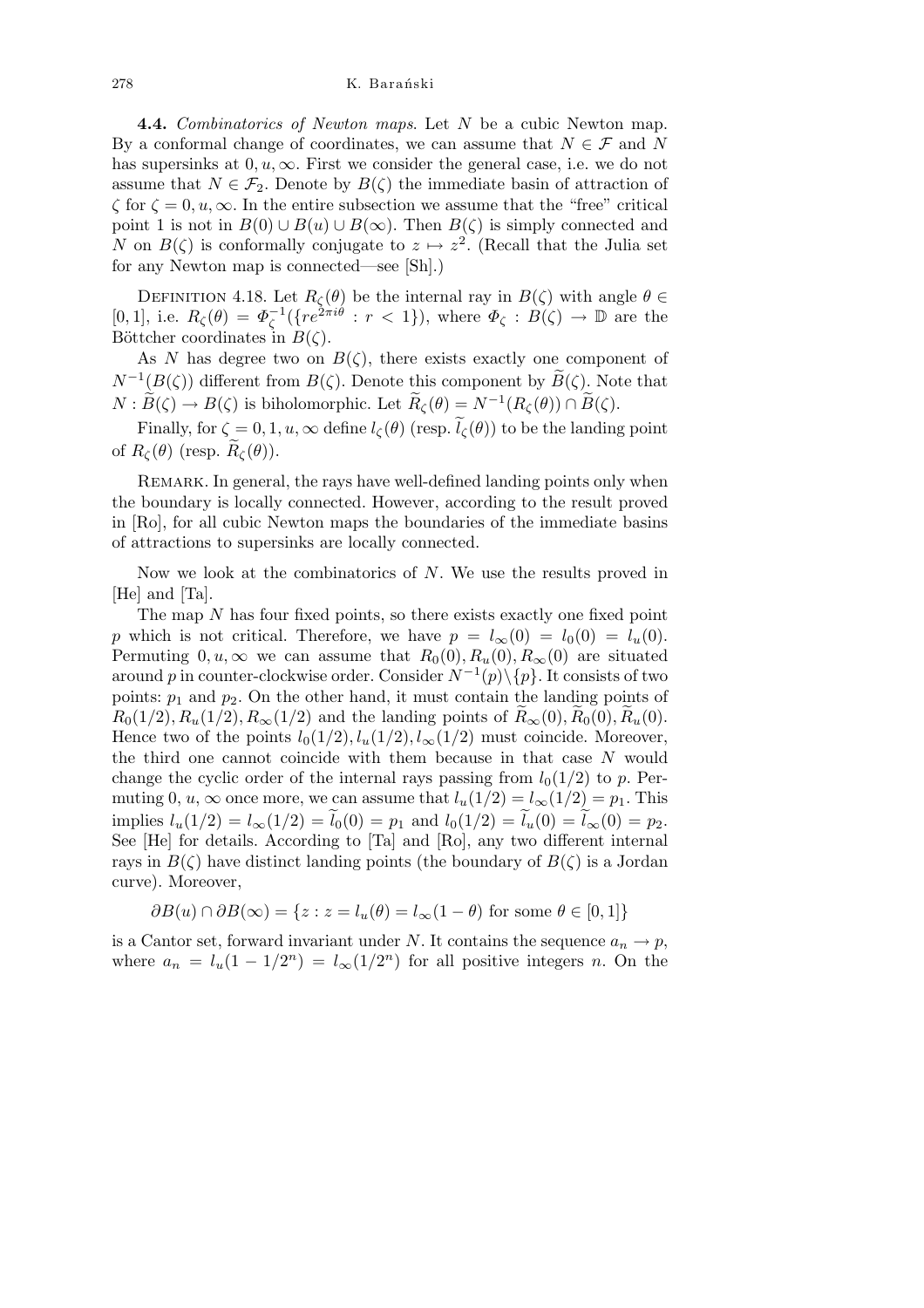**4.4.** *Combinatorics of Newton maps*. Let $N$ be a cubic Newton map. By a conformal change of coordinates, we can assume that $N \in \mathcal{F}$ and $N$ has supersinks at $0, u, \infty$. First we consider the general case, i.e. we do not assume that $N \in \mathcal{F}_2$. Denote by $B(\zeta)$ the immediate basin of attraction of $\zeta$ for $\zeta = 0, u, \infty$. In the entire subsection we assume that the "free" critical point 1 is not in $B(0) \cup B(u) \cup B(\infty)$. Then $B(\zeta)$ is simply connected and $N$ on $B(\zeta)$ is conformally conjugate to $z \mapsto z^2$. (Recall that the Julia set for any Newton map is connected—see [Sh].)

Definition 4.18. Let $R_\zeta(\theta)$ be the internal ray in $B(\zeta)$ with angle $\theta \in [0,1]$, i.e. $R_\zeta(\theta) = \Phi_\zeta^{-1}(\{re^{2\pi i\theta} : r < 1\})$, where $\Phi_\zeta : B(\zeta) \to \mathbb{D}$ are the Böttcher coordinates in $B(\zeta)$.

As $N$ has degree two on $B(\zeta)$, there exists exactly one component of $N^{-1}(B(\zeta))$ different from $B(\zeta)$. Denote this component by $\widetilde{B}(\zeta)$. Note that $N : \widetilde{B}(\zeta) \to B(\zeta)$ is biholomorphic. Let $\widetilde{R}_\zeta(\theta) = N^{-1}(R_\zeta(\theta)) \cap \widetilde{B}(\zeta)$.

Finally, for $\zeta = 0, 1, u, \infty$ define $l_\zeta(\theta)$ (resp. $\widetilde{l}_\zeta(\theta)$) to be the landing point of $R_\zeta(\theta)$ (resp. $\widetilde{R}_\zeta(\theta)$).

Remark. In general, the rays have well-defined landing points only when the boundary is locally connected. However, according to the result proved in [Ro], for all cubic Newton maps the boundaries of the immediate basins of attractions to supersinks are locally connected.

Now we look at the combinatorics of $N$. We use the results proved in [He] and [Ta].

The map $N$ has four fixed points, so there exists exactly one fixed point $p$ which is not critical. Therefore, we have $p = l_\infty(0) = l_0(0) = l_u(0)$. Permuting $0, u, \infty$ we can assume that $R_0(0), R_u(0), R_\infty(0)$ are situated around $p$ in counter-clockwise order. Consider $N^{-1}(p) \setminus \{p\}$. It consists of two points: $p_1$ and $p_2$. On the other hand, it must contain the landing points of $R_0(1/2), R_u(1/2), R_\infty(1/2)$ and the landing points of $\widetilde{R}_\infty(0), \widetilde{R}_0(0), \widetilde{R}_u(0)$. Hence two of the points $l_0(1/2), l_u(1/2), l_\infty(1/2)$ must coincide. Moreover, the third one cannot coincide with them because in that case $N$ would change the cyclic order of the internal rays passing from $l_0(1/2)$ to $p$. Permuting $0$, $u$, $\infty$ once more, we can assume that $l_u(1/2) = l_\infty(1/2) = p_1$. This implies $l_u(1/2) = l_\infty(1/2) = \widetilde{l}_0(0) = p_1$ and $l_0(1/2) = \widetilde{l}_u(0) = \widetilde{l}_\infty(0) = p_2$. See [He] for details. According to [Ta] and [Ro], any two different internal rays in $B(\zeta)$ have distinct landing points (the boundary of $B(\zeta)$ is a Jordan curve). Moreover,

$$\partial B(u) \cap \partial B(\infty) = \{z : z = l_u(\theta) = l_\infty(1 - \theta) \text{ for some } \theta \in [0,1]\}$$

is a Cantor set, forward invariant under $N$. It contains the sequence $a_n \to p$, where $a_n = l_u(1 - 1/2^n) = l_\infty(1/2^n)$ for all positive integers $n$. On the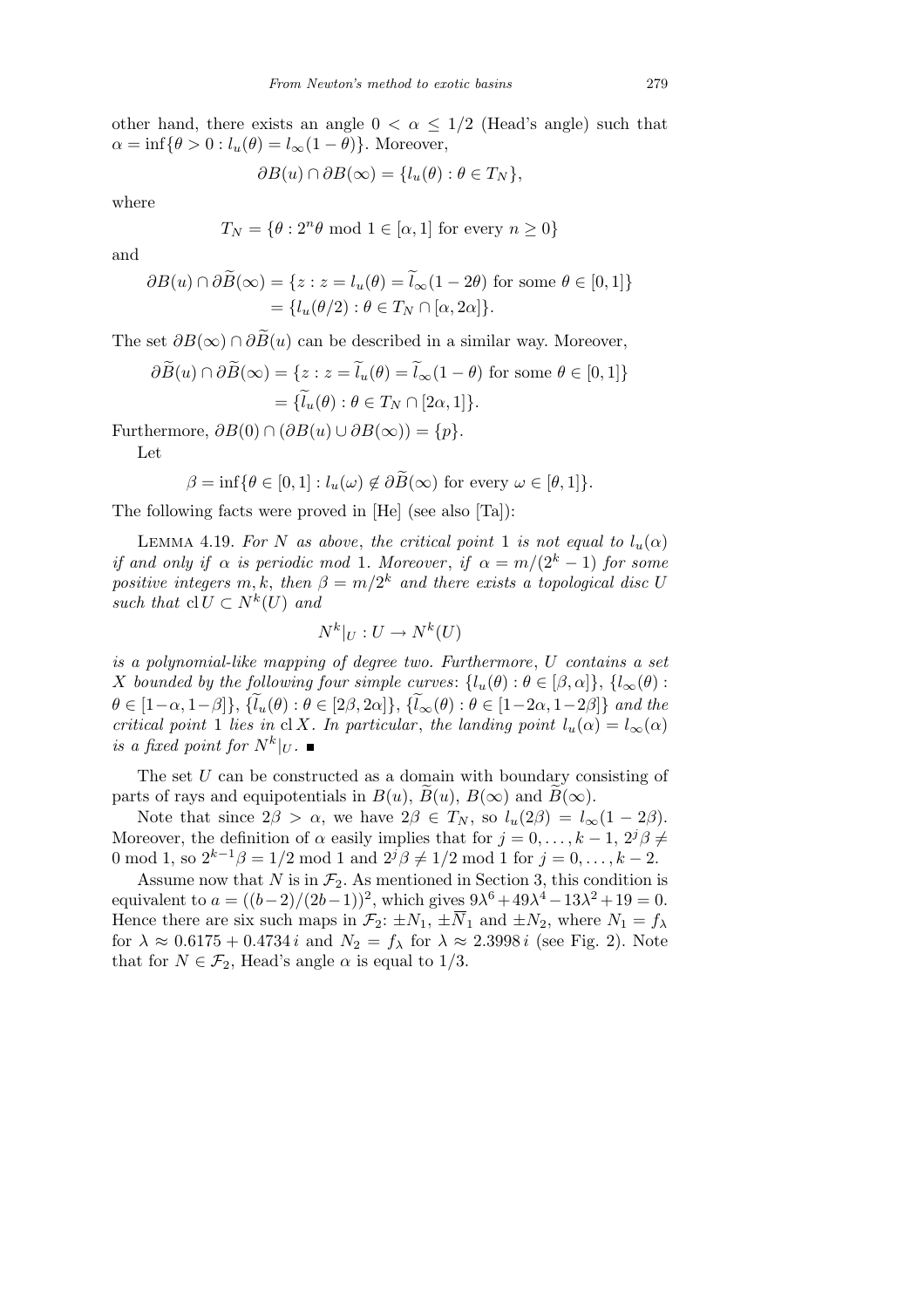other hand, there exists an angle $0 < \alpha \le 1/2$ (Head's angle) such that $\alpha = \inf\{\theta > 0 : l_u(\theta) = l_\infty(1-\theta)\}$. Moreover,

$$\partial B(u) \cap \partial B(\infty) = \{l_u(\theta) : \theta \in T_N\},$$

where

$$T_N = \{\theta : 2^n\theta \bmod 1 \in [\alpha, 1] \text{ for every } n \ge 0\}$$

and

$$\begin{aligned}\partial B(u) \cap \partial \widetilde{B}(\infty) &= \{z : z = l_u(\theta) = \widetilde{l}_\infty(1-2\theta) \text{ for some } \theta \in [0,1]\}\\ &= \{l_u(\theta/2) : \theta \in T_N \cap [\alpha, 2\alpha]\}.\end{aligned}$$

The set $\partial B(\infty) \cap \partial \widetilde{B}(u)$ can be described in a similar way. Moreover,

$$\begin{aligned}\partial \widetilde{B}(u) \cap \partial \widetilde{B}(\infty) &= \{z : z = \widetilde{l}_u(\theta) = \widetilde{l}_\infty(1-\theta) \text{ for some } \theta \in [0,1]\}\\ &= \{\widetilde{l}_u(\theta) : \theta \in T_N \cap [2\alpha, 1]\}.\end{aligned}$$

Furthermore, $\partial B(0) \cap (\partial B(u) \cup \partial B(\infty)) = \{p\}$.

Let

$$\beta = \inf\{\theta \in [0,1] : l_u(\omega) \notin \partial \widetilde{B}(\infty) \text{ for every } \omega \in [\theta, 1]\}.$$

The following facts were proved in [He] (see also [Ta]):

Lemma 4.19. *For $N$ as above, the critical point 1 is not equal to $l_u(\alpha)$ if and only if $\alpha$ is periodic mod 1. Moreover, if $\alpha = m/(2^k-1)$ for some positive integers $m, k$, then $\beta = m/2^k$ and there exists a topological disc $U$ such that $\operatorname{cl} U \subset N^k(U)$ and*

$$N^k|_U : U \to N^k(U)$$

*is a polynomial-like mapping of degree two. Furthermore, $U$ contains a set $X$ bounded by the following four simple curves: $\{l_u(\theta) : \theta \in [\beta, \alpha]\}$, $\{l_\infty(\theta) : \theta \in [1-\alpha, 1-\beta]\}$, $\{\widetilde{l}_u(\theta) : \theta \in [2\beta, 2\alpha]\}$, $\{\widetilde{l}_\infty(\theta) : \theta \in [1-2\alpha, 1-2\beta]\}$ and the critical point 1 lies in $\operatorname{cl} X$. In particular, the landing point $l_u(\alpha) = l_\infty(\alpha)$ is a fixed point for $N^k|_U$.* ∎

The set $U$ can be constructed as a domain with boundary consisting of parts of rays and equipotentials in $B(u)$, $\widetilde{B}(u)$, $B(\infty)$ and $\widetilde{B}(\infty)$.

Note that since $2\beta > \alpha$, we have $2\beta \in T_N$, so $l_u(2\beta) = l_\infty(1-2\beta)$. Moreover, the definition of $\alpha$ easily implies that for $j = 0, \ldots, k-1$, $2^j\beta \ne 0 \bmod 1$, so $2^{k-1}\beta = 1/2 \bmod 1$ and $2^j\beta \ne 1/2 \bmod 1$ for $j = 0, \ldots, k-2$.

Assume now that $N$ is in $\mathcal{F}_2$. As mentioned in Section 3, this condition is equivalent to $a = ((b-2)/(2b-1))^2$, which gives $9\lambda^6 + 49\lambda^4 - 13\lambda^2 + 19 = 0$. Hence there are six such maps in $\mathcal{F}_2$: $\pm N_1$, $\pm \overline{N}_1$ and $\pm N_2$, where $N_1 = f_\lambda$ for $\lambda \approx 0.6175 + 0.4734\,i$ and $N_2 = f_\lambda$ for $\lambda \approx 2.3998\,i$ (see Fig. 2). Note that for $N \in \mathcal{F}_2$, Head's angle $\alpha$ is equal to $1/3$.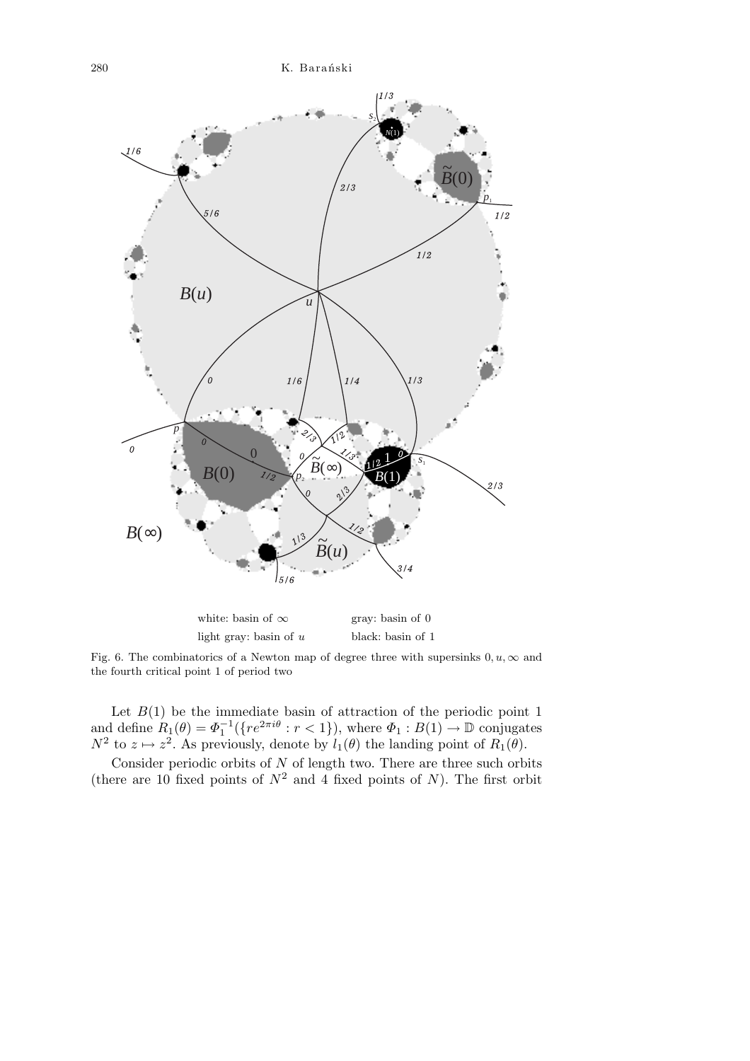white: basin of $\infty$ gray: basin of $0$

light gray: basin of $u$ black: basin of $1$

Fig. 6. The combinatorics of a Newton map of degree three with supersinks $0, u, \infty$ and the fourth critical point 1 of period two

Let $B(1)$ be the immediate basin of attraction of the periodic point 1 and define $R_1(\theta) = \Phi_1^{-1}(\{re^{2\pi i\theta} : r < 1\})$, where $\Phi_1 : B(1) \to \mathbb{D}$ conjugates $N^2$ to $z \mapsto z^2$. As previously, denote by $l_1(\theta)$ the landing point of $R_1(\theta)$.

Consider periodic orbits of $N$ of length two. There are three such orbits (there are 10 fixed points of $N^2$ and 4 fixed points of $N$). The first orbit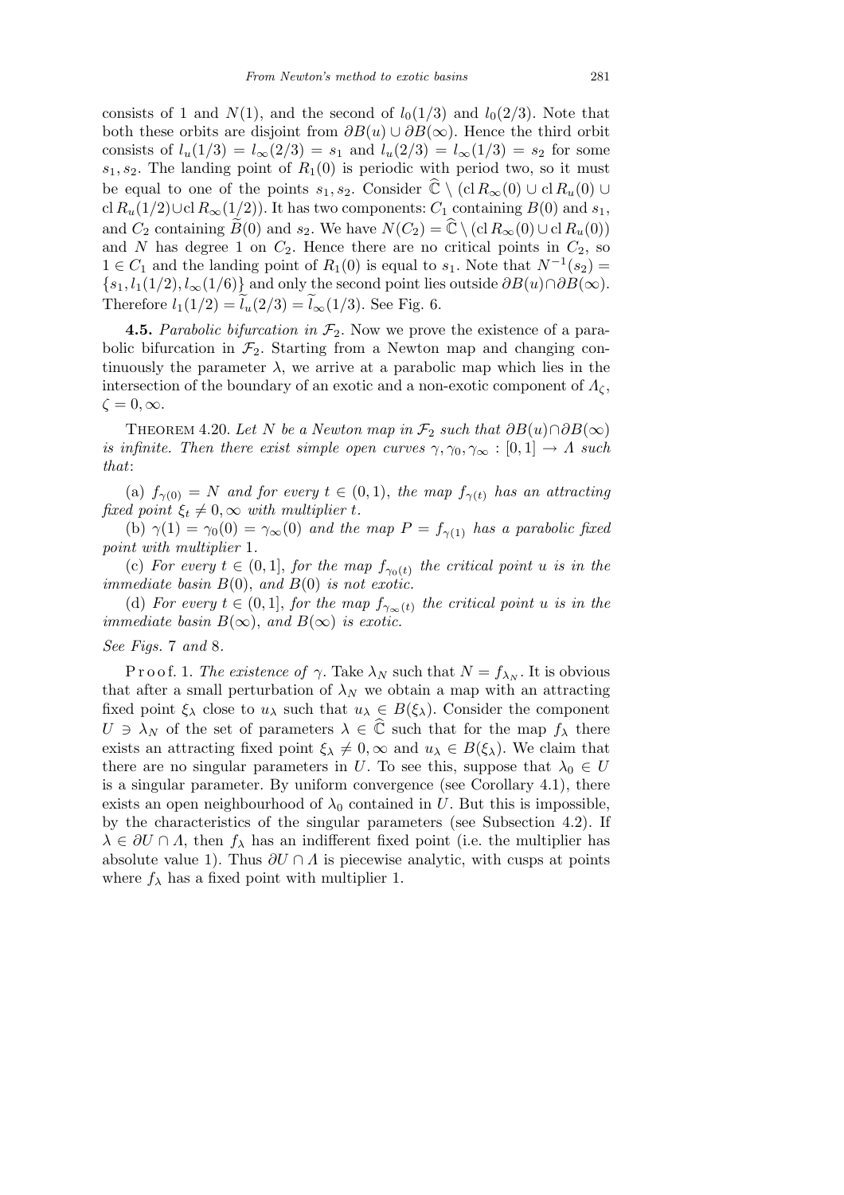consists of 1 and $N(1)$, and the second of $l_0(1/3)$ and $l_0(2/3)$. Note that both these orbits are disjoint from $\partial B(u) \cup \partial B(\infty)$. Hence the third orbit consists of $l_u(1/3) = l_\infty(2/3) = s_1$ and $l_u(2/3) = l_\infty(1/3) = s_2$ for some $s_1, s_2$. The landing point of $R_1(0)$ is periodic with period two, so it must be equal to one of the points $s_1, s_2$. Consider $\widehat{\mathbb{C}} \setminus (\operatorname{cl} R_\infty(0) \cup \operatorname{cl} R_u(0) \cup \operatorname{cl} R_u(1/2) \cup \operatorname{cl} R_\infty(1/2))$. It has two components: $C_1$ containing $B(0)$ and $s_1$, and $C_2$ containing $\widetilde{B}(0)$ and $s_2$. We have $N(C_2) = \widehat{\mathbb{C}} \setminus (\operatorname{cl} R_\infty(0) \cup \operatorname{cl} R_u(0))$ and $N$ has degree 1 on $C_2$. Hence there are no critical points in $C_2$, so $1 \in C_1$ and the landing point of $R_1(0)$ is equal to $s_1$. Note that $N^{-1}(s_2) = \{s_1, l_1(1/2), l_\infty(1/6)\}$ and only the second point lies outside $\partial B(u) \cap \partial B(\infty)$. Therefore $l_1(1/2) = \widetilde{l}_u(2/3) = \widetilde{l}_\infty(1/3)$. See Fig. 6.

**4.5.** *Parabolic bifurcation in $\mathcal{F}_2$.* Now we prove the existence of a parabolic bifurcation in $\mathcal{F}_2$. Starting from a Newton map and changing continuously the parameter $\lambda$, we arrive at a parabolic map which lies in the intersection of the boundary of an exotic and a non-exotic component of $\Lambda_\zeta$, $\zeta = 0, \infty$.

THEOREM 4.20. *Let $N$ be a Newton map in $\mathcal{F}_2$ such that $\partial B(u) \cap \partial B(\infty)$ is infinite. Then there exist simple open curves $\gamma, \gamma_0, \gamma_\infty : [0,1] \to \Lambda$ such that*:

(a) *$f_{\gamma(0)} = N$ and for every $t \in (0,1)$, the map $f_{\gamma(t)}$ has an attracting fixed point $\xi_t \neq 0, \infty$ with multiplier $t$.*

(b) *$\gamma(1) = \gamma_0(0) = \gamma_\infty(0)$ and the map $P = f_{\gamma(1)}$ has a parabolic fixed point with multiplier* 1.

(c) *For every $t \in (0,1]$, for the map $f_{\gamma_0(t)}$ the critical point $u$ is in the immediate basin $B(0)$, and $B(0)$ is not exotic.*

(d) *For every $t \in (0,1]$, for the map $f_{\gamma_\infty(t)}$ the critical point $u$ is in the immediate basin $B(\infty)$, and $B(\infty)$ is exotic.*

*See Figs.* 7 *and* 8.

Proof. 1. *The existence of $\gamma$.* Take $\lambda_N$ such that $N = f_{\lambda_N}$. It is obvious that after a small perturbation of $\lambda_N$ we obtain a map with an attracting fixed point $\xi_\lambda$ close to $u_\lambda$ such that $u_\lambda \in B(\xi_\lambda)$. Consider the component $U \ni \lambda_N$ of the set of parameters $\lambda \in \widehat{\mathbb{C}}$ such that for the map $f_\lambda$ there exists an attracting fixed point $\xi_\lambda \neq 0, \infty$ and $u_\lambda \in B(\xi_\lambda)$. We claim that there are no singular parameters in $U$. To see this, suppose that $\lambda_0 \in U$ is a singular parameter. By uniform convergence (see Corollary 4.1), there exists an open neighbourhood of $\lambda_0$ contained in $U$. But this is impossible, by the characteristics of the singular parameters (see Subsection 4.2). If $\lambda \in \partial U \cap \Lambda$, then $f_\lambda$ has an indifferent fixed point (i.e. the multiplier has absolute value 1). Thus $\partial U \cap \Lambda$ is piecewise analytic, with cusps at points where $f_\lambda$ has a fixed point with multiplier 1.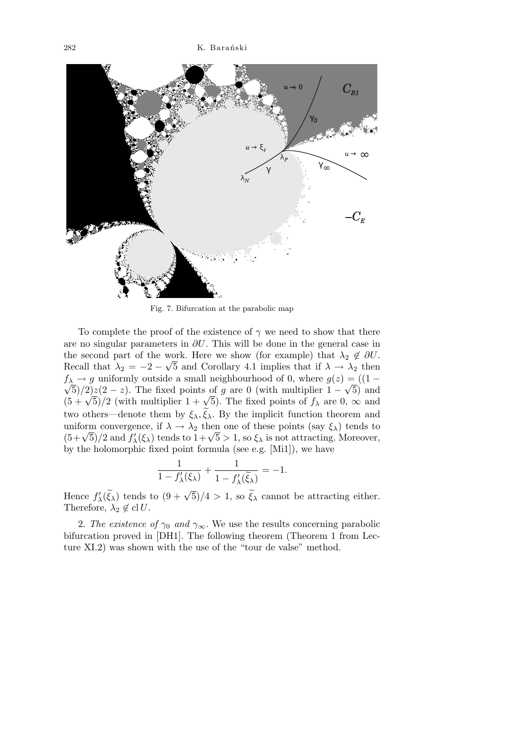Fig. 7. Bifurcation at the parabolic map

To complete the proof of the existence of $\gamma$ we need to show that there are no singular parameters in $\partial U$. This will be done in the general case in the second part of the work. Here we show (for example) that $\lambda_2 \notin \partial U$. Recall that $\lambda_2 = -2 - \sqrt{5}$ and Corollary 4.1 implies that if $\lambda \to \lambda_2$ then $f_\lambda \to g$ uniformly outside a small neighbourhood of 0, where $g(z) = ((1-\sqrt{5})/2)z(2-z)$. The fixed points of $g$ are 0 (with multiplier $1-\sqrt{5}$) and $(5+\sqrt{5})/2$ (with multiplier $1+\sqrt{5}$). The fixed points of $f_\lambda$ are 0, $\infty$ and two others—denote them by $\xi_\lambda, \widetilde{\xi}_\lambda$. By the implicit function theorem and uniform convergence, if $\lambda \to \lambda_2$ then one of these points (say $\xi_\lambda$) tends to $(5+\sqrt{5})/2$ and $f'_\lambda(\xi_\lambda)$ tends to $1+\sqrt{5} > 1$, so $\xi_\lambda$ is not attracting. Moreover, by the holomorphic fixed point formula (see e.g. [Mi1]), we have

$$\frac{1}{1 - f'_\lambda(\xi_\lambda)} + \frac{1}{1 - f'_\lambda(\widetilde{\xi}_\lambda)} = -1.$$

Hence $f'_\lambda(\widetilde{\xi}_\lambda)$ tends to $(9+\sqrt{5})/4 > 1$, so $\widetilde{\xi}_\lambda$ cannot be attracting either. Therefore, $\lambda_2 \notin \operatorname{cl} U$.

2. *The existence of $\gamma_0$ and $\gamma_\infty$.* We use the results concerning parabolic bifurcation proved in [DH1]. The following theorem (Theorem 1 from Lecture XI.2) was shown with the use of the "tour de valse" method.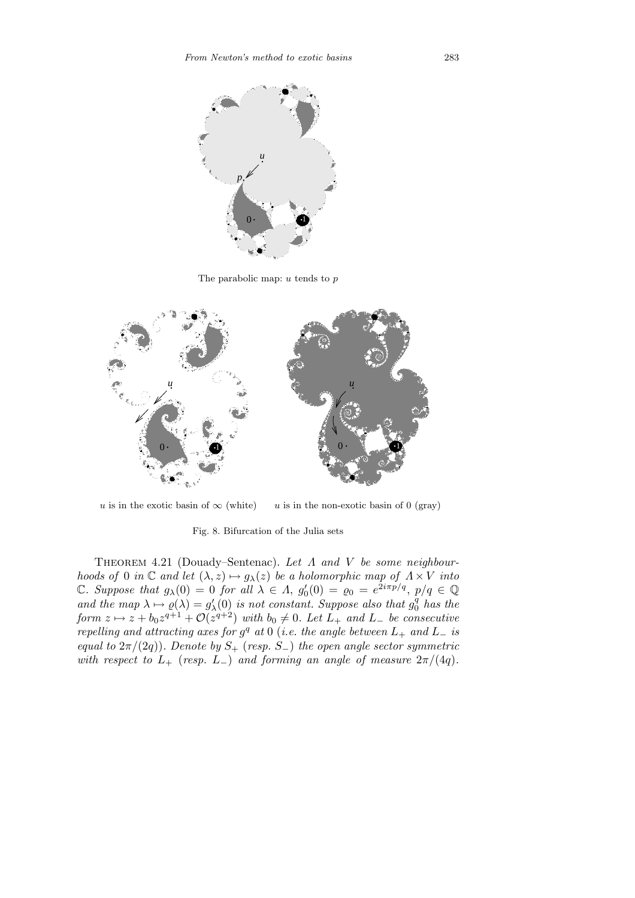The parabolic map: $u$ tends to $p$

$u$ is in the exotic basin of $\infty$ (white) $\quad$ $u$ is in the non-exotic basin of 0 (gray)

Fig. 8. Bifurcation of the Julia sets

THEOREM 4.21 (Douady–Sentenac). *Let $\Lambda$ and $V$ be some neighbourhoods of 0 in $\mathbb{C}$ and let $(\lambda, z) \mapsto g_\lambda(z)$ be a holomorphic map of $\Lambda \times V$ into $\mathbb{C}$. Suppose that $g_\lambda(0) = 0$ for all $\lambda \in \Lambda$, $g_0'(0) = \varrho_0 = e^{2i\pi p/q}$, $p/q \in \mathbb{Q}$ and the map $\lambda \mapsto \varrho(\lambda) = g_\lambda'(0)$ is not constant. Suppose also that $g_0^q$ has the form $z \mapsto z + b_0 z^{q+1} + \mathcal{O}(z^{q+2})$ with $b_0 \neq 0$. Let $L_+$ and $L_-$ be consecutive repelling and attracting axes for $g^q$ at 0 (i.e. the angle between $L_+$ and $L_-$ is equal to $2\pi/(2q)$). Denote by $S_+$ (resp. $S_-$) the open angle sector symmetric with respect to $L_+$ (resp. $L_-$) and forming an angle of measure $2\pi/(4q)$.*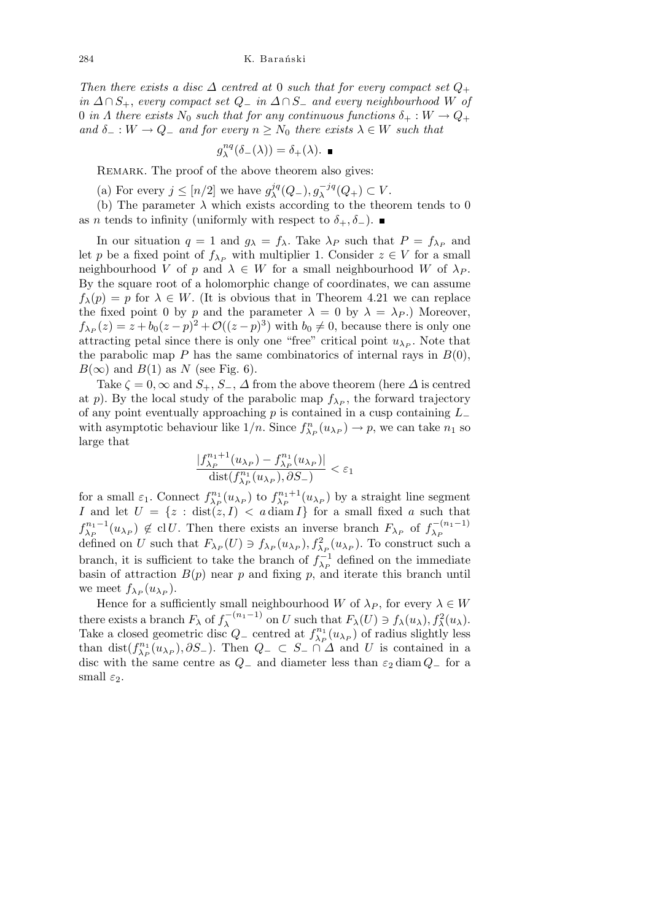*Then there exists a disc $\Delta$ centred at* 0 *such that for every compact set $Q_+$ in $\Delta \cap S_+$, every compact set $Q_-$ in $\Delta \cap S_-$ and every neighbourhood $W$ of* 0 *in $\Lambda$ there exists $N_0$ such that for any continuous functions $\delta_+ : W \to Q_+$ and $\delta_- : W \to Q_-$ and for every $n \geq N_0$ there exists $\lambda \in W$ such that*

$$g_\lambda^{nq}(\delta_-(\lambda)) = \delta_+(\lambda). \;\blacksquare$$

Remark. The proof of the above theorem also gives:

(a) For every $j \leq [n/2]$ we have $g_\lambda^{jq}(Q_-), g_\lambda^{-jq}(Q_+) \subset V$.

(b) The parameter $\lambda$ which exists according to the theorem tends to 0 as $n$ tends to infinity (uniformly with respect to $\delta_+, \delta_-$). $\blacksquare$

In our situation $q = 1$ and $g_\lambda = f_\lambda$. Take $\lambda_P$ such that $P = f_{\lambda_P}$ and let $p$ be a fixed point of $f_{\lambda_P}$ with multiplier 1. Consider $z \in V$ for a small neighbourhood $V$ of $p$ and $\lambda \in W$ for a small neighbourhood $W$ of $\lambda_P$. By the square root of a holomorphic change of coordinates, we can assume $f_\lambda(p) = p$ for $\lambda \in W$. (It is obvious that in Theorem 4.21 we can replace the fixed point 0 by $p$ and the parameter $\lambda = 0$ by $\lambda = \lambda_P$.) Moreover, $f_{\lambda_P}(z) = z + b_0(z-p)^2 + \mathcal{O}((z-p)^3)$ with $b_0 \neq 0$, because there is only one attracting petal since there is only one "free" critical point $u_{\lambda_P}$. Note that the parabolic map $P$ has the same combinatorics of internal rays in $B(0)$, $B(\infty)$ and $B(1)$ as $N$ (see Fig. 6).

Take $\zeta = 0, \infty$ and $S_+$, $S_-$, $\Delta$ from the above theorem (here $\Delta$ is centred at $p$). By the local study of the parabolic map $f_{\lambda_P}$, the forward trajectory of any point eventually approaching $p$ is contained in a cusp containing $L_-$ with asymptotic behaviour like $1/n$. Since $f_{\lambda_P}^n(u_{\lambda_P}) \to p$, we can take $n_1$ so large that

$$\frac{|f_{\lambda_P}^{n_1+1}(u_{\lambda_P}) - f_{\lambda_P}^{n_1}(u_{\lambda_P})|}{\operatorname{dist}(f_{\lambda_P}^{n_1}(u_{\lambda_P}), \partial S_-)} < \varepsilon_1$$

for a small $\varepsilon_1$. Connect $f_{\lambda_P}^{n_1}(u_{\lambda_P})$ to $f_{\lambda_P}^{n_1+1}(u_{\lambda_P})$ by a straight line segment $I$ and let $U = \{z : \operatorname{dist}(z, I) < a \operatorname{diam} I\}$ for a small fixed $a$ such that $f_{\lambda_P}^{n_1-1}(u_{\lambda_P}) \notin \operatorname{cl} U$. Then there exists an inverse branch $F_{\lambda_P}$ of $f_{\lambda_P}^{-(n_1-1)}$ defined on $U$ such that $F_{\lambda_P}(U) \ni f_{\lambda_P}(u_{\lambda_P}), f_{\lambda_P}^2(u_{\lambda_P})$. To construct such a branch, it is sufficient to take the branch of $f_{\lambda_P}^{-1}$ defined on the immediate basin of attraction $B(p)$ near $p$ and fixing $p$, and iterate this branch until we meet $f_{\lambda_P}(u_{\lambda_P})$.

Hence for a sufficiently small neighbourhood $W$ of $\lambda_P$, for every $\lambda \in W$ there exists a branch $F_\lambda$ of $f_\lambda^{-(n_1-1)}$ on $U$ such that $F_\lambda(U) \ni f_\lambda(u_\lambda), f_\lambda^2(u_\lambda)$. Take a closed geometric disc $Q_-$ centred at $f_{\lambda_P}^{n_1}(u_{\lambda_P})$ of radius slightly less than $\operatorname{dist}(f_{\lambda_P}^{n_1}(u_{\lambda_P}), \partial S_-)$. Then $Q_- \subset S_- \cap \Delta$ and $U$ is contained in a disc with the same centre as $Q_-$ and diameter less than $\varepsilon_2 \operatorname{diam} Q_-$ for a small $\varepsilon_2$.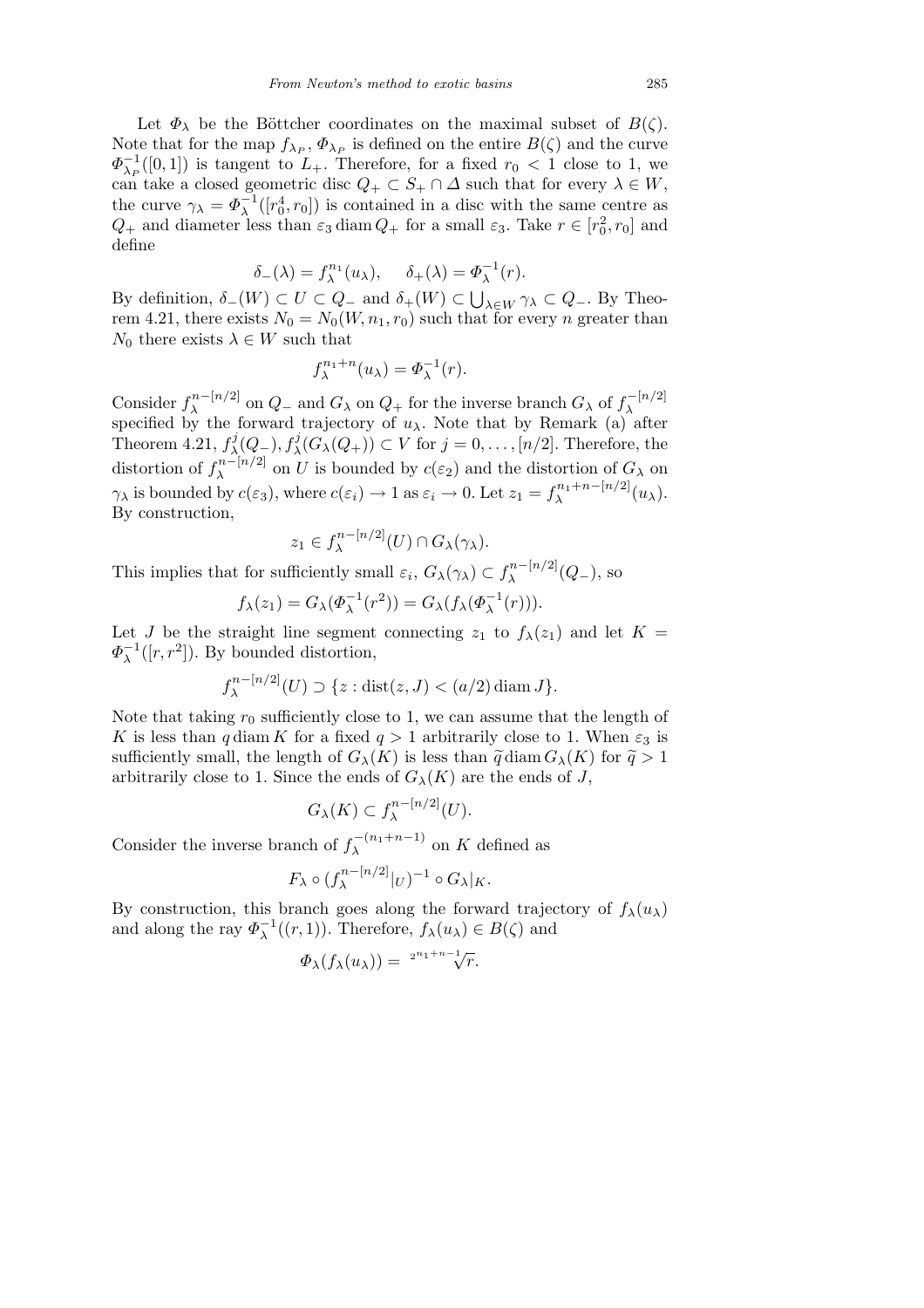Let $\Phi_\lambda$ be the Böttcher coordinates on the maximal subset of $B(\zeta)$. Note that for the map $f_{\lambda_P}$, $\Phi_{\lambda_P}$ is defined on the entire $B(\zeta)$ and the curve $\Phi_{\lambda_P}^{-1}([0,1])$ is tangent to $L_+$. Therefore, for a fixed $r_0 < 1$ close to 1, we can take a closed geometric disc $Q_+ \subset S_+ \cap \Delta$ such that for every $\lambda \in W$, the curve $\gamma_\lambda = \Phi_\lambda^{-1}([r_0^4, r_0])$ is contained in a disc with the same centre as $Q_+$ and diameter less than $\varepsilon_3 \operatorname{diam} Q_+$ for a small $\varepsilon_3$. Take $r \in [r_0^2, r_0]$ and define

$$\delta_-(\lambda) = f_\lambda^{n_1}(u_\lambda), \qquad \delta_+(\lambda) = \Phi_\lambda^{-1}(r).$$

By definition, $\delta_-(W) \subset U \subset Q_-$ and $\delta_+(W) \subset \bigcup_{\lambda \in W} \gamma_\lambda \subset Q_-$. By Theorem 4.21, there exists $N_0 = N_0(W, n_1, r_0)$ such that for every $n$ greater than $N_0$ there exists $\lambda \in W$ such that

$$f_\lambda^{n_1+n}(u_\lambda) = \Phi_\lambda^{-1}(r).$$

Consider $f_\lambda^{n-[n/2]}$ on $Q_-$ and $G_\lambda$ on $Q_+$ for the inverse branch $G_\lambda$ of $f_\lambda^{-[n/2]}$ specified by the forward trajectory of $u_\lambda$. Note that by Remark (a) after Theorem 4.21, $f_\lambda^j(Q_-), f_\lambda^j(G_\lambda(Q_+)) \subset V$ for $j = 0, \ldots, [n/2]$. Therefore, the distortion of $f_\lambda^{n-[n/2]}$ on $U$ is bounded by $c(\varepsilon_2)$ and the distortion of $G_\lambda$ on $\gamma_\lambda$ is bounded by $c(\varepsilon_3)$, where $c(\varepsilon_i) \to 1$ as $\varepsilon_i \to 0$. Let $z_1 = f_\lambda^{n_1+n-[n/2]}(u_\lambda)$. By construction,

$$z_1 \in f_\lambda^{n-[n/2]}(U) \cap G_\lambda(\gamma_\lambda).$$

This implies that for sufficiently small $\varepsilon_i$, $G_\lambda(\gamma_\lambda) \subset f_\lambda^{n-[n/2]}(Q_-)$, so

$$f_\lambda(z_1) = G_\lambda(\Phi_\lambda^{-1}(r^2)) = G_\lambda(f_\lambda(\Phi_\lambda^{-1}(r))).$$

Let $J$ be the straight line segment connecting $z_1$ to $f_\lambda(z_1)$ and let $K = \Phi_\lambda^{-1}([r, r^2])$. By bounded distortion,

$$f_\lambda^{n-[n/2]}(U) \supset \{z : \operatorname{dist}(z, J) < (a/2) \operatorname{diam} J\}.$$

Note that taking $r_0$ sufficiently close to 1, we can assume that the length of $K$ is less than $q \operatorname{diam} K$ for a fixed $q > 1$ arbitrarily close to 1. When $\varepsilon_3$ is sufficiently small, the length of $G_\lambda(K)$ is less than $\widetilde{q} \operatorname{diam} G_\lambda(K)$ for $\widetilde{q} > 1$ arbitrarily close to 1. Since the ends of $G_\lambda(K)$ are the ends of $J$,

$$G_\lambda(K) \subset f_\lambda^{n-[n/2]}(U).$$

Consider the inverse branch of $f_\lambda^{-(n_1+n-1)}$ on $K$ defined as

$$F_\lambda \circ (f_\lambda^{n-[n/2]}|_U)^{-1} \circ G_\lambda|_K.$$

By construction, this branch goes along the forward trajectory of $f_\lambda(u_\lambda)$ and along the ray $\Phi_\lambda^{-1}((r,1))$. Therefore, $f_\lambda(u_\lambda) \in B(\zeta)$ and

$$\Phi_\lambda(f_\lambda(u_\lambda)) = \sqrt[2^{n_1+n-1}]{r}.$$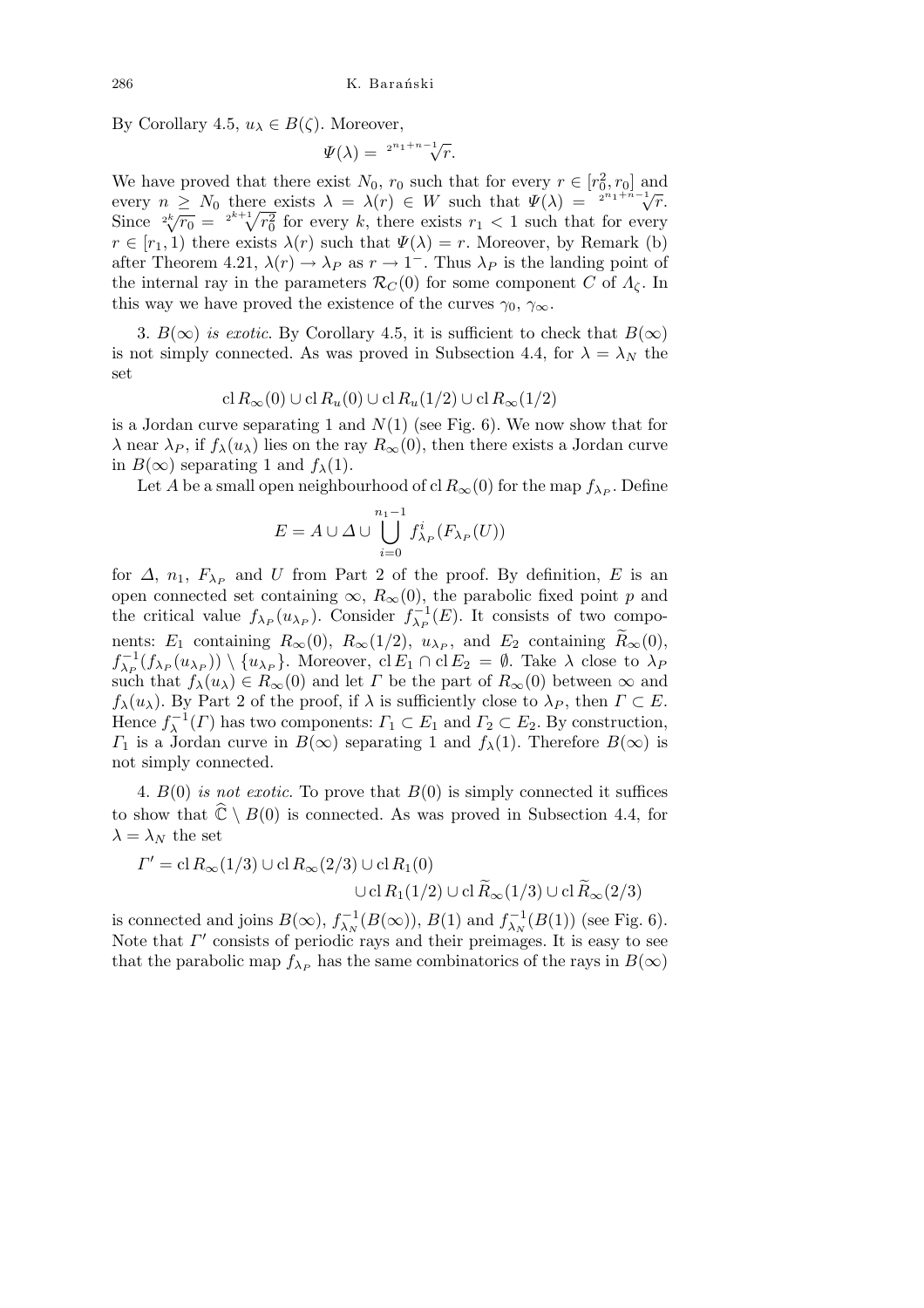By Corollary 4.5, $u_\lambda \in B(\zeta)$. Moreover,

$$\Psi(\lambda) = \sqrt[2^{n_1+n-1}]{r}.$$

We have proved that there exist $N_0$, $r_0$ such that for every $r \in [r_0^2, r_0]$ and every $n \geq N_0$ there exists $\lambda = \lambda(r) \in W$ such that $\Psi(\lambda) = \sqrt[2^{n_1+n-1}]{r}$. Since $\sqrt[2^k]{r_0} = \sqrt[2^{k+1}]{r_0^2}$ for every $k$, there exists $r_1 < 1$ such that for every $r \in [r_1, 1)$ there exists $\lambda(r)$ such that $\Psi(\lambda) = r$. Moreover, by Remark (b) after Theorem 4.21, $\lambda(r) \to \lambda_P$ as $r \to 1^-$. Thus $\lambda_P$ is the landing point of the internal ray in the parameters $\mathcal{R}_C(0)$ for some component $C$ of $\Lambda_\zeta$. In this way we have proved the existence of the curves $\gamma_0$, $\gamma_\infty$.

3. $B(\infty)$ *is exotic*. By Corollary 4.5, it is sufficient to check that $B(\infty)$ is not simply connected. As was proved in Subsection 4.4, for $\lambda = \lambda_N$ the set

$$\operatorname{cl} R_\infty(0) \cup \operatorname{cl} R_u(0) \cup \operatorname{cl} R_u(1/2) \cup \operatorname{cl} R_\infty(1/2)$$

is a Jordan curve separating 1 and $N(1)$ (see Fig. 6). We now show that for $\lambda$ near $\lambda_P$, if $f_\lambda(u_\lambda)$ lies on the ray $R_\infty(0)$, then there exists a Jordan curve in $B(\infty)$ separating 1 and $f_\lambda(1)$.

Let $A$ be a small open neighbourhood of $\operatorname{cl} R_\infty(0)$ for the map $f_{\lambda_P}$. Define

$$E = A \cup \Delta \cup \bigcup_{i=0}^{n_1-1} f_{\lambda_P}^i(F_{\lambda_P}(U))$$

for $\Delta$, $n_1$, $F_{\lambda_P}$ and $U$ from Part 2 of the proof. By definition, $E$ is an open connected set containing $\infty$, $R_\infty(0)$, the parabolic fixed point $p$ and the critical value $f_{\lambda_P}(u_{\lambda_P})$. Consider $f_{\lambda_P}^{-1}(E)$. It consists of two components: $E_1$ containing $R_\infty(0)$, $R_\infty(1/2)$, $u_{\lambda_P}$, and $E_2$ containing $\widetilde{R}_\infty(0)$, $f_{\lambda_P}^{-1}(f_{\lambda_P}(u_{\lambda_P})) \setminus \{u_{\lambda_P}\}$. Moreover, $\operatorname{cl} E_1 \cap \operatorname{cl} E_2 = \emptyset$. Take $\lambda$ close to $\lambda_P$ such that $f_\lambda(u_\lambda) \in R_\infty(0)$ and let $\Gamma$ be the part of $R_\infty(0)$ between $\infty$ and $f_\lambda(u_\lambda)$. By Part 2 of the proof, if $\lambda$ is sufficiently close to $\lambda_P$, then $\Gamma \subset E$. Hence $f_\lambda^{-1}(\Gamma)$ has two components: $\Gamma_1 \subset E_1$ and $\Gamma_2 \subset E_2$. By construction, $\Gamma_1$ is a Jordan curve in $B(\infty)$ separating 1 and $f_\lambda(1)$. Therefore $B(\infty)$ is not simply connected.

4. $B(0)$ *is not exotic*. To prove that $B(0)$ is simply connected it suffices to show that $\widehat{\mathbb{C}} \setminus B(0)$ is connected. As was proved in Subsection 4.4, for $\lambda = \lambda_N$ the set

$$\Gamma' = \operatorname{cl} R_\infty(1/3) \cup \operatorname{cl} R_\infty(2/3) \cup \operatorname{cl} R_1(0) \cup \operatorname{cl} R_1(1/2) \cup \operatorname{cl} \widetilde{R}_\infty(1/3) \cup \operatorname{cl} \widetilde{R}_\infty(2/3)$$

is connected and joins $B(\infty)$, $f_{\lambda_N}^{-1}(B(\infty))$, $B(1)$ and $f_{\lambda_N}^{-1}(B(1))$ (see Fig. 6). Note that $\Gamma'$ consists of periodic rays and their preimages. It is easy to see that the parabolic map $f_{\lambda_P}$ has the same combinatorics of the rays in $B(\infty)$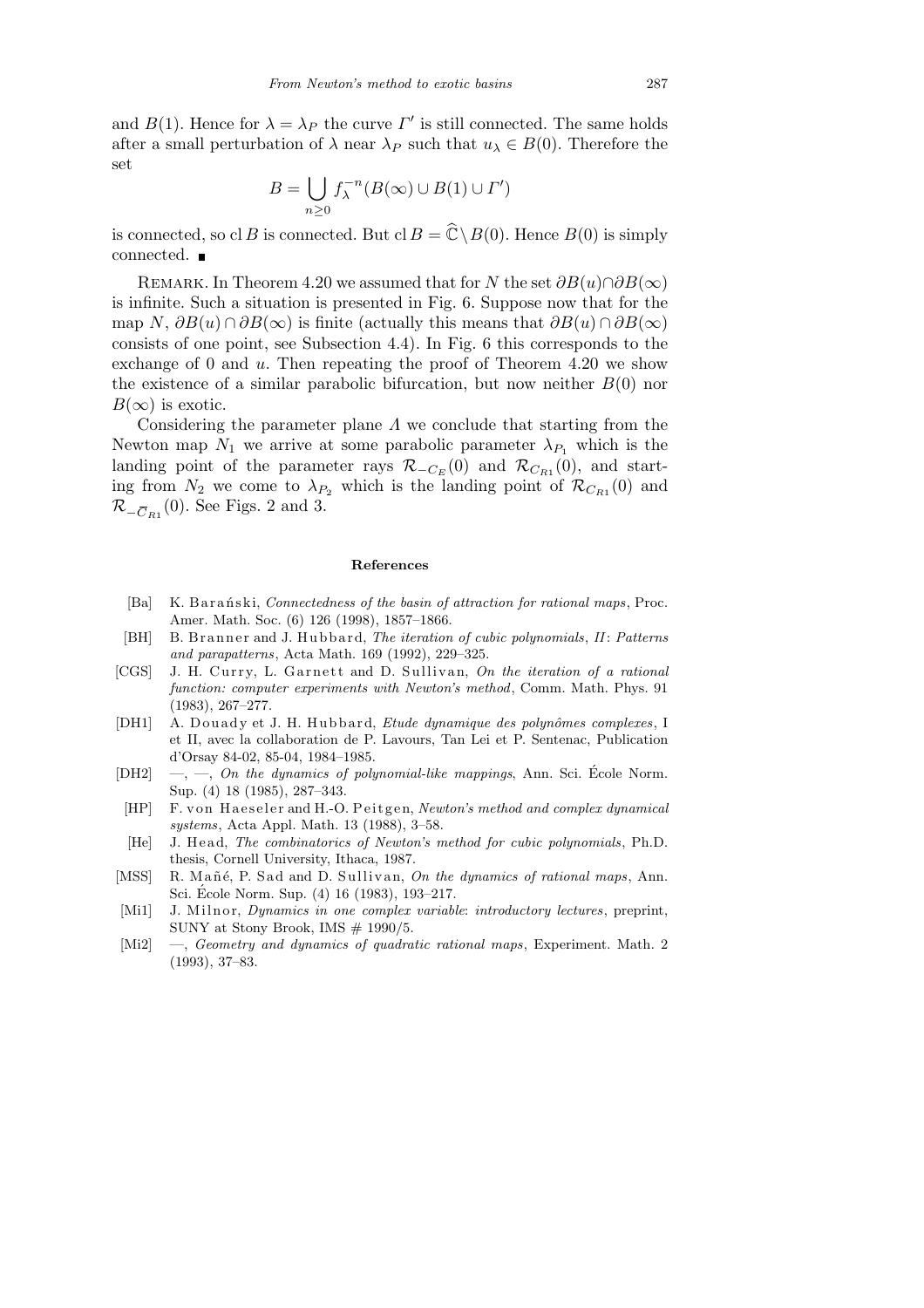and $B(1)$. Hence for $\lambda = \lambda_P$ the curve $\Gamma'$ is still connected. The same holds after a small perturbation of $\lambda$ near $\lambda_P$ such that $u_\lambda \in B(0)$. Therefore the set

$$B = \bigcup_{n \geq 0} f_\lambda^{-n}(B(\infty) \cup B(1) \cup \Gamma')$$

is connected, so $\operatorname{cl} B$ is connected. But $\operatorname{cl} B = \widehat{\mathbb{C}} \setminus B(0)$. Hence $B(0)$ is simply connected. ∎

Remark. In Theorem 4.20 we assumed that for $N$ the set $\partial B(u) \cap \partial B(\infty)$ is infinite. Such a situation is presented in Fig. 6. Suppose now that for the map $N$, $\partial B(u) \cap \partial B(\infty)$ is finite (actually this means that $\partial B(u) \cap \partial B(\infty)$ consists of one point, see Subsection 4.4). In Fig. 6 this corresponds to the exchange of 0 and $u$. Then repeating the proof of Theorem 4.20 we show the existence of a similar parabolic bifurcation, but now neither $B(0)$ nor $B(\infty)$ is exotic.

Considering the parameter plane $\Lambda$ we conclude that starting from the Newton map $N_1$ we arrive at some parabolic parameter $\lambda_{P_1}$ which is the landing point of the parameter rays $\mathcal{R}_{-C_E}(0)$ and $\mathcal{R}_{C_{R1}}(0)$, and starting from $N_2$ we come to $\lambda_{P_2}$ which is the landing point of $\mathcal{R}_{C_{R1}}(0)$ and $\mathcal{R}_{-\overline{C}_{R1}}(0)$. See Figs. 2 and 3.

## References

[Ba] K. Barański, *Connectedness of the basin of attraction for rational maps*, Proc. Amer. Math. Soc. (6) 126 (1998), 1857–1866.

[BH] B. Branner and J. Hubbard, *The iteration of cubic polynomials, II: Patterns and parapatterns*, Acta Math. 169 (1992), 229–325.

[CGS] J. H. Curry, L. Garnett and D. Sullivan, *On the iteration of a rational function: computer experiments with Newton's method*, Comm. Math. Phys. 91 (1983), 267–277.

[DH1] A. Douady et J. H. Hubbard, *Etude dynamique des polynômes complexes*, I et II, avec la collaboration de P. Lavours, Tan Lei et P. Sentenac, Publication d'Orsay 84-02, 85-04, 1984–1985.

[DH2] —, —, *On the dynamics of polynomial-like mappings*, Ann. Sci. École Norm. Sup. (4) 18 (1985), 287–343.

[HP] F. von Haeseler and H.-O. Peitgen, *Newton's method and complex dynamical systems*, Acta Appl. Math. 13 (1988), 3–58.

[He] J. Head, *The combinatorics of Newton's method for cubic polynomials*, Ph.D. thesis, Cornell University, Ithaca, 1987.

[MSS] R. Mañé, P. Sad and D. Sullivan, *On the dynamics of rational maps*, Ann. Sci. École Norm. Sup. (4) 16 (1983), 193–217.

[Mi1] J. Milnor, *Dynamics in one complex variable: introductory lectures*, preprint, SUNY at Stony Brook, IMS # 1990/5.

[Mi2] —, *Geometry and dynamics of quadratic rational maps*, Experiment. Math. 2 (1993), 37–83.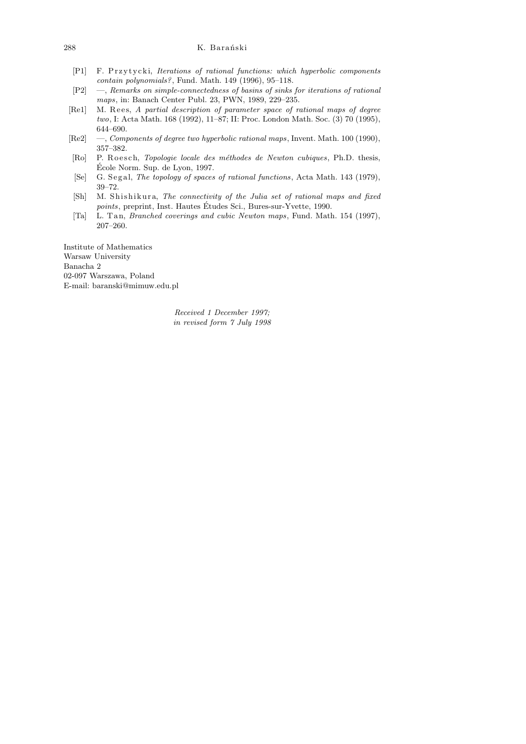[P1] F. Przytycki, *Iterations of rational functions: which hyperbolic components contain polynomials?*, Fund. Math. 149 (1996), 95–118.

[P2] —, *Remarks on simple-connectedness of basins of sinks for iterations of rational maps*, in: Banach Center Publ. 23, PWN, 1989, 229–235.

[Re1] M. Rees, *A partial description of parameter space of rational maps of degree two*, I: Acta Math. 168 (1992), 11–87; II: Proc. London Math. Soc. (3) 70 (1995), 644–690.

[Re2] —, *Components of degree two hyperbolic rational maps*, Invent. Math. 100 (1990), 357–382.

[Ro] P. Roesch, *Topologie locale des méthodes de Newton cubiques*, Ph.D. thesis, École Norm. Sup. de Lyon, 1997.

[Se] G. Segal, *The topology of spaces of rational functions*, Acta Math. 143 (1979), 39–72.

[Sh] M. Shishikura, *The connectivity of the Julia set of rational maps and fixed points*, preprint, Inst. Hautes Études Sci., Bures-sur-Yvette, 1990.

[Ta] L. Tan, *Branched coverings and cubic Newton maps*, Fund. Math. 154 (1997), 207–260.

Institute of Mathematics
Warsaw University
Banacha 2
02-097 Warszawa, Poland
E-mail: baranski@mimuw.edu.pl

*Received 1 December 1997;*
*in revised form 7 July 1998*